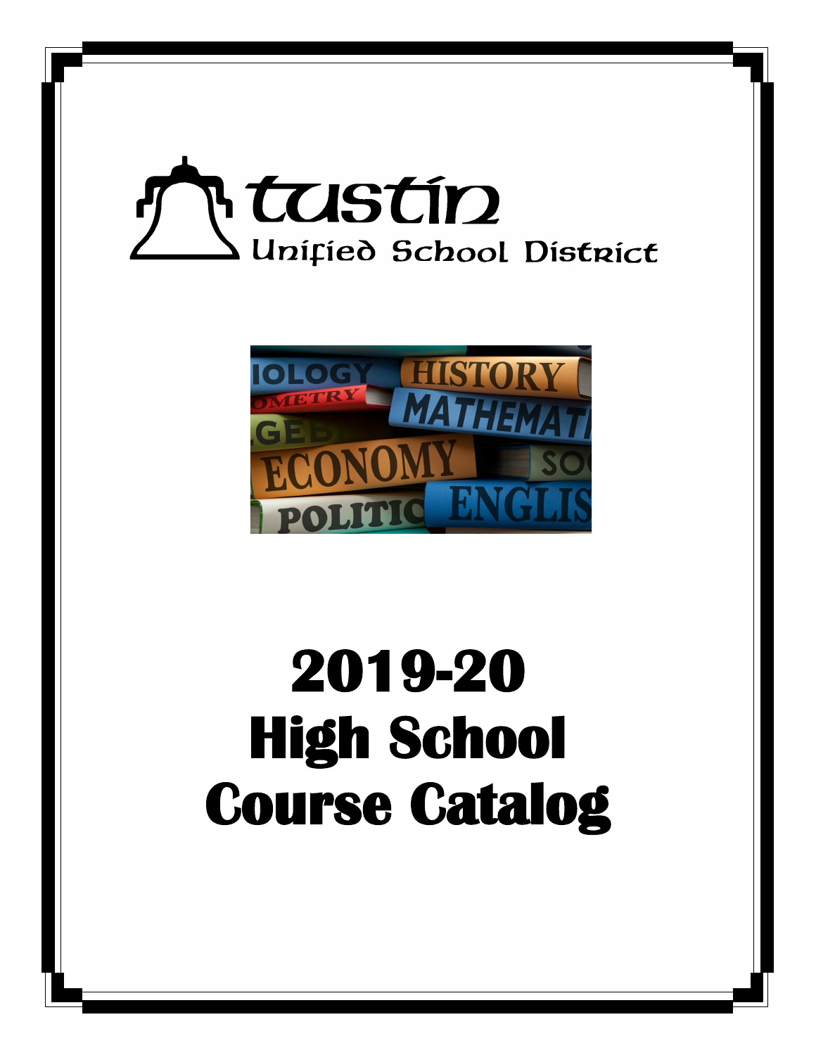Tustin

Unified School District

# 2019-20
# High School
# Course Catalog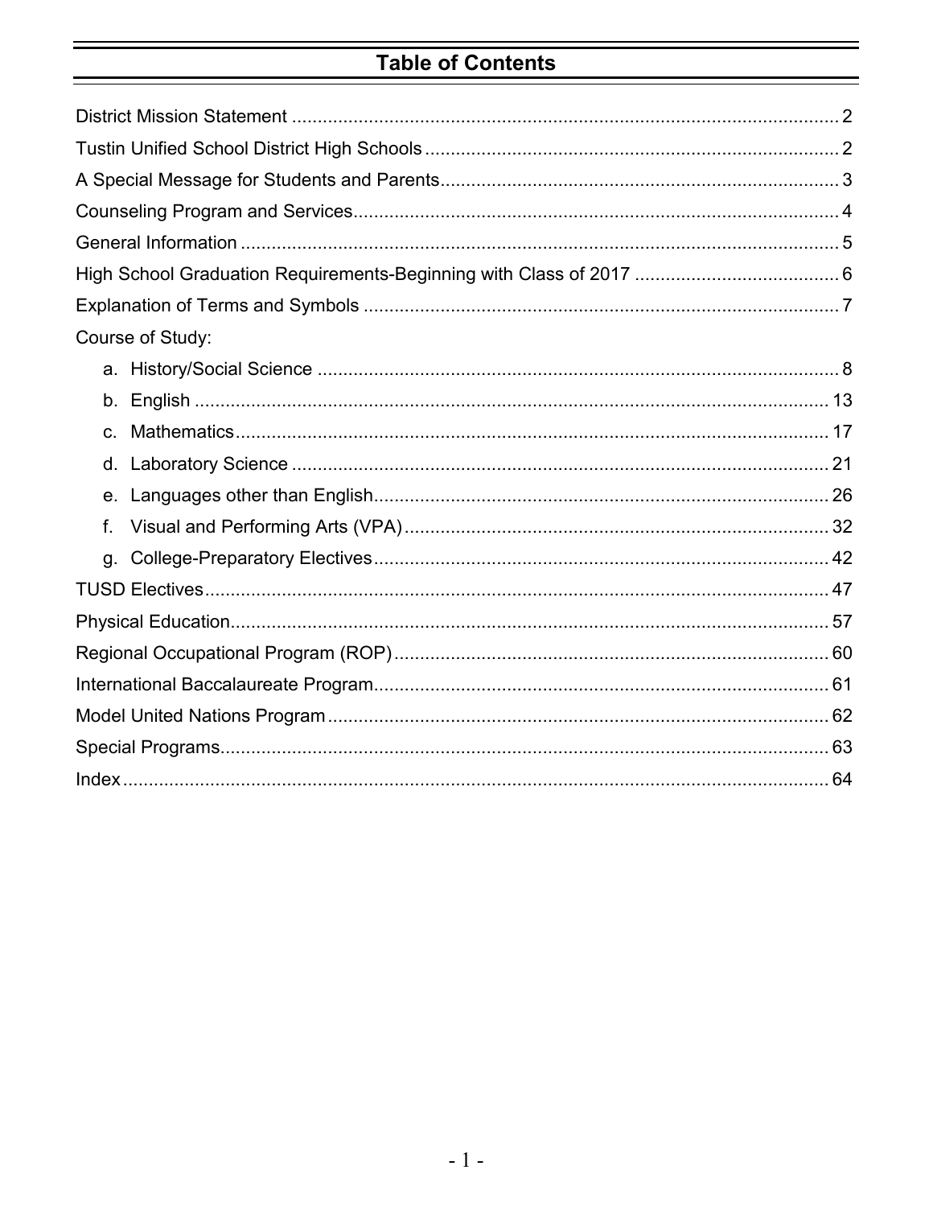# Table of Contents

District Mission Statement ........................................................................................................... 2

Tustin Unified School District High Schools ................................................................................. 2

A Special Message for Students and Parents............................................................................. 3

Counseling Program and Services.............................................................................................. 4

General Information ..................................................................................................................... 5

High School Graduation Requirements-Beginning with Class of 2017 ........................................ 6

Explanation of Terms and Symbols ............................................................................................ 7

Course of Study:

  a. History/Social Science ..................................................................................................... 8
  b. English ............................................................................................................................ 13
  c. Mathematics.................................................................................................................... 17
  d. Laboratory Science ......................................................................................................... 21
  e. Languages other than English......................................................................................... 26
  f. Visual and Performing Arts (VPA)................................................................................... 32
  g. College-Preparatory Electives......................................................................................... 42

TUSD Electives.......................................................................................................................... 47

Physical Education..................................................................................................................... 57

Regional Occupational Program (ROP)..................................................................................... 60

International Baccalaureate Program......................................................................................... 61

Model United Nations Program.................................................................................................. 62

Special Programs....................................................................................................................... 63

Index........................................................................................................................................... 64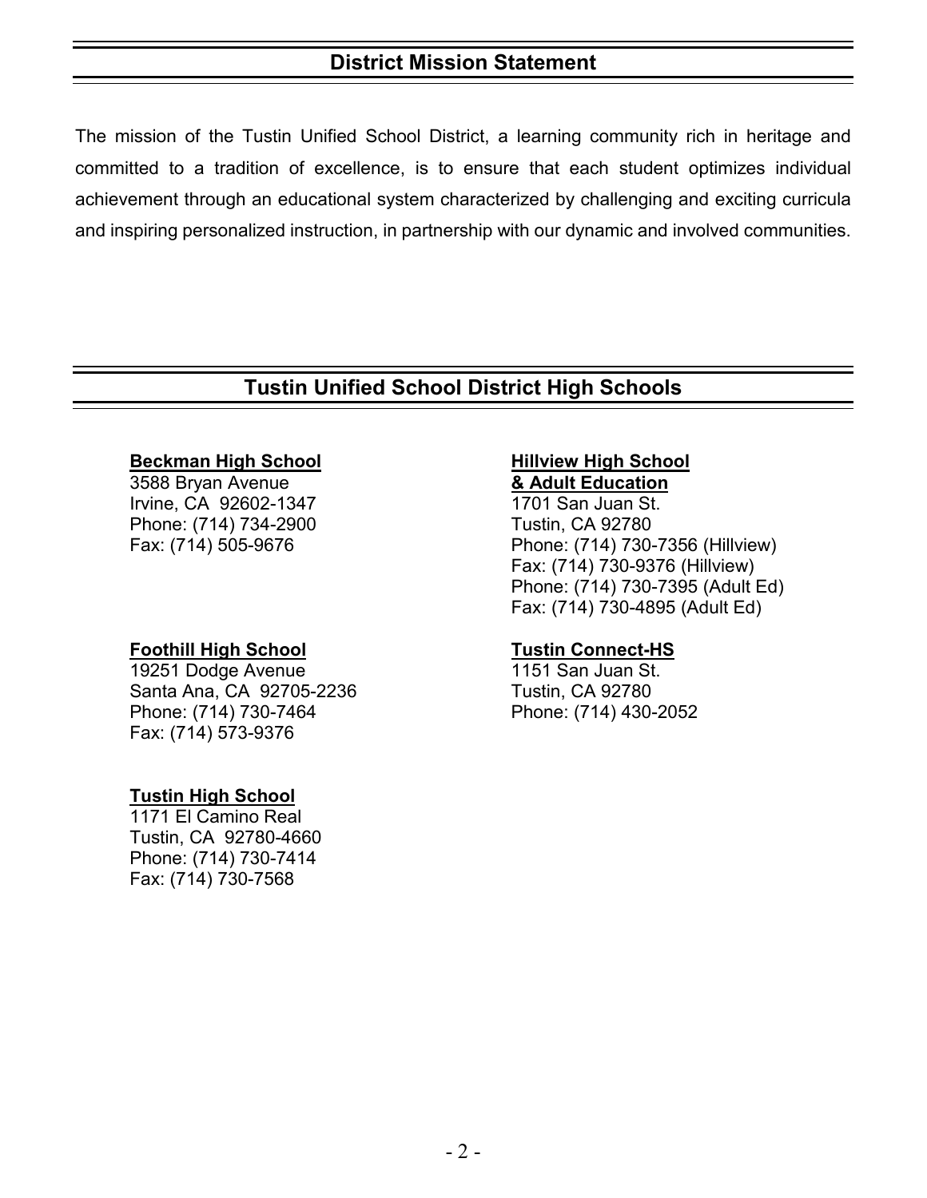## District Mission Statement

The mission of the Tustin Unified School District, a learning community rich in heritage and committed to a tradition of excellence, is to ensure that each student optimizes individual achievement through an educational system characterized by challenging and exciting curricula and inspiring personalized instruction, in partnership with our dynamic and involved communities.

## Tustin Unified School District High Schools

**Beckman High School**
3588 Bryan Avenue
Irvine, CA 92602-1347
Phone: (714) 734-2900
Fax: (714) 505-9676

**Foothill High School**
19251 Dodge Avenue
Santa Ana, CA 92705-2236
Phone: (714) 730-7464
Fax: (714) 573-9376

**Tustin High School**
1171 El Camino Real
Tustin, CA 92780-4660
Phone: (714) 730-7414
Fax: (714) 730-7568

**Hillview High School & Adult Education**
1701 San Juan St.
Tustin, CA 92780
Phone: (714) 730-7356 (Hillview)
Fax: (714) 730-9376 (Hillview)
Phone: (714) 730-7395 (Adult Ed)
Fax: (714) 730-4895 (Adult Ed)

**Tustin Connect-HS**
1151 San Juan St.
Tustin, CA 92780
Phone: (714) 430-2052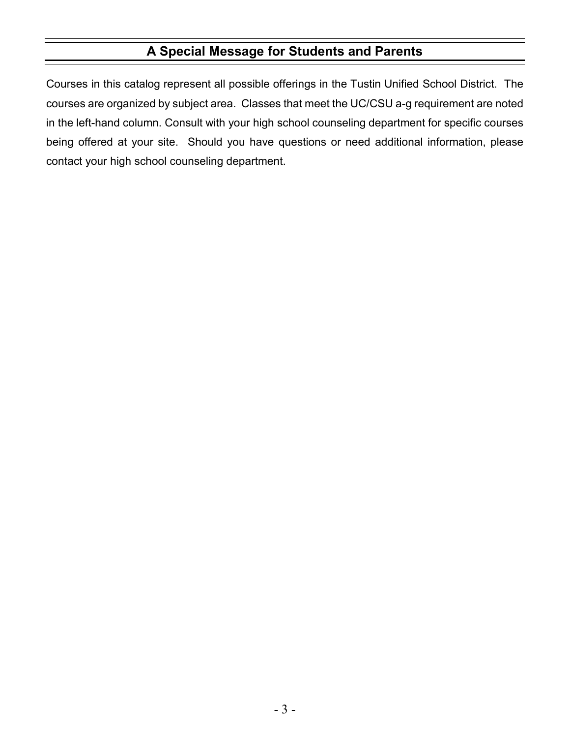## A Special Message for Students and Parents

Courses in this catalog represent all possible offerings in the Tustin Unified School District. The courses are organized by subject area. Classes that meet the UC/CSU a-g requirement are noted in the left-hand column. Consult with your high school counseling department for specific courses being offered at your site. Should you have questions or need additional information, please contact your high school counseling department.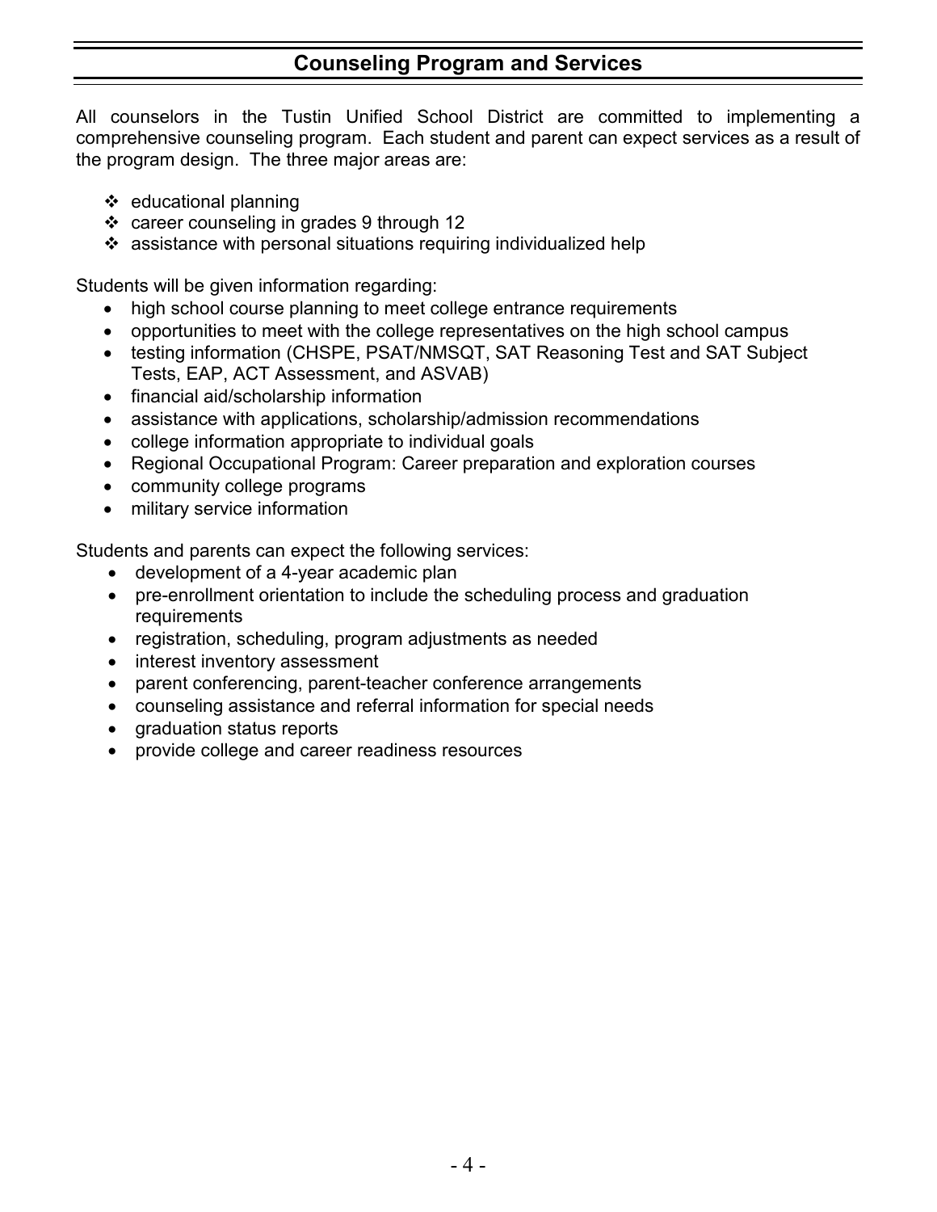## Counseling Program and Services

All counselors in the Tustin Unified School District are committed to implementing a comprehensive counseling program. Each student and parent can expect services as a result of the program design. The three major areas are:

- ❖ educational planning
- ❖ career counseling in grades 9 through 12
- ❖ assistance with personal situations requiring individualized help

Students will be given information regarding:

- high school course planning to meet college entrance requirements
- opportunities to meet with the college representatives on the high school campus
- testing information (CHSPE, PSAT/NMSQT, SAT Reasoning Test and SAT Subject Tests, EAP, ACT Assessment, and ASVAB)
- financial aid/scholarship information
- assistance with applications, scholarship/admission recommendations
- college information appropriate to individual goals
- Regional Occupational Program: Career preparation and exploration courses
- community college programs
- military service information

Students and parents can expect the following services:

- development of a 4-year academic plan
- pre-enrollment orientation to include the scheduling process and graduation requirements
- registration, scheduling, program adjustments as needed
- interest inventory assessment
- parent conferencing, parent-teacher conference arrangements
- counseling assistance and referral information for special needs
- graduation status reports
- provide college and career readiness resources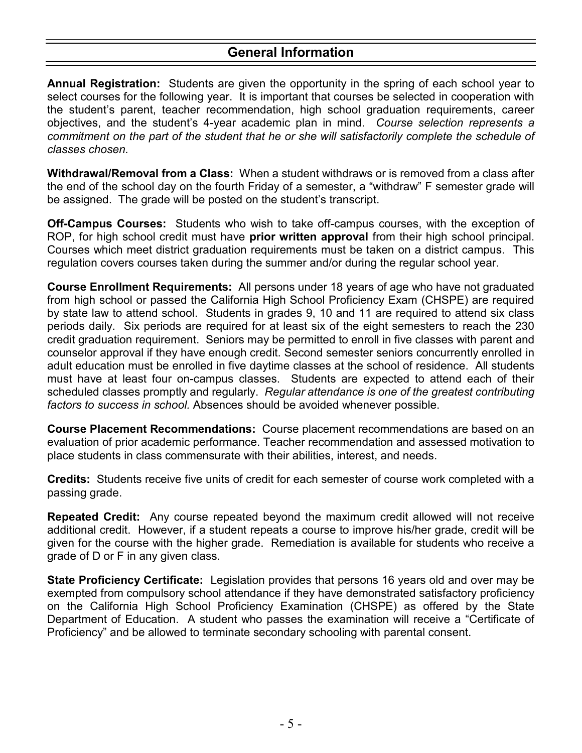## General Information

**Annual Registration:** Students are given the opportunity in the spring of each school year to select courses for the following year. It is important that courses be selected in cooperation with the student's parent, teacher recommendation, high school graduation requirements, career objectives, and the student's 4-year academic plan in mind. *Course selection represents a commitment on the part of the student that he or she will satisfactorily complete the schedule of classes chosen.*

**Withdrawal/Removal from a Class:** When a student withdraws or is removed from a class after the end of the school day on the fourth Friday of a semester, a "withdraw" F semester grade will be assigned. The grade will be posted on the student's transcript.

**Off-Campus Courses:** Students who wish to take off-campus courses, with the exception of ROP, for high school credit must have **prior written approval** from their high school principal. Courses which meet district graduation requirements must be taken on a district campus. This regulation covers courses taken during the summer and/or during the regular school year.

**Course Enrollment Requirements:** All persons under 18 years of age who have not graduated from high school or passed the California High School Proficiency Exam (CHSPE) are required by state law to attend school. Students in grades 9, 10 and 11 are required to attend six class periods daily. Six periods are required for at least six of the eight semesters to reach the 230 credit graduation requirement. Seniors may be permitted to enroll in five classes with parent and counselor approval if they have enough credit. Second semester seniors concurrently enrolled in adult education must be enrolled in five daytime classes at the school of residence. All students must have at least four on-campus classes. Students are expected to attend each of their scheduled classes promptly and regularly. *Regular attendance is one of the greatest contributing factors to success in school.* Absences should be avoided whenever possible.

**Course Placement Recommendations:** Course placement recommendations are based on an evaluation of prior academic performance. Teacher recommendation and assessed motivation to place students in class commensurate with their abilities, interest, and needs.

**Credits:** Students receive five units of credit for each semester of course work completed with a passing grade.

**Repeated Credit:** Any course repeated beyond the maximum credit allowed will not receive additional credit. However, if a student repeats a course to improve his/her grade, credit will be given for the course with the higher grade. Remediation is available for students who receive a grade of D or F in any given class.

**State Proficiency Certificate:** Legislation provides that persons 16 years old and over may be exempted from compulsory school attendance if they have demonstrated satisfactory proficiency on the California High School Proficiency Examination (CHSPE) as offered by the State Department of Education. A student who passes the examination will receive a "Certificate of Proficiency" and be allowed to terminate secondary schooling with parental consent.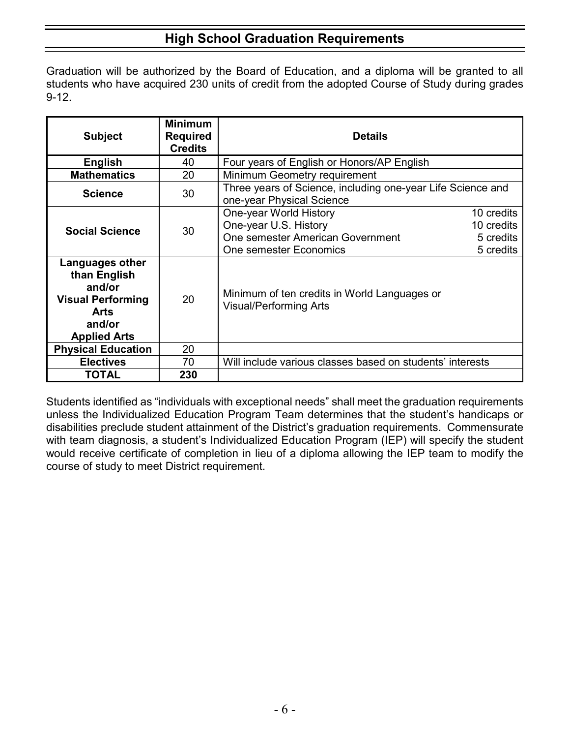## High School Graduation Requirements

Graduation will be authorized by the Board of Education, and a diploma will be granted to all students who have acquired 230 units of credit from the adopted Course of Study during grades 9-12.

| Subject | Minimum Required Credits | Details |
|---|---|---|
| **English** | 40 | Four years of English or Honors/AP English |
| **Mathematics** | 20 | Minimum Geometry requirement |
| **Science** | 30 | Three years of Science, including one-year Life Science and one-year Physical Science |
| **Social Science** | 30 | One-year World History — 10 credits<br>One-year U.S. History — 10 credits<br>One semester American Government — 5 credits<br>One semester Economics — 5 credits |
| **Languages other than English and/or Visual Performing Arts and/or Applied Arts** | 20 | Minimum of ten credits in World Languages or Visual/Performing Arts |
| **Physical Education** | 20 | |
| **Electives** | 70 | Will include various classes based on students' interests |
| **TOTAL** | **230** | |

Students identified as "individuals with exceptional needs" shall meet the graduation requirements unless the Individualized Education Program Team determines that the student's handicaps or disabilities preclude student attainment of the District's graduation requirements. Commensurate with team diagnosis, a student's Individualized Education Program (IEP) will specify the student would receive certificate of completion in lieu of a diploma allowing the IEP team to modify the course of study to meet District requirement.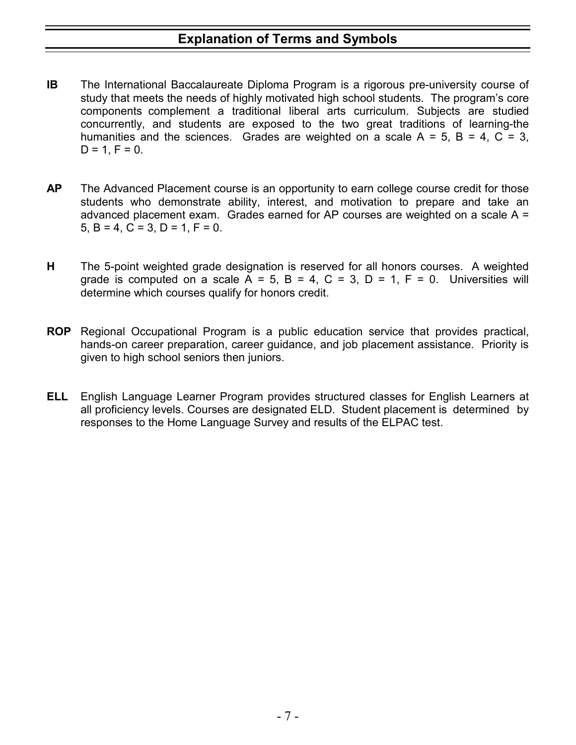## Explanation of Terms and Symbols

**IB** The International Baccalaureate Diploma Program is a rigorous pre-university course of study that meets the needs of highly motivated high school students. The program's core components complement a traditional liberal arts curriculum. Subjects are studied concurrently, and students are exposed to the two great traditions of learning-the humanities and the sciences. Grades are weighted on a scale A = 5, B = 4, C = 3, D = 1, F = 0.

**AP** The Advanced Placement course is an opportunity to earn college course credit for those students who demonstrate ability, interest, and motivation to prepare and take an advanced placement exam. Grades earned for AP courses are weighted on a scale A = 5, B = 4, C = 3, D = 1, F = 0.

**H** The 5-point weighted grade designation is reserved for all honors courses. A weighted grade is computed on a scale A = 5, B = 4, C = 3, D = 1, F = 0. Universities will determine which courses qualify for honors credit.

**ROP** Regional Occupational Program is a public education service that provides practical, hands-on career preparation, career guidance, and job placement assistance. Priority is given to high school seniors then juniors.

**ELL** English Language Learner Program provides structured classes for English Learners at all proficiency levels. Courses are designated ELD. Student placement is determined by responses to the Home Language Survey and results of the ELPAC test.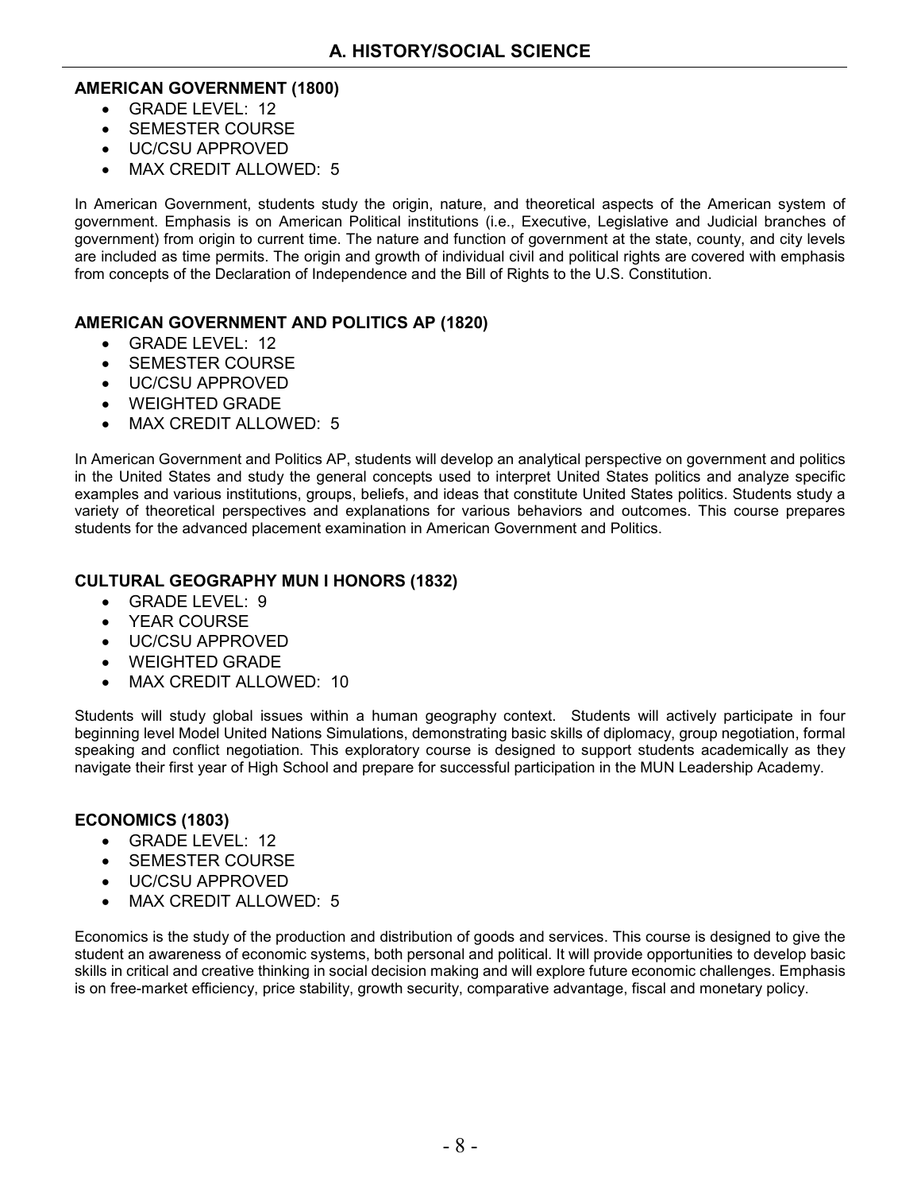# A. HISTORY/SOCIAL SCIENCE

**AMERICAN GOVERNMENT (1800)**

- GRADE LEVEL: 12
- SEMESTER COURSE
- UC/CSU APPROVED
- MAX CREDIT ALLOWED: 5

In American Government, students study the origin, nature, and theoretical aspects of the American system of government. Emphasis is on American Political institutions (i.e., Executive, Legislative and Judicial branches of government) from origin to current time. The nature and function of government at the state, county, and city levels are included as time permits. The origin and growth of individual civil and political rights are covered with emphasis from concepts of the Declaration of Independence and the Bill of Rights to the U.S. Constitution.

**AMERICAN GOVERNMENT AND POLITICS AP (1820)**

- GRADE LEVEL: 12
- SEMESTER COURSE
- UC/CSU APPROVED
- WEIGHTED GRADE
- MAX CREDIT ALLOWED: 5

In American Government and Politics AP, students will develop an analytical perspective on government and politics in the United States and study the general concepts used to interpret United States politics and analyze specific examples and various institutions, groups, beliefs, and ideas that constitute United States politics. Students study a variety of theoretical perspectives and explanations for various behaviors and outcomes. This course prepares students for the advanced placement examination in American Government and Politics.

**CULTURAL GEOGRAPHY MUN I HONORS (1832)**

- GRADE LEVEL: 9
- YEAR COURSE
- UC/CSU APPROVED
- WEIGHTED GRADE
- MAX CREDIT ALLOWED: 10

Students will study global issues within a human geography context. Students will actively participate in four beginning level Model United Nations Simulations, demonstrating basic skills of diplomacy, group negotiation, formal speaking and conflict negotiation. This exploratory course is designed to support students academically as they navigate their first year of High School and prepare for successful participation in the MUN Leadership Academy.

**ECONOMICS (1803)**

- GRADE LEVEL: 12
- SEMESTER COURSE
- UC/CSU APPROVED
- MAX CREDIT ALLOWED: 5

Economics is the study of the production and distribution of goods and services. This course is designed to give the student an awareness of economic systems, both personal and political. It will provide opportunities to develop basic skills in critical and creative thinking in social decision making and will explore future economic challenges. Emphasis is on free-market efficiency, price stability, growth security, comparative advantage, fiscal and monetary policy.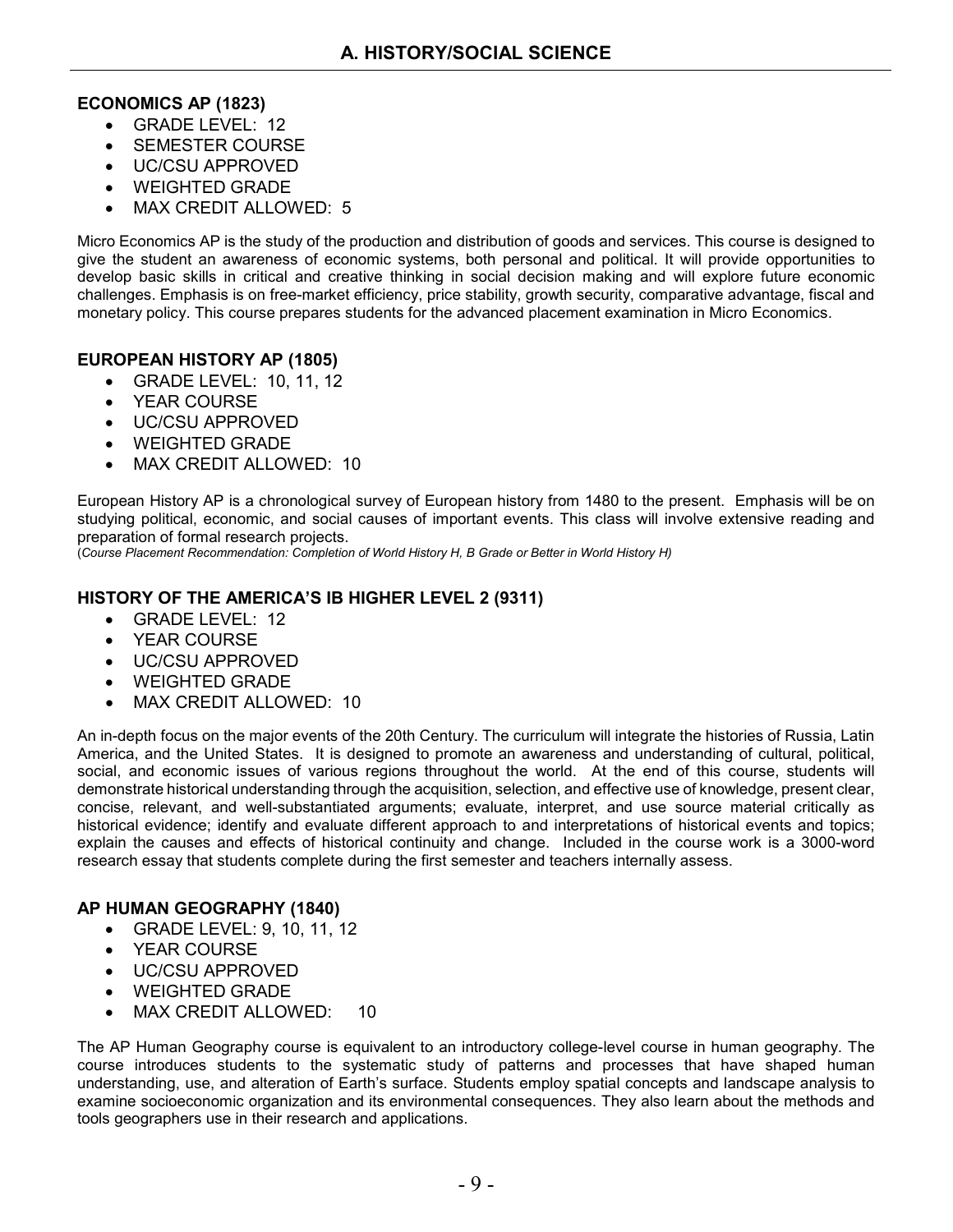# A. HISTORY/SOCIAL SCIENCE

### ECONOMICS AP (1823)

- GRADE LEVEL: 12
- SEMESTER COURSE
- UC/CSU APPROVED
- WEIGHTED GRADE
- MAX CREDIT ALLOWED: 5

Micro Economics AP is the study of the production and distribution of goods and services. This course is designed to give the student an awareness of economic systems, both personal and political. It will provide opportunities to develop basic skills in critical and creative thinking in social decision making and will explore future economic challenges. Emphasis is on free-market efficiency, price stability, growth security, comparative advantage, fiscal and monetary policy. This course prepares students for the advanced placement examination in Micro Economics.

### EUROPEAN HISTORY AP (1805)

- GRADE LEVEL: 10, 11, 12
- YEAR COURSE
- UC/CSU APPROVED
- WEIGHTED GRADE
- MAX CREDIT ALLOWED: 10

European History AP is a chronological survey of European history from 1480 to the present. Emphasis will be on studying political, economic, and social causes of important events. This class will involve extensive reading and preparation of formal research projects.
(*Course Placement Recommendation: Completion of World History H, B Grade or Better in World History H)*

### HISTORY OF THE AMERICA'S IB HIGHER LEVEL 2 (9311)

- GRADE LEVEL: 12
- YEAR COURSE
- UC/CSU APPROVED
- WEIGHTED GRADE
- MAX CREDIT ALLOWED: 10

An in-depth focus on the major events of the 20th Century. The curriculum will integrate the histories of Russia, Latin America, and the United States. It is designed to promote an awareness and understanding of cultural, political, social, and economic issues of various regions throughout the world. At the end of this course, students will demonstrate historical understanding through the acquisition, selection, and effective use of knowledge, present clear, concise, relevant, and well-substantiated arguments; evaluate, interpret, and use source material critically as historical evidence; identify and evaluate different approach to and interpretations of historical events and topics; explain the causes and effects of historical continuity and change. Included in the course work is a 3000-word research essay that students complete during the first semester and teachers internally assess.

### AP HUMAN GEOGRAPHY (1840)

- GRADE LEVEL: 9, 10, 11, 12
- YEAR COURSE
- UC/CSU APPROVED
- WEIGHTED GRADE
- MAX CREDIT ALLOWED: 10

The AP Human Geography course is equivalent to an introductory college-level course in human geography. The course introduces students to the systematic study of patterns and processes that have shaped human understanding, use, and alteration of Earth's surface. Students employ spatial concepts and landscape analysis to examine socioeconomic organization and its environmental consequences. They also learn about the methods and tools geographers use in their research and applications.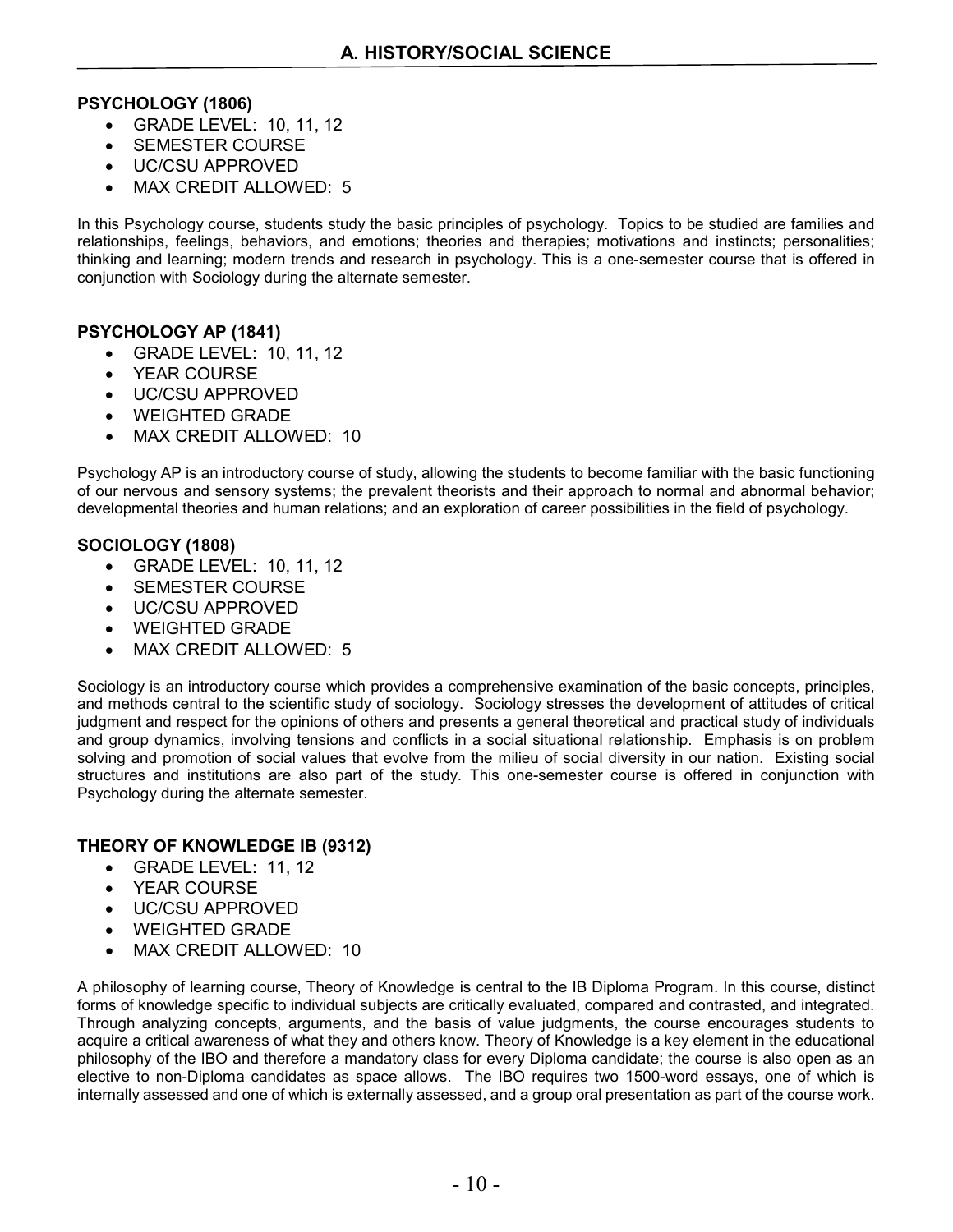# A. HISTORY/SOCIAL SCIENCE

**PSYCHOLOGY (1806)**

- GRADE LEVEL: 10, 11, 12
- SEMESTER COURSE
- UC/CSU APPROVED
- MAX CREDIT ALLOWED: 5

In this Psychology course, students study the basic principles of psychology. Topics to be studied are families and relationships, feelings, behaviors, and emotions; theories and therapies; motivations and instincts; personalities; thinking and learning; modern trends and research in psychology. This is a one-semester course that is offered in conjunction with Sociology during the alternate semester.

**PSYCHOLOGY AP (1841)**

- GRADE LEVEL: 10, 11, 12
- YEAR COURSE
- UC/CSU APPROVED
- WEIGHTED GRADE
- MAX CREDIT ALLOWED: 10

Psychology AP is an introductory course of study, allowing the students to become familiar with the basic functioning of our nervous and sensory systems; the prevalent theorists and their approach to normal and abnormal behavior; developmental theories and human relations; and an exploration of career possibilities in the field of psychology.

**SOCIOLOGY (1808)**

- GRADE LEVEL: 10, 11, 12
- SEMESTER COURSE
- UC/CSU APPROVED
- WEIGHTED GRADE
- MAX CREDIT ALLOWED: 5

Sociology is an introductory course which provides a comprehensive examination of the basic concepts, principles, and methods central to the scientific study of sociology. Sociology stresses the development of attitudes of critical judgment and respect for the opinions of others and presents a general theoretical and practical study of individuals and group dynamics, involving tensions and conflicts in a social situational relationship. Emphasis is on problem solving and promotion of social values that evolve from the milieu of social diversity in our nation. Existing social structures and institutions are also part of the study. This one-semester course is offered in conjunction with Psychology during the alternate semester.

**THEORY OF KNOWLEDGE IB (9312)**

- GRADE LEVEL: 11, 12
- YEAR COURSE
- UC/CSU APPROVED
- WEIGHTED GRADE
- MAX CREDIT ALLOWED: 10

A philosophy of learning course, Theory of Knowledge is central to the IB Diploma Program. In this course, distinct forms of knowledge specific to individual subjects are critically evaluated, compared and contrasted, and integrated. Through analyzing concepts, arguments, and the basis of value judgments, the course encourages students to acquire a critical awareness of what they and others know. Theory of Knowledge is a key element in the educational philosophy of the IBO and therefore a mandatory class for every Diploma candidate; the course is also open as an elective to non-Diploma candidates as space allows. The IBO requires two 1500-word essays, one of which is internally assessed and one of which is externally assessed, and a group oral presentation as part of the course work.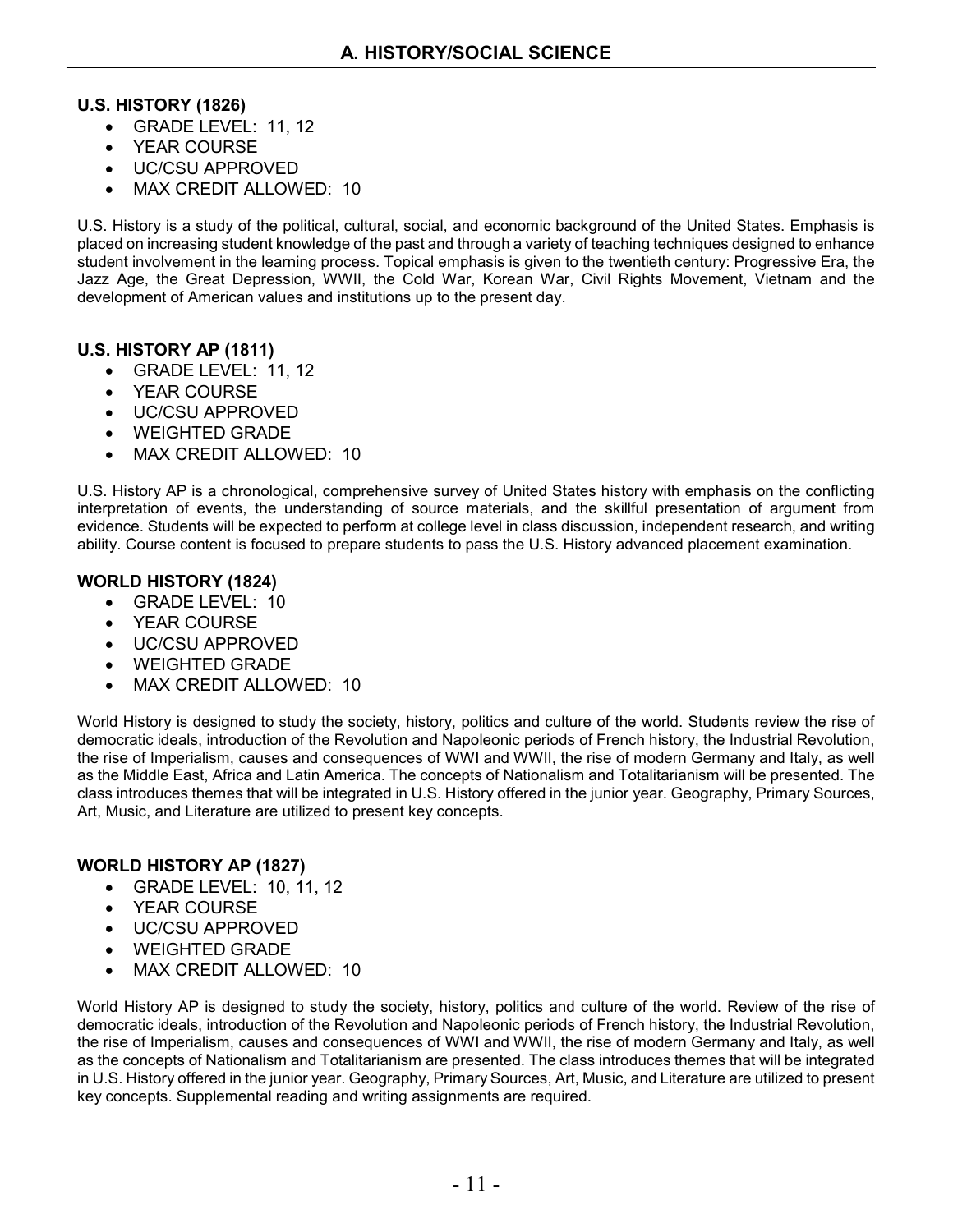# A. HISTORY/SOCIAL SCIENCE

### U.S. HISTORY (1826)

- GRADE LEVEL: 11, 12
- YEAR COURSE
- UC/CSU APPROVED
- MAX CREDIT ALLOWED: 10

U.S. History is a study of the political, cultural, social, and economic background of the United States. Emphasis is placed on increasing student knowledge of the past and through a variety of teaching techniques designed to enhance student involvement in the learning process. Topical emphasis is given to the twentieth century: Progressive Era, the Jazz Age, the Great Depression, WWII, the Cold War, Korean War, Civil Rights Movement, Vietnam and the development of American values and institutions up to the present day.

### U.S. HISTORY AP (1811)

- GRADE LEVEL: 11, 12
- YEAR COURSE
- UC/CSU APPROVED
- WEIGHTED GRADE
- MAX CREDIT ALLOWED: 10

U.S. History AP is a chronological, comprehensive survey of United States history with emphasis on the conflicting interpretation of events, the understanding of source materials, and the skillful presentation of argument from evidence. Students will be expected to perform at college level in class discussion, independent research, and writing ability. Course content is focused to prepare students to pass the U.S. History advanced placement examination.

### WORLD HISTORY (1824)

- GRADE LEVEL: 10
- YEAR COURSE
- UC/CSU APPROVED
- WEIGHTED GRADE
- MAX CREDIT ALLOWED: 10

World History is designed to study the society, history, politics and culture of the world. Students review the rise of democratic ideals, introduction of the Revolution and Napoleonic periods of French history, the Industrial Revolution, the rise of Imperialism, causes and consequences of WWI and WWII, the rise of modern Germany and Italy, as well as the Middle East, Africa and Latin America. The concepts of Nationalism and Totalitarianism will be presented. The class introduces themes that will be integrated in U.S. History offered in the junior year. Geography, Primary Sources, Art, Music, and Literature are utilized to present key concepts.

### WORLD HISTORY AP (1827)

- GRADE LEVEL: 10, 11, 12
- YEAR COURSE
- UC/CSU APPROVED
- WEIGHTED GRADE
- MAX CREDIT ALLOWED: 10

World History AP is designed to study the society, history, politics and culture of the world. Review of the rise of democratic ideals, introduction of the Revolution and Napoleonic periods of French history, the Industrial Revolution, the rise of Imperialism, causes and consequences of WWI and WWII, the rise of modern Germany and Italy, as well as the concepts of Nationalism and Totalitarianism are presented. The class introduces themes that will be integrated in U.S. History offered in the junior year. Geography, Primary Sources, Art, Music, and Literature are utilized to present key concepts. Supplemental reading and writing assignments are required.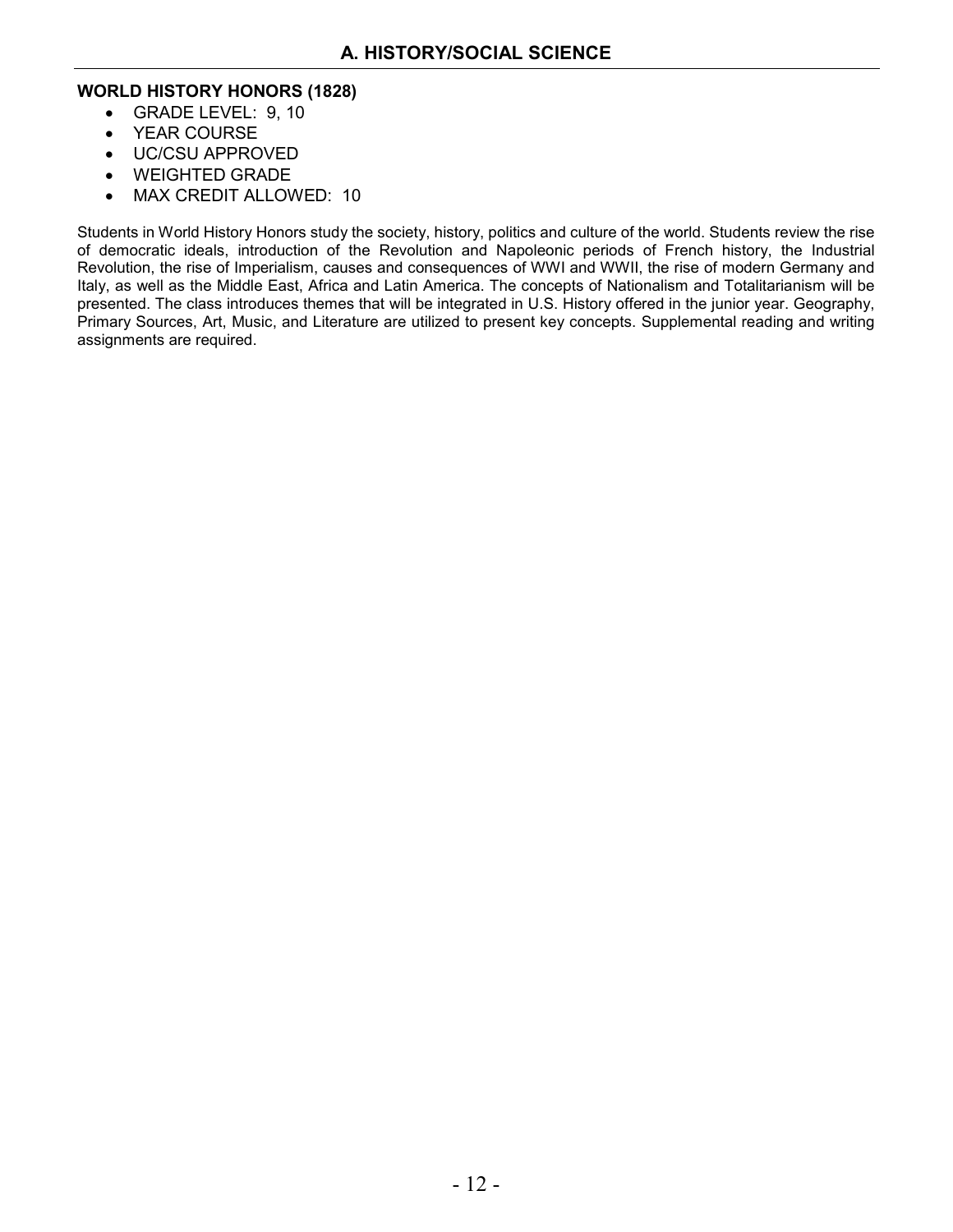# A. HISTORY/SOCIAL SCIENCE

### WORLD HISTORY HONORS (1828)

- GRADE LEVEL: 9, 10
- YEAR COURSE
- UC/CSU APPROVED
- WEIGHTED GRADE
- MAX CREDIT ALLOWED: 10

Students in World History Honors study the society, history, politics and culture of the world. Students review the rise of democratic ideals, introduction of the Revolution and Napoleonic periods of French history, the Industrial Revolution, the rise of Imperialism, causes and consequences of WWI and WWII, the rise of modern Germany and Italy, as well as the Middle East, Africa and Latin America. The concepts of Nationalism and Totalitarianism will be presented. The class introduces themes that will be integrated in U.S. History offered in the junior year. Geography, Primary Sources, Art, Music, and Literature are utilized to present key concepts. Supplemental reading and writing assignments are required.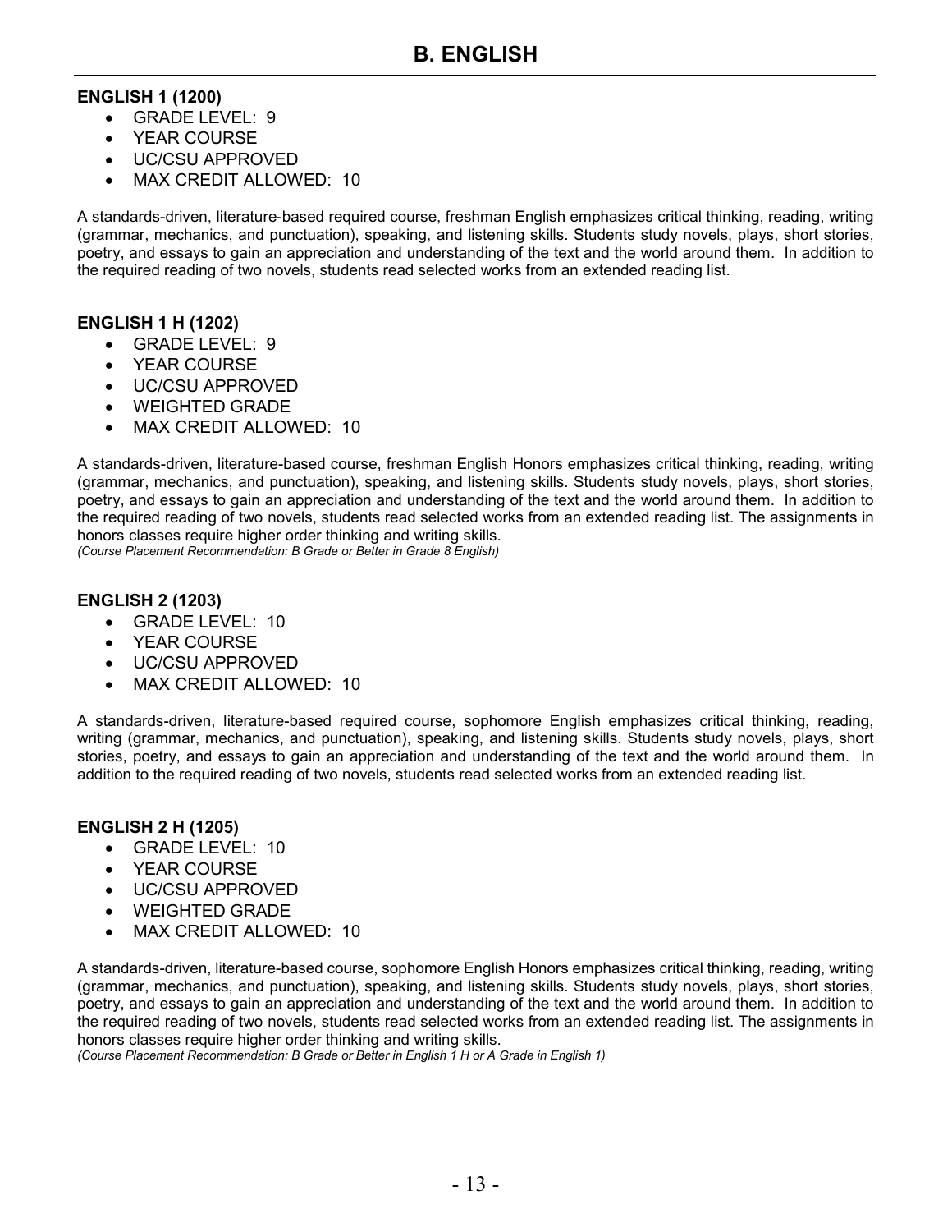# B. ENGLISH

**ENGLISH 1 (1200)**

- GRADE LEVEL: 9
- YEAR COURSE
- UC/CSU APPROVED
- MAX CREDIT ALLOWED: 10

A standards-driven, literature-based required course, freshman English emphasizes critical thinking, reading, writing (grammar, mechanics, and punctuation), speaking, and listening skills. Students study novels, plays, short stories, poetry, and essays to gain an appreciation and understanding of the text and the world around them. In addition to the required reading of two novels, students read selected works from an extended reading list.

**ENGLISH 1 H (1202)**

- GRADE LEVEL: 9
- YEAR COURSE
- UC/CSU APPROVED
- WEIGHTED GRADE
- MAX CREDIT ALLOWED: 10

A standards-driven, literature-based course, freshman English Honors emphasizes critical thinking, reading, writing (grammar, mechanics, and punctuation), speaking, and listening skills. Students study novels, plays, short stories, poetry, and essays to gain an appreciation and understanding of the text and the world around them. In addition to the required reading of two novels, students read selected works from an extended reading list. The assignments in honors classes require higher order thinking and writing skills.
*(Course Placement Recommendation: B Grade or Better in Grade 8 English)*

**ENGLISH 2 (1203)**

- GRADE LEVEL: 10
- YEAR COURSE
- UC/CSU APPROVED
- MAX CREDIT ALLOWED: 10

A standards-driven, literature-based required course, sophomore English emphasizes critical thinking, reading, writing (grammar, mechanics, and punctuation), speaking, and listening skills. Students study novels, plays, short stories, poetry, and essays to gain an appreciation and understanding of the text and the world around them. In addition to the required reading of two novels, students read selected works from an extended reading list.

**ENGLISH 2 H (1205)**

- GRADE LEVEL: 10
- YEAR COURSE
- UC/CSU APPROVED
- WEIGHTED GRADE
- MAX CREDIT ALLOWED: 10

A standards-driven, literature-based course, sophomore English Honors emphasizes critical thinking, reading, writing (grammar, mechanics, and punctuation), speaking, and listening skills. Students study novels, plays, short stories, poetry, and essays to gain an appreciation and understanding of the text and the world around them. In addition to the required reading of two novels, students read selected works from an extended reading list. The assignments in honors classes require higher order thinking and writing skills.
*(Course Placement Recommendation: B Grade or Better in English 1 H or A Grade in English 1)*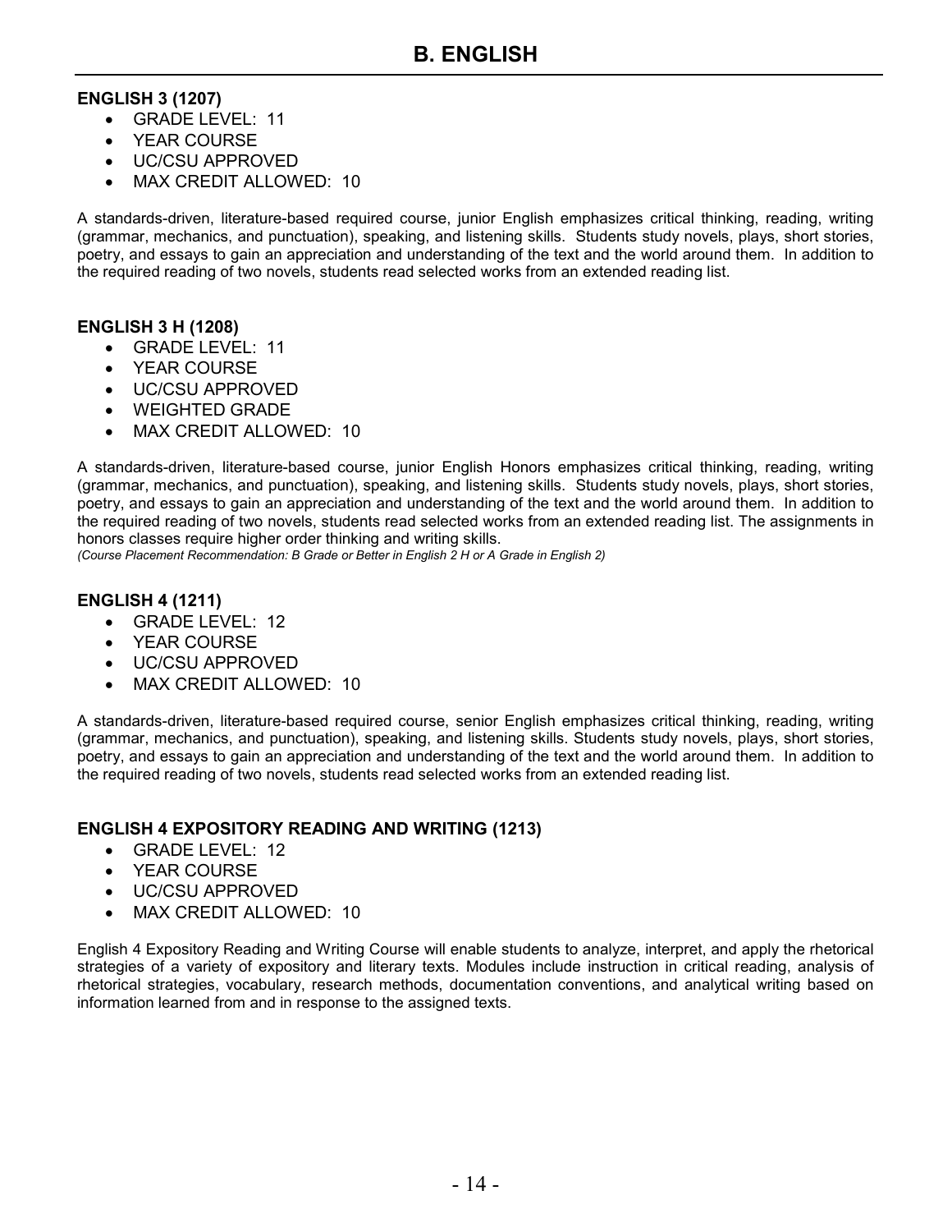# B. ENGLISH

**ENGLISH 3 (1207)**

- GRADE LEVEL: 11
- YEAR COURSE
- UC/CSU APPROVED
- MAX CREDIT ALLOWED: 10

A standards-driven, literature-based required course, junior English emphasizes critical thinking, reading, writing (grammar, mechanics, and punctuation), speaking, and listening skills. Students study novels, plays, short stories, poetry, and essays to gain an appreciation and understanding of the text and the world around them. In addition to the required reading of two novels, students read selected works from an extended reading list.

**ENGLISH 3 H (1208)**

- GRADE LEVEL: 11
- YEAR COURSE
- UC/CSU APPROVED
- WEIGHTED GRADE
- MAX CREDIT ALLOWED: 10

A standards-driven, literature-based course, junior English Honors emphasizes critical thinking, reading, writing (grammar, mechanics, and punctuation), speaking, and listening skills. Students study novels, plays, short stories, poetry, and essays to gain an appreciation and understanding of the text and the world around them. In addition to the required reading of two novels, students read selected works from an extended reading list. The assignments in honors classes require higher order thinking and writing skills.

*(Course Placement Recommendation: B Grade or Better in English 2 H or A Grade in English 2)*

**ENGLISH 4 (1211)**

- GRADE LEVEL: 12
- YEAR COURSE
- UC/CSU APPROVED
- MAX CREDIT ALLOWED: 10

A standards-driven, literature-based required course, senior English emphasizes critical thinking, reading, writing (grammar, mechanics, and punctuation), speaking, and listening skills. Students study novels, plays, short stories, poetry, and essays to gain an appreciation and understanding of the text and the world around them. In addition to the required reading of two novels, students read selected works from an extended reading list.

**ENGLISH 4 EXPOSITORY READING AND WRITING (1213)**

- GRADE LEVEL: 12
- YEAR COURSE
- UC/CSU APPROVED
- MAX CREDIT ALLOWED: 10

English 4 Expository Reading and Writing Course will enable students to analyze, interpret, and apply the rhetorical strategies of a variety of expository and literary texts. Modules include instruction in critical reading, analysis of rhetorical strategies, vocabulary, research methods, documentation conventions, and analytical writing based on information learned from and in response to the assigned texts.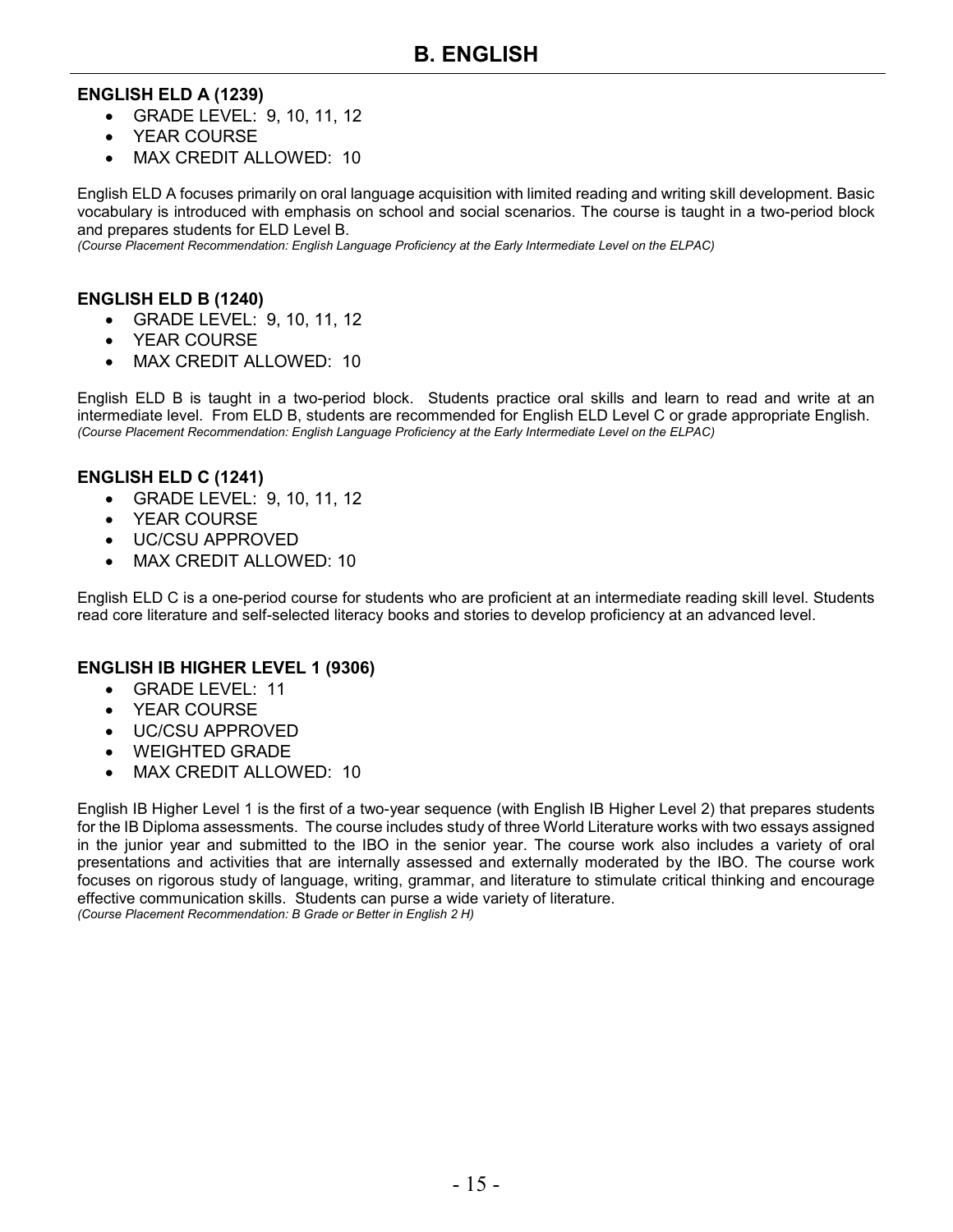# B. ENGLISH

### ENGLISH ELD A (1239)

- GRADE LEVEL: 9, 10, 11, 12
- YEAR COURSE
- MAX CREDIT ALLOWED: 10

English ELD A focuses primarily on oral language acquisition with limited reading and writing skill development. Basic vocabulary is introduced with emphasis on school and social scenarios. The course is taught in a two-period block and prepares students for ELD Level B.
*(Course Placement Recommendation: English Language Proficiency at the Early Intermediate Level on the ELPAC)*

### ENGLISH ELD B (1240)

- GRADE LEVEL: 9, 10, 11, 12
- YEAR COURSE
- MAX CREDIT ALLOWED: 10

English ELD B is taught in a two-period block. Students practice oral skills and learn to read and write at an intermediate level. From ELD B, students are recommended for English ELD Level C or grade appropriate English.
*(Course Placement Recommendation: English Language Proficiency at the Early Intermediate Level on the ELPAC)*

### ENGLISH ELD C (1241)

- GRADE LEVEL: 9, 10, 11, 12
- YEAR COURSE
- UC/CSU APPROVED
- MAX CREDIT ALLOWED: 10

English ELD C is a one-period course for students who are proficient at an intermediate reading skill level. Students read core literature and self-selected literacy books and stories to develop proficiency at an advanced level.

### ENGLISH IB HIGHER LEVEL 1 (9306)

- GRADE LEVEL: 11
- YEAR COURSE
- UC/CSU APPROVED
- WEIGHTED GRADE
- MAX CREDIT ALLOWED: 10

English IB Higher Level 1 is the first of a two-year sequence (with English IB Higher Level 2) that prepares students for the IB Diploma assessments. The course includes study of three World Literature works with two essays assigned in the junior year and submitted to the IBO in the senior year. The course work also includes a variety of oral presentations and activities that are internally assessed and externally moderated by the IBO. The course work focuses on rigorous study of language, writing, grammar, and literature to stimulate critical thinking and encourage effective communication skills. Students can purse a wide variety of literature.
*(Course Placement Recommendation: B Grade or Better in English 2 H)*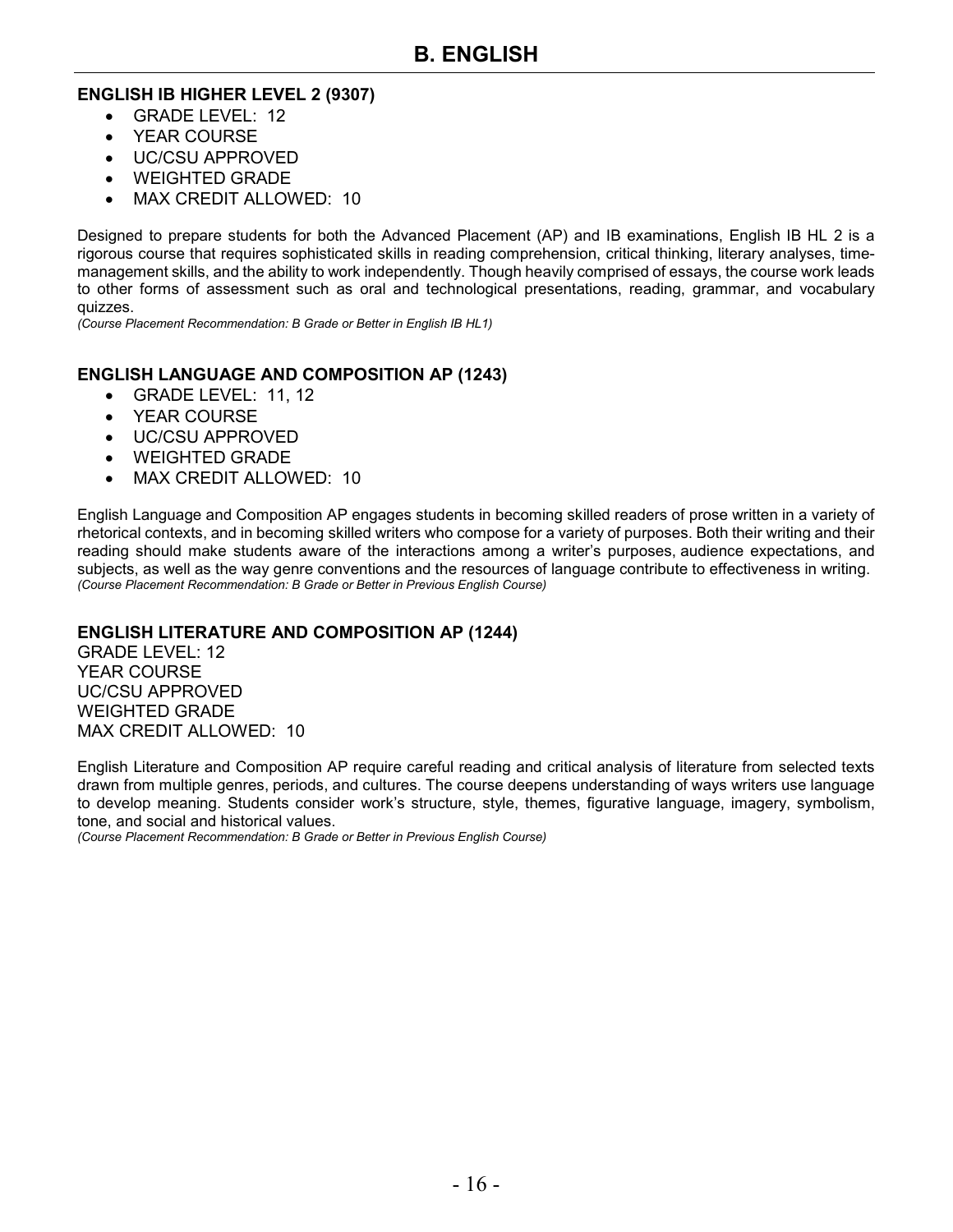# B. ENGLISH

### ENGLISH IB HIGHER LEVEL 2 (9307)

- GRADE LEVEL: 12
- YEAR COURSE
- UC/CSU APPROVED
- WEIGHTED GRADE
- MAX CREDIT ALLOWED: 10

Designed to prepare students for both the Advanced Placement (AP) and IB examinations, English IB HL 2 is a rigorous course that requires sophisticated skills in reading comprehension, critical thinking, literary analyses, time-management skills, and the ability to work independently. Though heavily comprised of essays, the course work leads to other forms of assessment such as oral and technological presentations, reading, grammar, and vocabulary quizzes.
*(Course Placement Recommendation: B Grade or Better in English IB HL1)*

### ENGLISH LANGUAGE AND COMPOSITION AP (1243)

- GRADE LEVEL: 11, 12
- YEAR COURSE
- UC/CSU APPROVED
- WEIGHTED GRADE
- MAX CREDIT ALLOWED: 10

English Language and Composition AP engages students in becoming skilled readers of prose written in a variety of rhetorical contexts, and in becoming skilled writers who compose for a variety of purposes. Both their writing and their reading should make students aware of the interactions among a writer's purposes, audience expectations, and subjects, as well as the way genre conventions and the resources of language contribute to effectiveness in writing.
*(Course Placement Recommendation: B Grade or Better in Previous English Course)*

### ENGLISH LITERATURE AND COMPOSITION AP (1244)

GRADE LEVEL: 12
YEAR COURSE
UC/CSU APPROVED
WEIGHTED GRADE
MAX CREDIT ALLOWED: 10

English Literature and Composition AP require careful reading and critical analysis of literature from selected texts drawn from multiple genres, periods, and cultures. The course deepens understanding of ways writers use language to develop meaning. Students consider work's structure, style, themes, figurative language, imagery, symbolism, tone, and social and historical values.
*(Course Placement Recommendation: B Grade or Better in Previous English Course)*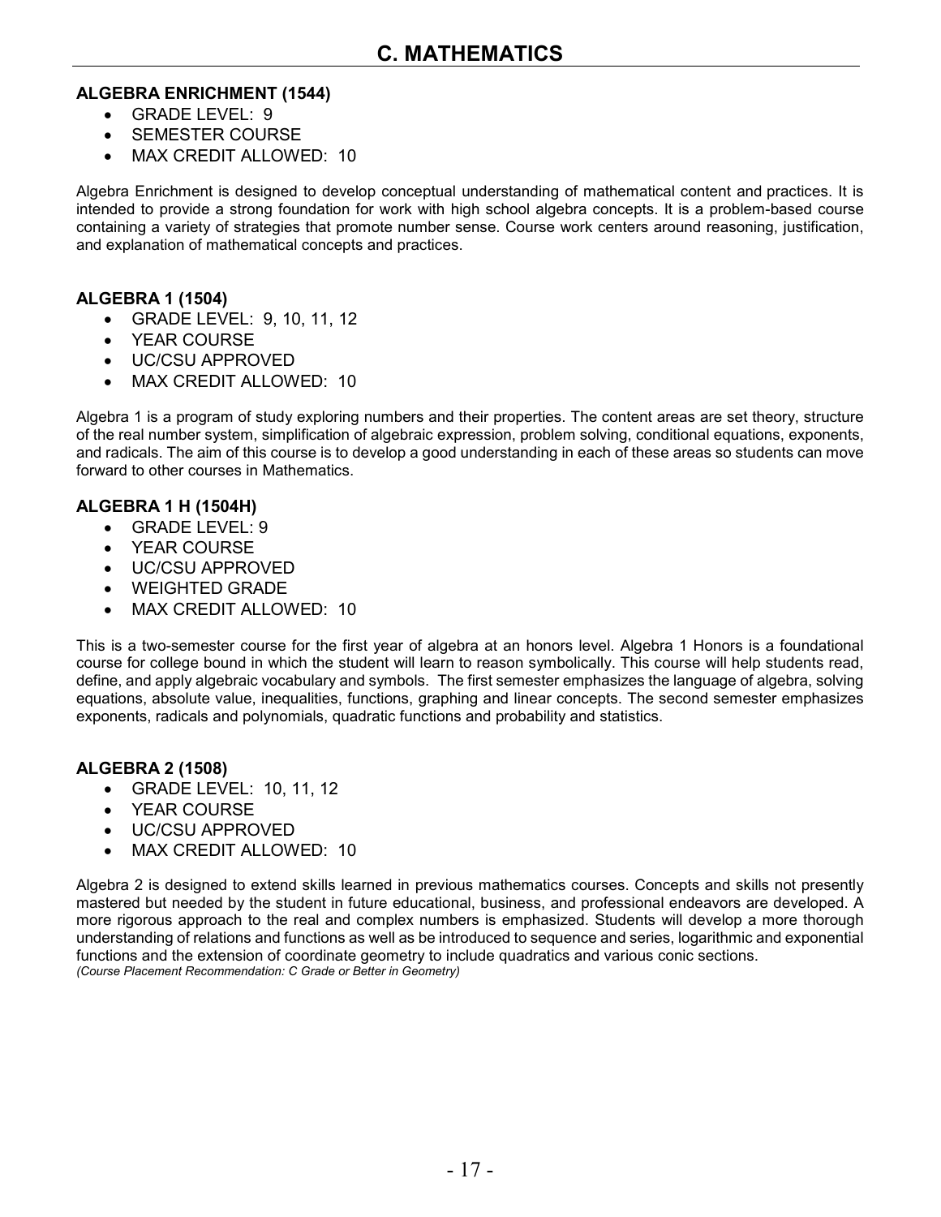# C. MATHEMATICS

**ALGEBRA ENRICHMENT (1544)**

- GRADE LEVEL: 9
- SEMESTER COURSE
- MAX CREDIT ALLOWED: 10

Algebra Enrichment is designed to develop conceptual understanding of mathematical content and practices. It is intended to provide a strong foundation for work with high school algebra concepts. It is a problem-based course containing a variety of strategies that promote number sense. Course work centers around reasoning, justification, and explanation of mathematical concepts and practices.

**ALGEBRA 1 (1504)**

- GRADE LEVEL: 9, 10, 11, 12
- YEAR COURSE
- UC/CSU APPROVED
- MAX CREDIT ALLOWED: 10

Algebra 1 is a program of study exploring numbers and their properties. The content areas are set theory, structure of the real number system, simplification of algebraic expression, problem solving, conditional equations, exponents, and radicals. The aim of this course is to develop a good understanding in each of these areas so students can move forward to other courses in Mathematics.

**ALGEBRA 1 H (1504H)**

- GRADE LEVEL: 9
- YEAR COURSE
- UC/CSU APPROVED
- WEIGHTED GRADE
- MAX CREDIT ALLOWED: 10

This is a two-semester course for the first year of algebra at an honors level. Algebra 1 Honors is a foundational course for college bound in which the student will learn to reason symbolically. This course will help students read, define, and apply algebraic vocabulary and symbols. The first semester emphasizes the language of algebra, solving equations, absolute value, inequalities, functions, graphing and linear concepts. The second semester emphasizes exponents, radicals and polynomials, quadratic functions and probability and statistics.

**ALGEBRA 2 (1508)**

- GRADE LEVEL: 10, 11, 12
- YEAR COURSE
- UC/CSU APPROVED
- MAX CREDIT ALLOWED: 10

Algebra 2 is designed to extend skills learned in previous mathematics courses. Concepts and skills not presently mastered but needed by the student in future educational, business, and professional endeavors are developed. A more rigorous approach to the real and complex numbers is emphasized. Students will develop a more thorough understanding of relations and functions as well as be introduced to sequence and series, logarithmic and exponential functions and the extension of coordinate geometry to include quadratics and various conic sections.
*(Course Placement Recommendation: C Grade or Better in Geometry)*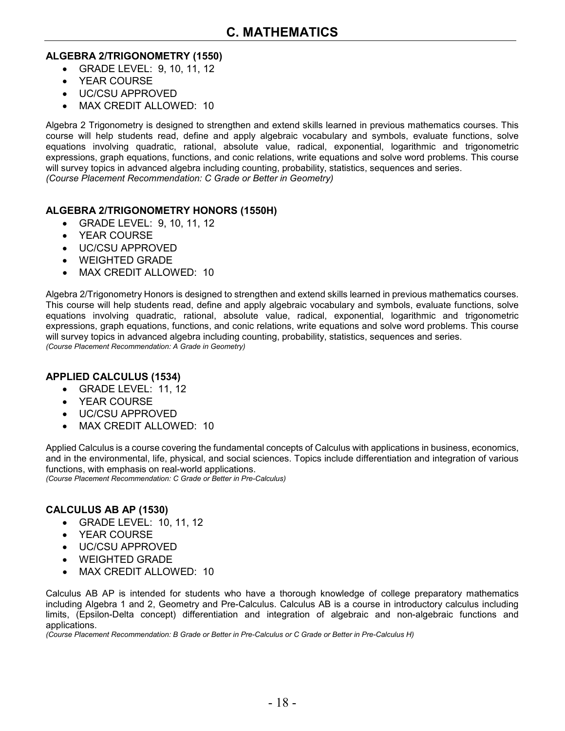# C. MATHEMATICS

### ALGEBRA 2/TRIGONOMETRY (1550)

- GRADE LEVEL: 9, 10, 11, 12
- YEAR COURSE
- UC/CSU APPROVED
- MAX CREDIT ALLOWED: 10

Algebra 2 Trigonometry is designed to strengthen and extend skills learned in previous mathematics courses. This course will help students read, define and apply algebraic vocabulary and symbols, evaluate functions, solve equations involving quadratic, rational, absolute value, radical, exponential, logarithmic and trigonometric expressions, graph equations, functions, and conic relations, write equations and solve word problems. This course will survey topics in advanced algebra including counting, probability, statistics, sequences and series.
*(Course Placement Recommendation: C Grade or Better in Geometry)*

### ALGEBRA 2/TRIGONOMETRY HONORS (1550H)

- GRADE LEVEL: 9, 10, 11, 12
- YEAR COURSE
- UC/CSU APPROVED
- WEIGHTED GRADE
- MAX CREDIT ALLOWED: 10

Algebra 2/Trigonometry Honors is designed to strengthen and extend skills learned in previous mathematics courses. This course will help students read, define and apply algebraic vocabulary and symbols, evaluate functions, solve equations involving quadratic, rational, absolute value, radical, exponential, logarithmic and trigonometric expressions, graph equations, functions, and conic relations, write equations and solve word problems. This course will survey topics in advanced algebra including counting, probability, statistics, sequences and series.
*(Course Placement Recommendation: A Grade in Geometry)*

### APPLIED CALCULUS (1534)

- GRADE LEVEL: 11, 12
- YEAR COURSE
- UC/CSU APPROVED
- MAX CREDIT ALLOWED: 10

Applied Calculus is a course covering the fundamental concepts of Calculus with applications in business, economics, and in the environmental, life, physical, and social sciences. Topics include differentiation and integration of various functions, with emphasis on real-world applications.
*(Course Placement Recommendation: C Grade or Better in Pre-Calculus)*

### CALCULUS AB AP (1530)

- GRADE LEVEL: 10, 11, 12
- YEAR COURSE
- UC/CSU APPROVED
- WEIGHTED GRADE
- MAX CREDIT ALLOWED: 10

Calculus AB AP is intended for students who have a thorough knowledge of college preparatory mathematics including Algebra 1 and 2, Geometry and Pre-Calculus. Calculus AB is a course in introductory calculus including limits, (Epsilon-Delta concept) differentiation and integration of algebraic and non-algebraic functions and applications.
*(Course Placement Recommendation: B Grade or Better in Pre-Calculus or C Grade or Better in Pre-Calculus H)*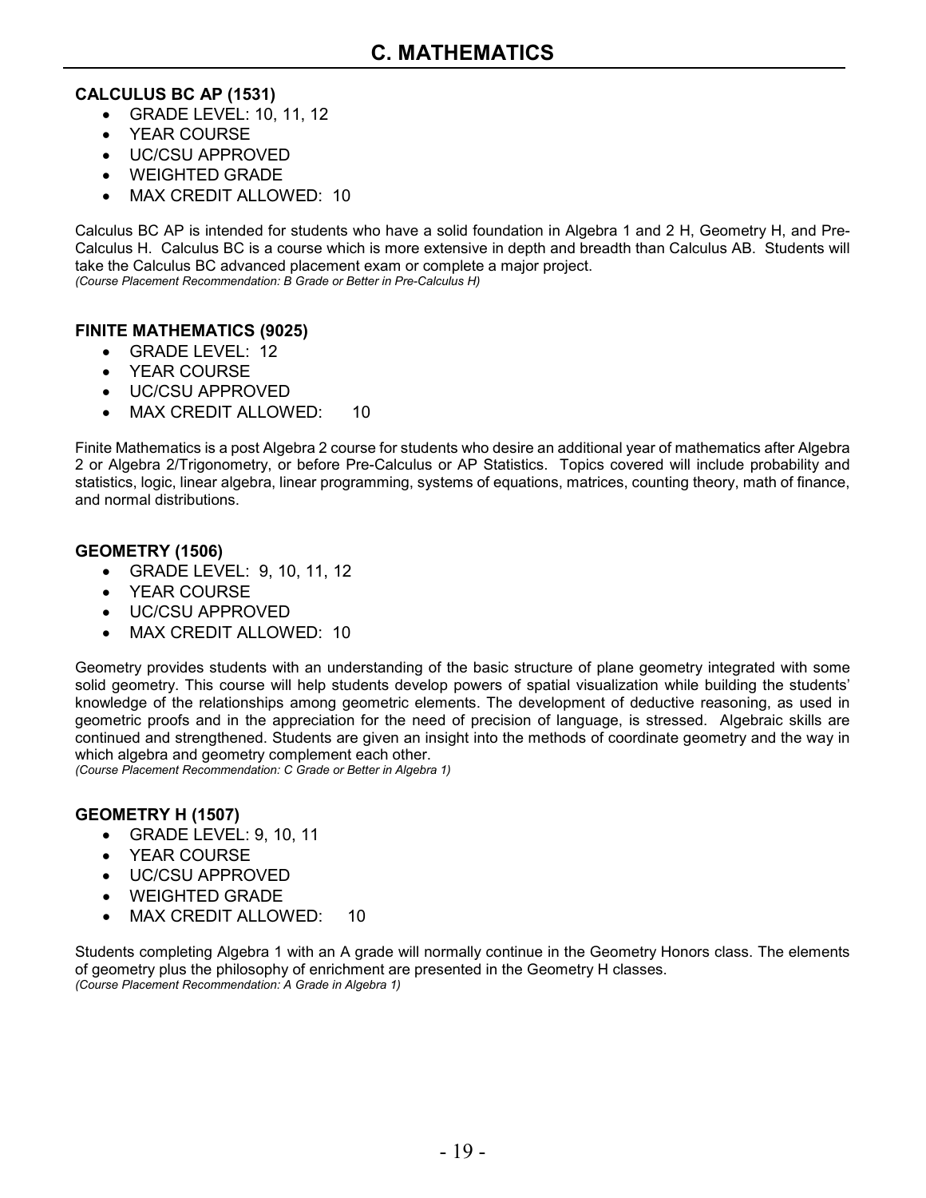# C. MATHEMATICS

### CALCULUS BC AP (1531)

- GRADE LEVEL: 10, 11, 12
- YEAR COURSE
- UC/CSU APPROVED
- WEIGHTED GRADE
- MAX CREDIT ALLOWED: 10

Calculus BC AP is intended for students who have a solid foundation in Algebra 1 and 2 H, Geometry H, and Pre-Calculus H. Calculus BC is a course which is more extensive in depth and breadth than Calculus AB. Students will take the Calculus BC advanced placement exam or complete a major project.
*(Course Placement Recommendation: B Grade or Better in Pre-Calculus H)*

### FINITE MATHEMATICS (9025)

- GRADE LEVEL: 12
- YEAR COURSE
- UC/CSU APPROVED
- MAX CREDIT ALLOWED: 10

Finite Mathematics is a post Algebra 2 course for students who desire an additional year of mathematics after Algebra 2 or Algebra 2/Trigonometry, or before Pre-Calculus or AP Statistics. Topics covered will include probability and statistics, logic, linear algebra, linear programming, systems of equations, matrices, counting theory, math of finance, and normal distributions.

### GEOMETRY (1506)

- GRADE LEVEL: 9, 10, 11, 12
- YEAR COURSE
- UC/CSU APPROVED
- MAX CREDIT ALLOWED: 10

Geometry provides students with an understanding of the basic structure of plane geometry integrated with some solid geometry. This course will help students develop powers of spatial visualization while building the students' knowledge of the relationships among geometric elements. The development of deductive reasoning, as used in geometric proofs and in the appreciation for the need of precision of language, is stressed. Algebraic skills are continued and strengthened. Students are given an insight into the methods of coordinate geometry and the way in which algebra and geometry complement each other.
*(Course Placement Recommendation: C Grade or Better in Algebra 1)*

### GEOMETRY H (1507)

- GRADE LEVEL: 9, 10, 11
- YEAR COURSE
- UC/CSU APPROVED
- WEIGHTED GRADE
- MAX CREDIT ALLOWED: 10

Students completing Algebra 1 with an A grade will normally continue in the Geometry Honors class. The elements of geometry plus the philosophy of enrichment are presented in the Geometry H classes.
*(Course Placement Recommendation: A Grade in Algebra 1)*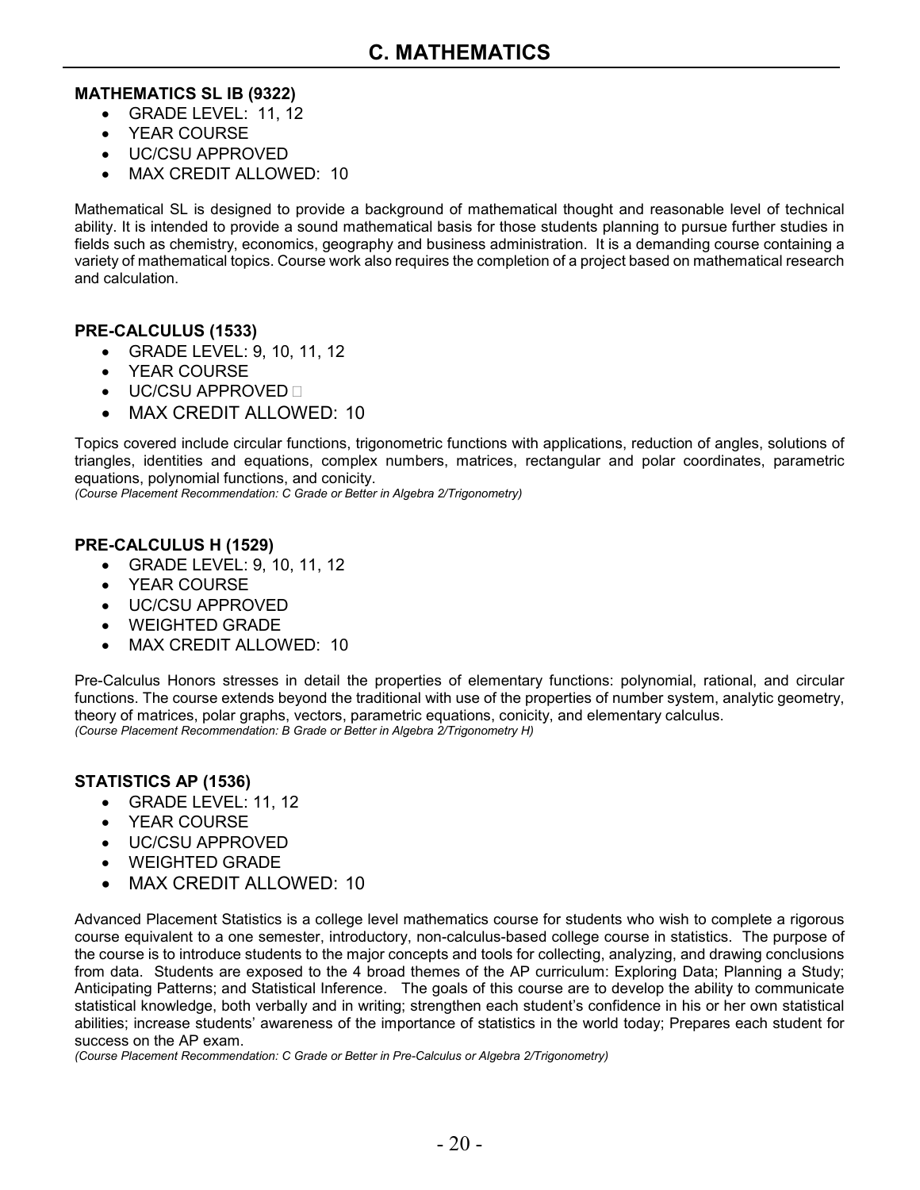# C. MATHEMATICS

**MATHEMATICS SL IB (9322)**

- GRADE LEVEL: 11, 12
- YEAR COURSE
- UC/CSU APPROVED
- MAX CREDIT ALLOWED: 10

Mathematical SL is designed to provide a background of mathematical thought and reasonable level of technical ability. It is intended to provide a sound mathematical basis for those students planning to pursue further studies in fields such as chemistry, economics, geography and business administration. It is a demanding course containing a variety of mathematical topics. Course work also requires the completion of a project based on mathematical research and calculation.

**PRE-CALCULUS (1533)**

- GRADE LEVEL: 9, 10, 11, 12
- YEAR COURSE
- UC/CSU APPROVED
- MAX CREDIT ALLOWED: 10

Topics covered include circular functions, trigonometric functions with applications, reduction of angles, solutions of triangles, identities and equations, complex numbers, matrices, rectangular and polar coordinates, parametric equations, polynomial functions, and conicity.
*(Course Placement Recommendation: C Grade or Better in Algebra 2/Trigonometry)*

**PRE-CALCULUS H (1529)**

- GRADE LEVEL: 9, 10, 11, 12
- YEAR COURSE
- UC/CSU APPROVED
- WEIGHTED GRADE
- MAX CREDIT ALLOWED: 10

Pre-Calculus Honors stresses in detail the properties of elementary functions: polynomial, rational, and circular functions. The course extends beyond the traditional with use of the properties of number system, analytic geometry, theory of matrices, polar graphs, vectors, parametric equations, conicity, and elementary calculus.
*(Course Placement Recommendation: B Grade or Better in Algebra 2/Trigonometry H)*

**STATISTICS AP (1536)**

- GRADE LEVEL: 11, 12
- YEAR COURSE
- UC/CSU APPROVED
- WEIGHTED GRADE
- MAX CREDIT ALLOWED: 10

Advanced Placement Statistics is a college level mathematics course for students who wish to complete a rigorous course equivalent to a one semester, introductory, non-calculus-based college course in statistics. The purpose of the course is to introduce students to the major concepts and tools for collecting, analyzing, and drawing conclusions from data. Students are exposed to the 4 broad themes of the AP curriculum: Exploring Data; Planning a Study; Anticipating Patterns; and Statistical Inference. The goals of this course are to develop the ability to communicate statistical knowledge, both verbally and in writing; strengthen each student's confidence in his or her own statistical abilities; increase students' awareness of the importance of statistics in the world today; Prepares each student for success on the AP exam.
*(Course Placement Recommendation: C Grade or Better in Pre-Calculus or Algebra 2/Trigonometry)*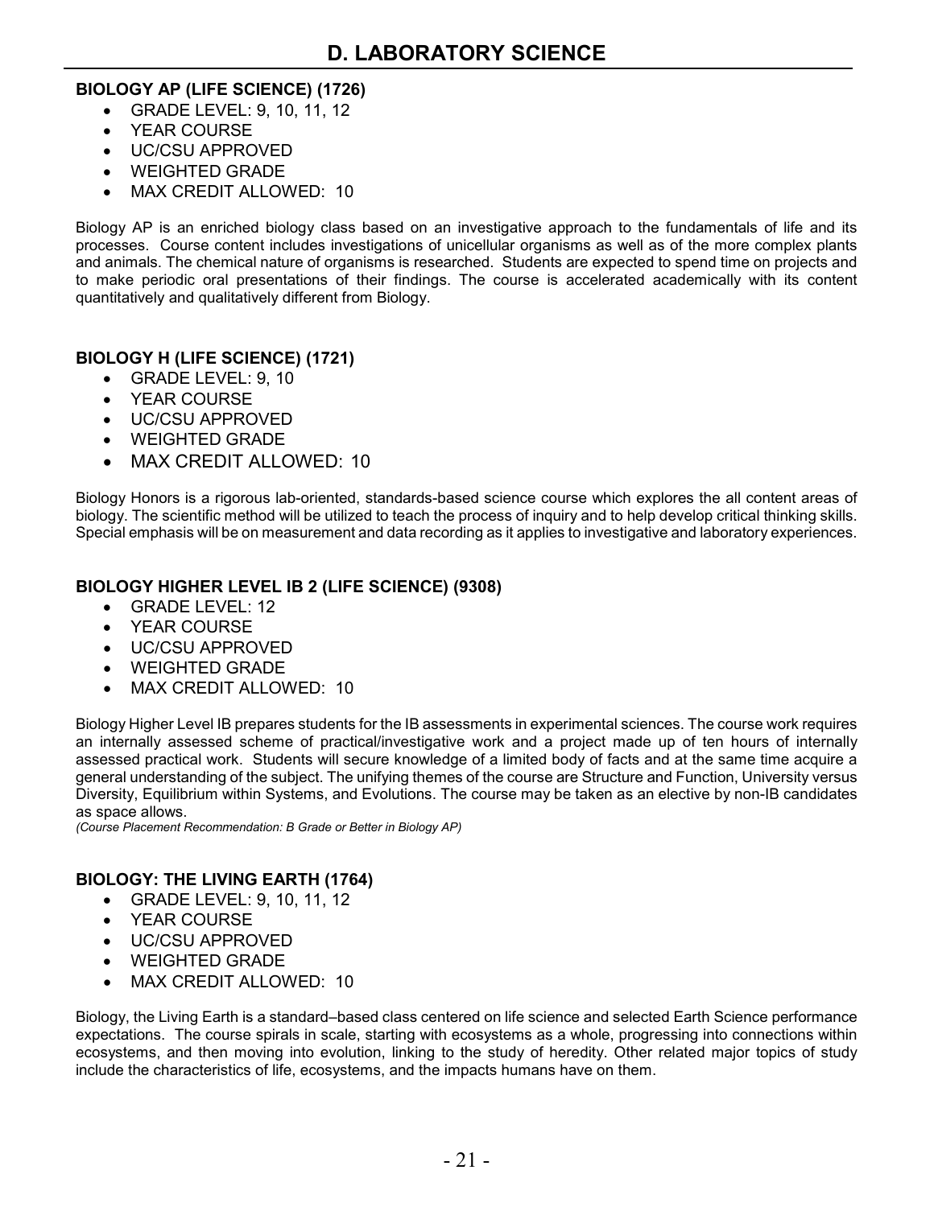# D. LABORATORY SCIENCE

**BIOLOGY AP (LIFE SCIENCE) (1726)**

- GRADE LEVEL: 9, 10, 11, 12
- YEAR COURSE
- UC/CSU APPROVED
- WEIGHTED GRADE
- MAX CREDIT ALLOWED: 10

Biology AP is an enriched biology class based on an investigative approach to the fundamentals of life and its processes. Course content includes investigations of unicellular organisms as well as of the more complex plants and animals. The chemical nature of organisms is researched. Students are expected to spend time on projects and to make periodic oral presentations of their findings. The course is accelerated academically with its content quantitatively and qualitatively different from Biology.

**BIOLOGY H (LIFE SCIENCE) (1721)**

- GRADE LEVEL: 9, 10
- YEAR COURSE
- UC/CSU APPROVED
- WEIGHTED GRADE
- MAX CREDIT ALLOWED: 10

Biology Honors is a rigorous lab-oriented, standards-based science course which explores the all content areas of biology. The scientific method will be utilized to teach the process of inquiry and to help develop critical thinking skills. Special emphasis will be on measurement and data recording as it applies to investigative and laboratory experiences.

**BIOLOGY HIGHER LEVEL IB 2 (LIFE SCIENCE) (9308)**

- GRADE LEVEL: 12
- YEAR COURSE
- UC/CSU APPROVED
- WEIGHTED GRADE
- MAX CREDIT ALLOWED: 10

Biology Higher Level IB prepares students for the IB assessments in experimental sciences. The course work requires an internally assessed scheme of practical/investigative work and a project made up of ten hours of internally assessed practical work. Students will secure knowledge of a limited body of facts and at the same time acquire a general understanding of the subject. The unifying themes of the course are Structure and Function, University versus Diversity, Equilibrium within Systems, and Evolutions. The course may be taken as an elective by non-IB candidates as space allows.
*(Course Placement Recommendation: B Grade or Better in Biology AP)*

**BIOLOGY: THE LIVING EARTH (1764)**

- GRADE LEVEL: 9, 10, 11, 12
- YEAR COURSE
- UC/CSU APPROVED
- WEIGHTED GRADE
- MAX CREDIT ALLOWED: 10

Biology, the Living Earth is a standard–based class centered on life science and selected Earth Science performance expectations. The course spirals in scale, starting with ecosystems as a whole, progressing into connections within ecosystems, and then moving into evolution, linking to the study of heredity. Other related major topics of study include the characteristics of life, ecosystems, and the impacts humans have on them.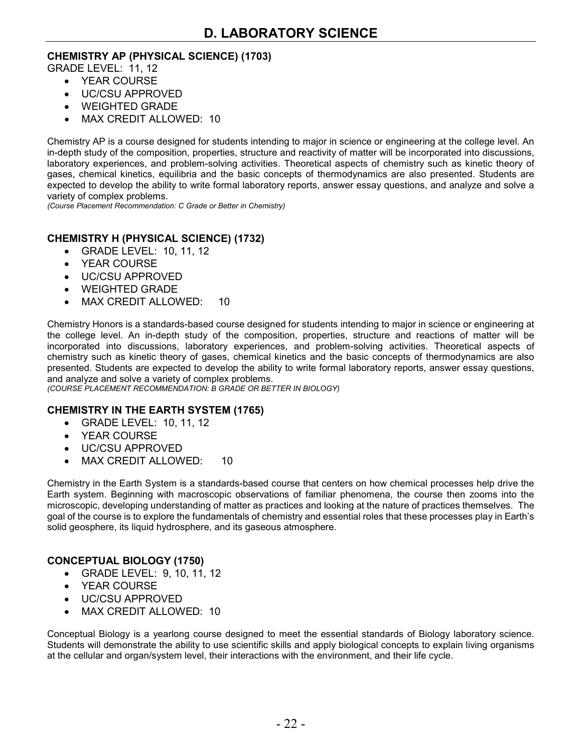# D. LABORATORY SCIENCE

**CHEMISTRY AP (PHYSICAL SCIENCE) (1703)**

GRADE LEVEL: 11, 12

- YEAR COURSE
- UC/CSU APPROVED
- WEIGHTED GRADE
- MAX CREDIT ALLOWED: 10

Chemistry AP is a course designed for students intending to major in science or engineering at the college level. An in-depth study of the composition, properties, structure and reactivity of matter will be incorporated into discussions, laboratory experiences, and problem-solving activities. Theoretical aspects of chemistry such as kinetic theory of gases, chemical kinetics, equilibria and the basic concepts of thermodynamics are also presented. Students are expected to develop the ability to write formal laboratory reports, answer essay questions, and analyze and solve a variety of complex problems.

*(Course Placement Recommendation: C Grade or Better in Chemistry)*

**CHEMISTRY H (PHYSICAL SCIENCE) (1732)**

- GRADE LEVEL: 10, 11, 12
- YEAR COURSE
- UC/CSU APPROVED
- WEIGHTED GRADE
- MAX CREDIT ALLOWED: 10

Chemistry Honors is a standards-based course designed for students intending to major in science or engineering at the college level. An in-depth study of the composition, properties, structure and reactions of matter will be incorporated into discussions, laboratory experiences, and problem-solving activities. Theoretical aspects of chemistry such as kinetic theory of gases, chemical kinetics and the basic concepts of thermodynamics are also presented. Students are expected to develop the ability to write formal laboratory reports, answer essay questions, and analyze and solve a variety of complex problems.

*(COURSE PLACEMENT RECOMMENDATION: B GRADE OR BETTER IN BIOLOGY)*

**CHEMISTRY IN THE EARTH SYSTEM (1765)**

- GRADE LEVEL: 10, 11, 12
- YEAR COURSE
- UC/CSU APPROVED
- MAX CREDIT ALLOWED: 10

Chemistry in the Earth System is a standards-based course that centers on how chemical processes help drive the Earth system. Beginning with macroscopic observations of familiar phenomena, the course then zooms into the microscopic, developing understanding of matter as practices and looking at the nature of practices themselves. The goal of the course is to explore the fundamentals of chemistry and essential roles that these processes play in Earth's solid geosphere, its liquid hydrosphere, and its gaseous atmosphere.

**CONCEPTUAL BIOLOGY (1750)**

- GRADE LEVEL: 9, 10, 11, 12
- YEAR COURSE
- UC/CSU APPROVED
- MAX CREDIT ALLOWED: 10

Conceptual Biology is a yearlong course designed to meet the essential standards of Biology laboratory science. Students will demonstrate the ability to use scientific skills and apply biological concepts to explain living organisms at the cellular and organ/system level, their interactions with the environment, and their life cycle.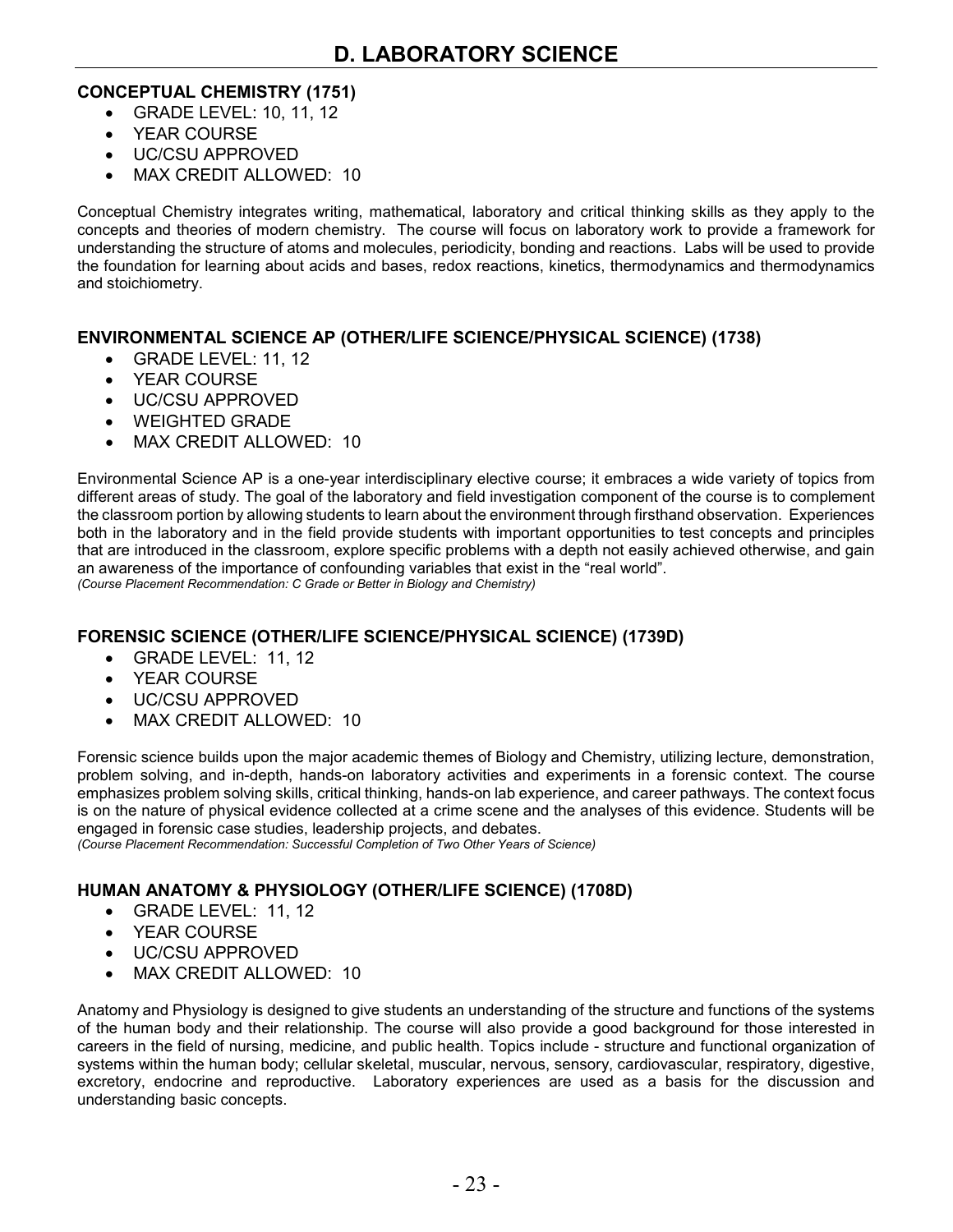# D. LABORATORY SCIENCE

### CONCEPTUAL CHEMISTRY (1751)

- GRADE LEVEL: 10, 11, 12
- YEAR COURSE
- UC/CSU APPROVED
- MAX CREDIT ALLOWED: 10

Conceptual Chemistry integrates writing, mathematical, laboratory and critical thinking skills as they apply to the concepts and theories of modern chemistry. The course will focus on laboratory work to provide a framework for understanding the structure of atoms and molecules, periodicity, bonding and reactions. Labs will be used to provide the foundation for learning about acids and bases, redox reactions, kinetics, thermodynamics and thermodynamics and stoichiometry.

### ENVIRONMENTAL SCIENCE AP (OTHER/LIFE SCIENCE/PHYSICAL SCIENCE) (1738)

- GRADE LEVEL: 11, 12
- YEAR COURSE
- UC/CSU APPROVED
- WEIGHTED GRADE
- MAX CREDIT ALLOWED: 10

Environmental Science AP is a one-year interdisciplinary elective course; it embraces a wide variety of topics from different areas of study. The goal of the laboratory and field investigation component of the course is to complement the classroom portion by allowing students to learn about the environment through firsthand observation. Experiences both in the laboratory and in the field provide students with important opportunities to test concepts and principles that are introduced in the classroom, explore specific problems with a depth not easily achieved otherwise, and gain an awareness of the importance of confounding variables that exist in the "real world".

*(Course Placement Recommendation: C Grade or Better in Biology and Chemistry)*

### FORENSIC SCIENCE (OTHER/LIFE SCIENCE/PHYSICAL SCIENCE) (1739D)

- GRADE LEVEL: 11, 12
- YEAR COURSE
- UC/CSU APPROVED
- MAX CREDIT ALLOWED: 10

Forensic science builds upon the major academic themes of Biology and Chemistry, utilizing lecture, demonstration, problem solving, and in-depth, hands-on laboratory activities and experiments in a forensic context. The course emphasizes problem solving skills, critical thinking, hands-on lab experience, and career pathways. The context focus is on the nature of physical evidence collected at a crime scene and the analyses of this evidence. Students will be engaged in forensic case studies, leadership projects, and debates.

*(Course Placement Recommendation: Successful Completion of Two Other Years of Science)*

### HUMAN ANATOMY & PHYSIOLOGY (OTHER/LIFE SCIENCE) (1708D)

- GRADE LEVEL: 11, 12
- YEAR COURSE
- UC/CSU APPROVED
- MAX CREDIT ALLOWED: 10

Anatomy and Physiology is designed to give students an understanding of the structure and functions of the systems of the human body and their relationship. The course will also provide a good background for those interested in careers in the field of nursing, medicine, and public health. Topics include - structure and functional organization of systems within the human body; cellular skeletal, muscular, nervous, sensory, cardiovascular, respiratory, digestive, excretory, endocrine and reproductive. Laboratory experiences are used as a basis for the discussion and understanding basic concepts.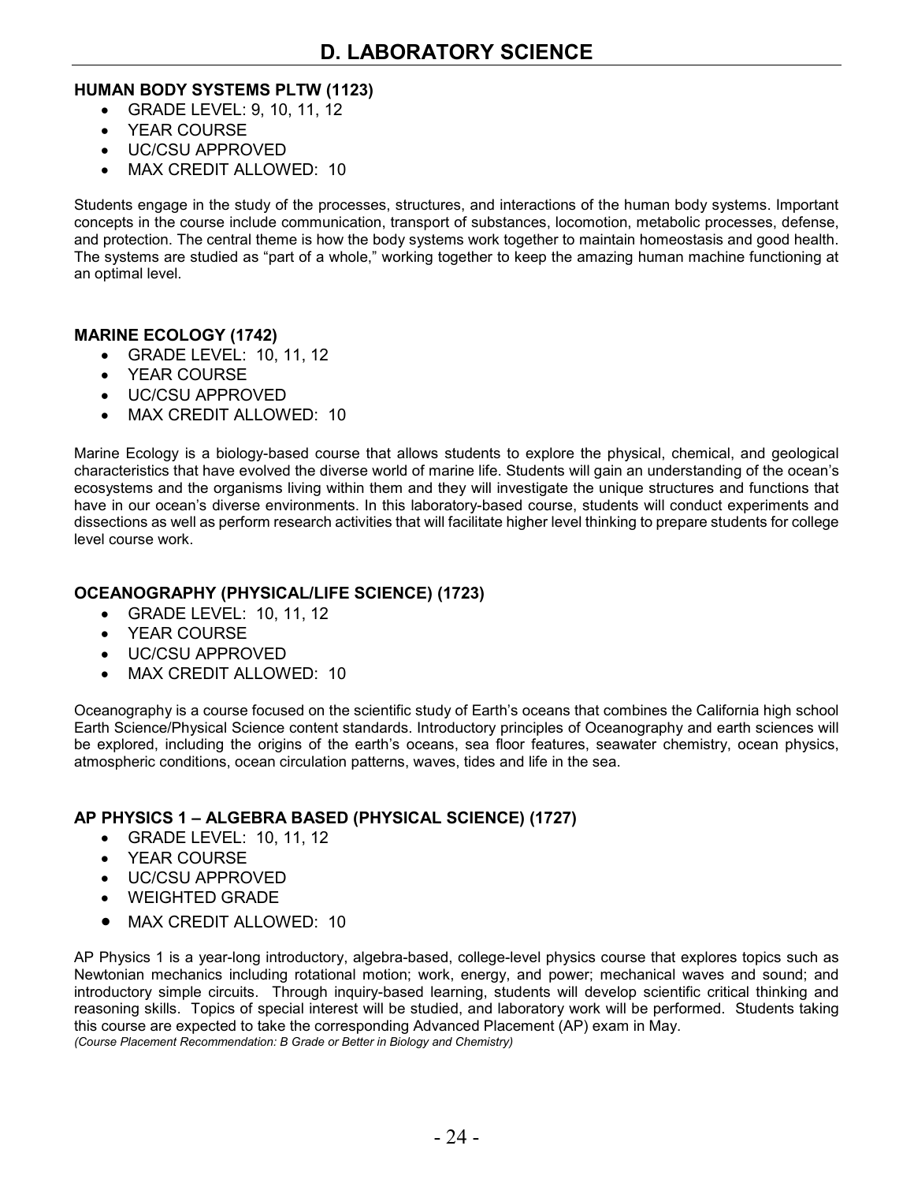# D. LABORATORY SCIENCE

**HUMAN BODY SYSTEMS PLTW (1123)**

- GRADE LEVEL: 9, 10, 11, 12
- YEAR COURSE
- UC/CSU APPROVED
- MAX CREDIT ALLOWED: 10

Students engage in the study of the processes, structures, and interactions of the human body systems. Important concepts in the course include communication, transport of substances, locomotion, metabolic processes, defense, and protection. The central theme is how the body systems work together to maintain homeostasis and good health. The systems are studied as "part of a whole," working together to keep the amazing human machine functioning at an optimal level.

**MARINE ECOLOGY (1742)**

- GRADE LEVEL: 10, 11, 12
- YEAR COURSE
- UC/CSU APPROVED
- MAX CREDIT ALLOWED: 10

Marine Ecology is a biology-based course that allows students to explore the physical, chemical, and geological characteristics that have evolved the diverse world of marine life. Students will gain an understanding of the ocean's ecosystems and the organisms living within them and they will investigate the unique structures and functions that have in our ocean's diverse environments. In this laboratory-based course, students will conduct experiments and dissections as well as perform research activities that will facilitate higher level thinking to prepare students for college level course work.

**OCEANOGRAPHY (PHYSICAL/LIFE SCIENCE) (1723)**

- GRADE LEVEL: 10, 11, 12
- YEAR COURSE
- UC/CSU APPROVED
- MAX CREDIT ALLOWED: 10

Oceanography is a course focused on the scientific study of Earth's oceans that combines the California high school Earth Science/Physical Science content standards. Introductory principles of Oceanography and earth sciences will be explored, including the origins of the earth's oceans, sea floor features, seawater chemistry, ocean physics, atmospheric conditions, ocean circulation patterns, waves, tides and life in the sea.

**AP PHYSICS 1 – ALGEBRA BASED (PHYSICAL SCIENCE) (1727)**

- GRADE LEVEL: 10, 11, 12
- YEAR COURSE
- UC/CSU APPROVED
- WEIGHTED GRADE
- MAX CREDIT ALLOWED: 10

AP Physics 1 is a year-long introductory, algebra-based, college-level physics course that explores topics such as Newtonian mechanics including rotational motion; work, energy, and power; mechanical waves and sound; and introductory simple circuits. Through inquiry-based learning, students will develop scientific critical thinking and reasoning skills. Topics of special interest will be studied, and laboratory work will be performed. Students taking this course are expected to take the corresponding Advanced Placement (AP) exam in May.
*(Course Placement Recommendation: B Grade or Better in Biology and Chemistry)*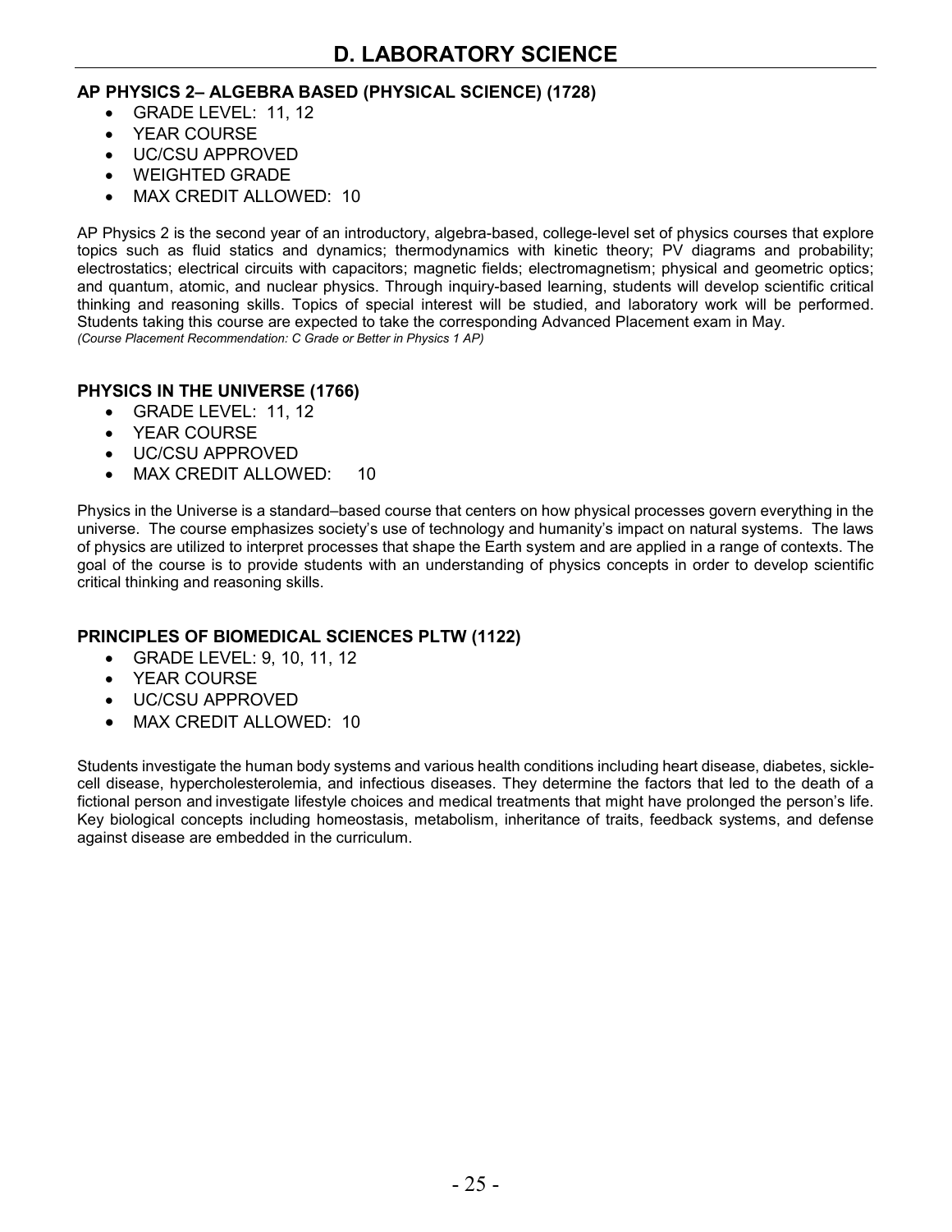# D. LABORATORY SCIENCE

### AP PHYSICS 2– ALGEBRA BASED (PHYSICAL SCIENCE) (1728)

- GRADE LEVEL: 11, 12
- YEAR COURSE
- UC/CSU APPROVED
- WEIGHTED GRADE
- MAX CREDIT ALLOWED: 10

AP Physics 2 is the second year of an introductory, algebra-based, college-level set of physics courses that explore topics such as fluid statics and dynamics; thermodynamics with kinetic theory; PV diagrams and probability; electrostatics; electrical circuits with capacitors; magnetic fields; electromagnetism; physical and geometric optics; and quantum, atomic, and nuclear physics. Through inquiry-based learning, students will develop scientific critical thinking and reasoning skills. Topics of special interest will be studied, and laboratory work will be performed. Students taking this course are expected to take the corresponding Advanced Placement exam in May.
*(Course Placement Recommendation: C Grade or Better in Physics 1 AP)*

### PHYSICS IN THE UNIVERSE (1766)

- GRADE LEVEL: 11, 12
- YEAR COURSE
- UC/CSU APPROVED
- MAX CREDIT ALLOWED: 10

Physics in the Universe is a standard–based course that centers on how physical processes govern everything in the universe. The course emphasizes society's use of technology and humanity's impact on natural systems. The laws of physics are utilized to interpret processes that shape the Earth system and are applied in a range of contexts. The goal of the course is to provide students with an understanding of physics concepts in order to develop scientific critical thinking and reasoning skills.

### PRINCIPLES OF BIOMEDICAL SCIENCES PLTW (1122)

- GRADE LEVEL: 9, 10, 11, 12
- YEAR COURSE
- UC/CSU APPROVED
- MAX CREDIT ALLOWED: 10

Students investigate the human body systems and various health conditions including heart disease, diabetes, sickle-cell disease, hypercholesterolemia, and infectious diseases. They determine the factors that led to the death of a fictional person and investigate lifestyle choices and medical treatments that might have prolonged the person's life. Key biological concepts including homeostasis, metabolism, inheritance of traits, feedback systems, and defense against disease are embedded in the curriculum.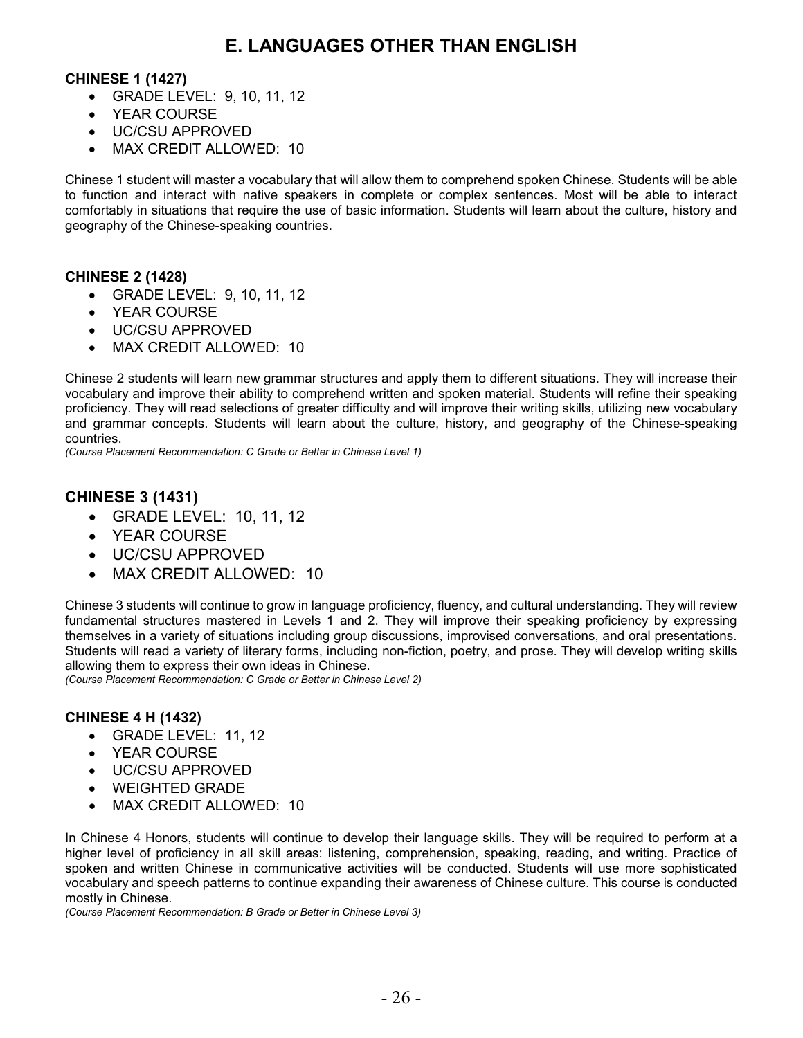# E. LANGUAGES OTHER THAN ENGLISH

**CHINESE 1 (1427)**

- GRADE LEVEL: 9, 10, 11, 12
- YEAR COURSE
- UC/CSU APPROVED
- MAX CREDIT ALLOWED: 10

Chinese 1 student will master a vocabulary that will allow them to comprehend spoken Chinese. Students will be able to function and interact with native speakers in complete or complex sentences. Most will be able to interact comfortably in situations that require the use of basic information. Students will learn about the culture, history and geography of the Chinese-speaking countries.

**CHINESE 2 (1428)**

- GRADE LEVEL: 9, 10, 11, 12
- YEAR COURSE
- UC/CSU APPROVED
- MAX CREDIT ALLOWED: 10

Chinese 2 students will learn new grammar structures and apply them to different situations. They will increase their vocabulary and improve their ability to comprehend written and spoken material. Students will refine their speaking proficiency. They will read selections of greater difficulty and will improve their writing skills, utilizing new vocabulary and grammar concepts. Students will learn about the culture, history, and geography of the Chinese-speaking countries.

*(Course Placement Recommendation: C Grade or Better in Chinese Level 1)*

**CHINESE 3 (1431)**

- GRADE LEVEL: 10, 11, 12
- YEAR COURSE
- UC/CSU APPROVED
- MAX CREDIT ALLOWED: 10

Chinese 3 students will continue to grow in language proficiency, fluency, and cultural understanding. They will review fundamental structures mastered in Levels 1 and 2. They will improve their speaking proficiency by expressing themselves in a variety of situations including group discussions, improvised conversations, and oral presentations. Students will read a variety of literary forms, including non-fiction, poetry, and prose. They will develop writing skills allowing them to express their own ideas in Chinese.

*(Course Placement Recommendation: C Grade or Better in Chinese Level 2)*

**CHINESE 4 H (1432)**

- GRADE LEVEL: 11, 12
- YEAR COURSE
- UC/CSU APPROVED
- WEIGHTED GRADE
- MAX CREDIT ALLOWED: 10

In Chinese 4 Honors, students will continue to develop their language skills. They will be required to perform at a higher level of proficiency in all skill areas: listening, comprehension, speaking, reading, and writing. Practice of spoken and written Chinese in communicative activities will be conducted. Students will use more sophisticated vocabulary and speech patterns to continue expanding their awareness of Chinese culture. This course is conducted mostly in Chinese.

*(Course Placement Recommendation: B Grade or Better in Chinese Level 3)*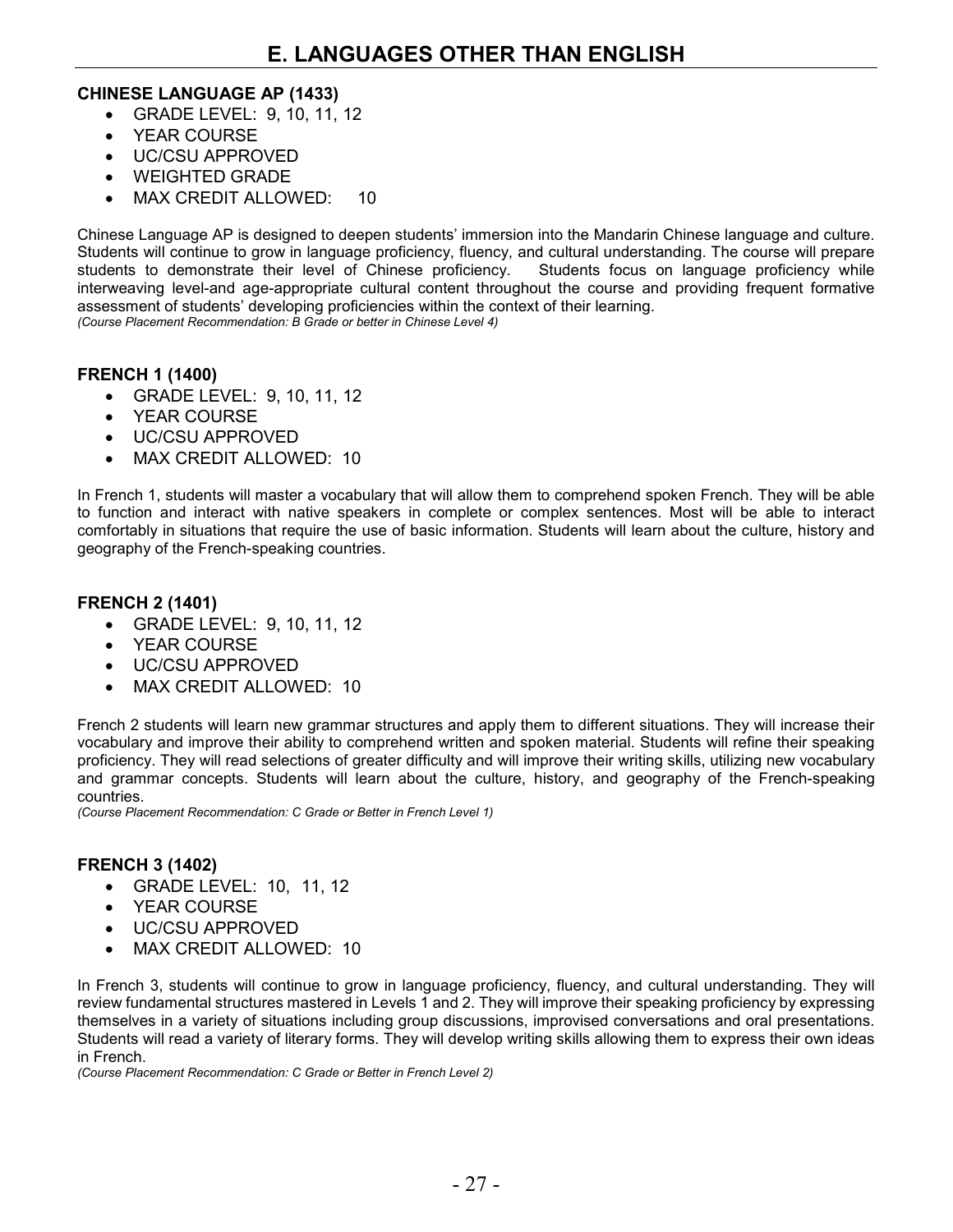# E. LANGUAGES OTHER THAN ENGLISH

**CHINESE LANGUAGE AP (1433)**

- GRADE LEVEL: 9, 10, 11, 12
- YEAR COURSE
- UC/CSU APPROVED
- WEIGHTED GRADE
- MAX CREDIT ALLOWED: 10

Chinese Language AP is designed to deepen students' immersion into the Mandarin Chinese language and culture. Students will continue to grow in language proficiency, fluency, and cultural understanding. The course will prepare students to demonstrate their level of Chinese proficiency. Students focus on language proficiency while interweaving level-and age-appropriate cultural content throughout the course and providing frequent formative assessment of students' developing proficiencies within the context of their learning.
*(Course Placement Recommendation: B Grade or better in Chinese Level 4)*

**FRENCH 1 (1400)**

- GRADE LEVEL: 9, 10, 11, 12
- YEAR COURSE
- UC/CSU APPROVED
- MAX CREDIT ALLOWED: 10

In French 1, students will master a vocabulary that will allow them to comprehend spoken French. They will be able to function and interact with native speakers in complete or complex sentences. Most will be able to interact comfortably in situations that require the use of basic information. Students will learn about the culture, history and geography of the French-speaking countries.

**FRENCH 2 (1401)**

- GRADE LEVEL: 9, 10, 11, 12
- YEAR COURSE
- UC/CSU APPROVED
- MAX CREDIT ALLOWED: 10

French 2 students will learn new grammar structures and apply them to different situations. They will increase their vocabulary and improve their ability to comprehend written and spoken material. Students will refine their speaking proficiency. They will read selections of greater difficulty and will improve their writing skills, utilizing new vocabulary and grammar concepts. Students will learn about the culture, history, and geography of the French-speaking countries.
*(Course Placement Recommendation: C Grade or Better in French Level 1)*

**FRENCH 3 (1402)**

- GRADE LEVEL: 10, 11, 12
- YEAR COURSE
- UC/CSU APPROVED
- MAX CREDIT ALLOWED: 10

In French 3, students will continue to grow in language proficiency, fluency, and cultural understanding. They will review fundamental structures mastered in Levels 1 and 2. They will improve their speaking proficiency by expressing themselves in a variety of situations including group discussions, improvised conversations and oral presentations. Students will read a variety of literary forms. They will develop writing skills allowing them to express their own ideas in French.
*(Course Placement Recommendation: C Grade or Better in French Level 2)*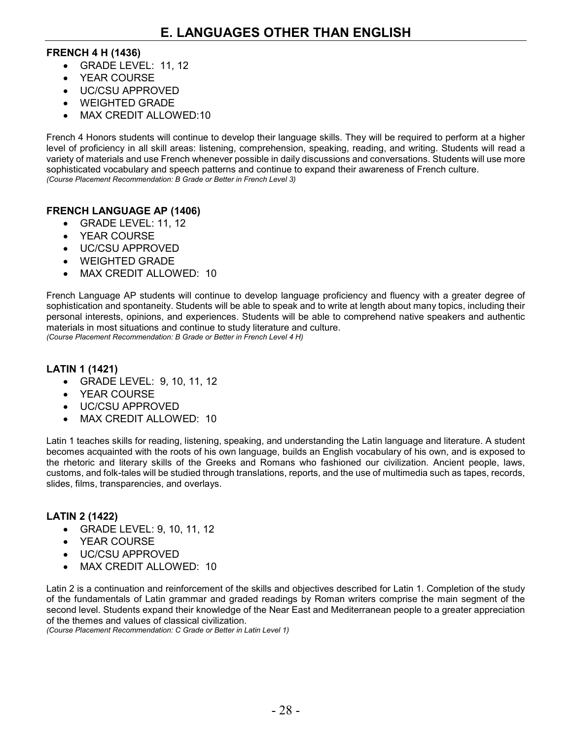# E. LANGUAGES OTHER THAN ENGLISH

**FRENCH 4 H (1436)**

- GRADE LEVEL: 11, 12
- YEAR COURSE
- UC/CSU APPROVED
- WEIGHTED GRADE
- MAX CREDIT ALLOWED:10

French 4 Honors students will continue to develop their language skills. They will be required to perform at a higher level of proficiency in all skill areas: listening, comprehension, speaking, reading, and writing. Students will read a variety of materials and use French whenever possible in daily discussions and conversations. Students will use more sophisticated vocabulary and speech patterns and continue to expand their awareness of French culture.
*(Course Placement Recommendation: B Grade or Better in French Level 3)*

**FRENCH LANGUAGE AP (1406)**

- GRADE LEVEL: 11, 12
- YEAR COURSE
- UC/CSU APPROVED
- WEIGHTED GRADE
- MAX CREDIT ALLOWED: 10

French Language AP students will continue to develop language proficiency and fluency with a greater degree of sophistication and spontaneity. Students will be able to speak and to write at length about many topics, including their personal interests, opinions, and experiences. Students will be able to comprehend native speakers and authentic materials in most situations and continue to study literature and culture.
*(Course Placement Recommendation: B Grade or Better in French Level 4 H)*

**LATIN 1 (1421)**

- GRADE LEVEL: 9, 10, 11, 12
- YEAR COURSE
- UC/CSU APPROVED
- MAX CREDIT ALLOWED: 10

Latin 1 teaches skills for reading, listening, speaking, and understanding the Latin language and literature. A student becomes acquainted with the roots of his own language, builds an English vocabulary of his own, and is exposed to the rhetoric and literary skills of the Greeks and Romans who fashioned our civilization. Ancient people, laws, customs, and folk-tales will be studied through translations, reports, and the use of multimedia such as tapes, records, slides, films, transparencies, and overlays.

**LATIN 2 (1422)**

- GRADE LEVEL: 9, 10, 11, 12
- YEAR COURSE
- UC/CSU APPROVED
- MAX CREDIT ALLOWED: 10

Latin 2 is a continuation and reinforcement of the skills and objectives described for Latin 1. Completion of the study of the fundamentals of Latin grammar and graded readings by Roman writers comprise the main segment of the second level. Students expand their knowledge of the Near East and Mediterranean people to a greater appreciation of the themes and values of classical civilization.
*(Course Placement Recommendation: C Grade or Better in Latin Level 1)*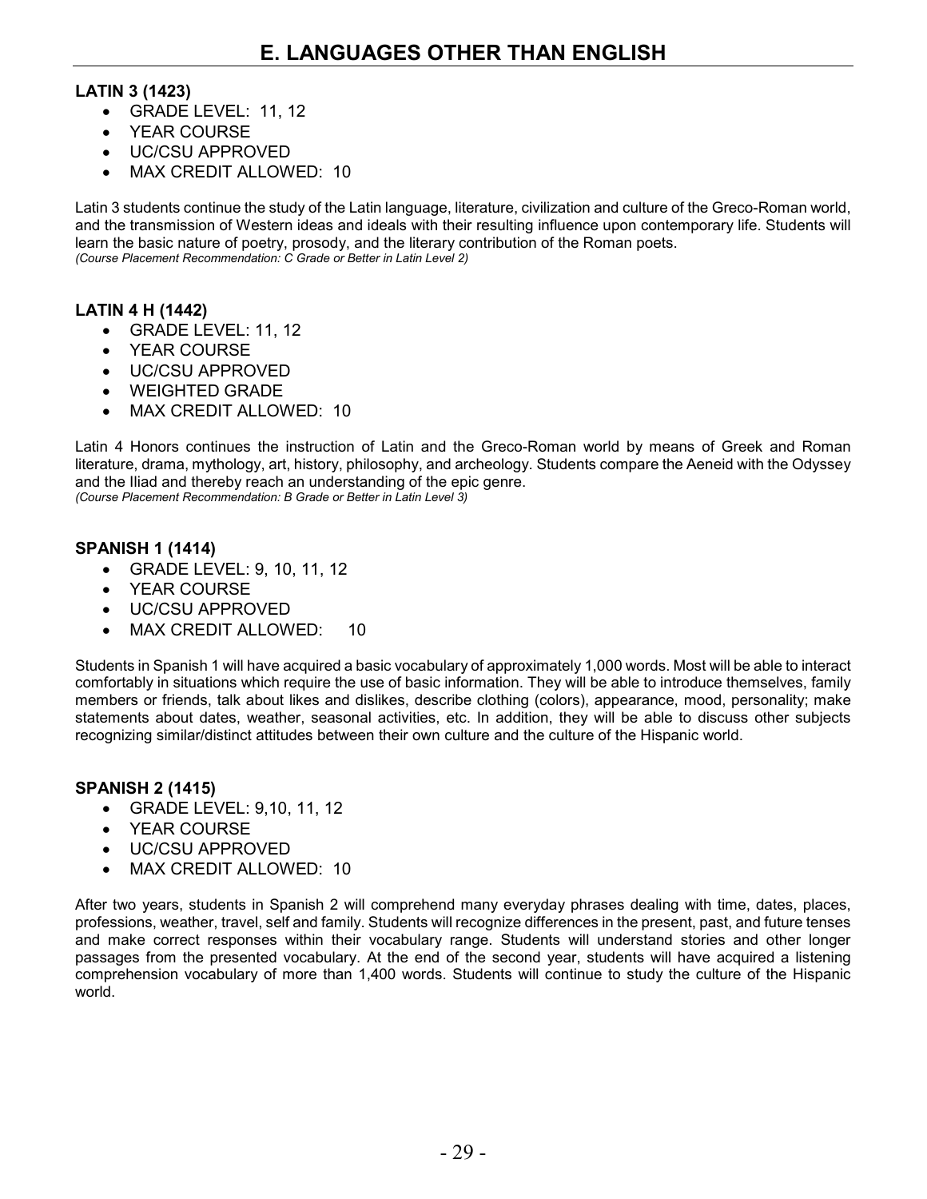# E. LANGUAGES OTHER THAN ENGLISH

**LATIN 3 (1423)**

- GRADE LEVEL: 11, 12
- YEAR COURSE
- UC/CSU APPROVED
- MAX CREDIT ALLOWED: 10

Latin 3 students continue the study of the Latin language, literature, civilization and culture of the Greco-Roman world, and the transmission of Western ideas and ideals with their resulting influence upon contemporary life. Students will learn the basic nature of poetry, prosody, and the literary contribution of the Roman poets.
*(Course Placement Recommendation: C Grade or Better in Latin Level 2)*

**LATIN 4 H (1442)**

- GRADE LEVEL: 11, 12
- YEAR COURSE
- UC/CSU APPROVED
- WEIGHTED GRADE
- MAX CREDIT ALLOWED: 10

Latin 4 Honors continues the instruction of Latin and the Greco-Roman world by means of Greek and Roman literature, drama, mythology, art, history, philosophy, and archeology. Students compare the Aeneid with the Odyssey and the Iliad and thereby reach an understanding of the epic genre.
*(Course Placement Recommendation: B Grade or Better in Latin Level 3)*

**SPANISH 1 (1414)**

- GRADE LEVEL: 9, 10, 11, 12
- YEAR COURSE
- UC/CSU APPROVED
- MAX CREDIT ALLOWED: 10

Students in Spanish 1 will have acquired a basic vocabulary of approximately 1,000 words. Most will be able to interact comfortably in situations which require the use of basic information. They will be able to introduce themselves, family members or friends, talk about likes and dislikes, describe clothing (colors), appearance, mood, personality; make statements about dates, weather, seasonal activities, etc. In addition, they will be able to discuss other subjects recognizing similar/distinct attitudes between their own culture and the culture of the Hispanic world.

**SPANISH 2 (1415)**

- GRADE LEVEL: 9,10, 11, 12
- YEAR COURSE
- UC/CSU APPROVED
- MAX CREDIT ALLOWED: 10

After two years, students in Spanish 2 will comprehend many everyday phrases dealing with time, dates, places, professions, weather, travel, self and family. Students will recognize differences in the present, past, and future tenses and make correct responses within their vocabulary range. Students will understand stories and other longer passages from the presented vocabulary. At the end of the second year, students will have acquired a listening comprehension vocabulary of more than 1,400 words. Students will continue to study the culture of the Hispanic world.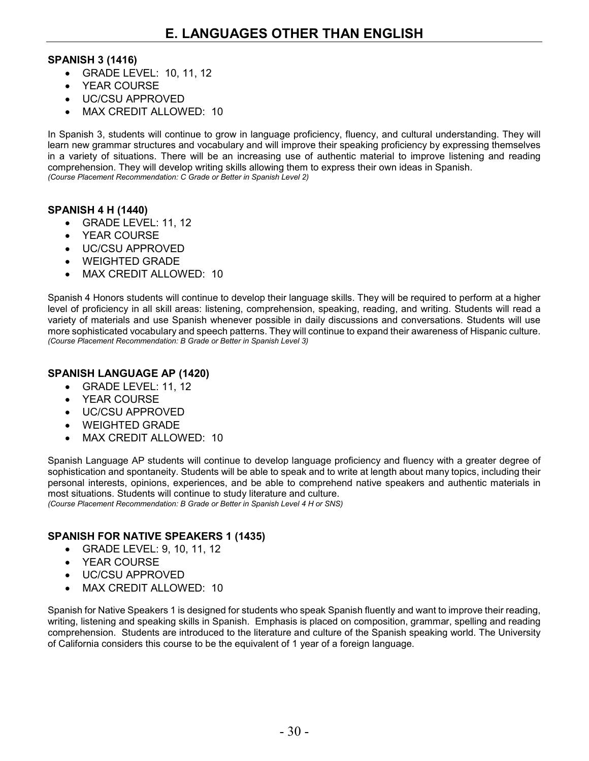# E. LANGUAGES OTHER THAN ENGLISH

### SPANISH 3 (1416)

- GRADE LEVEL: 10, 11, 12
- YEAR COURSE
- UC/CSU APPROVED
- MAX CREDIT ALLOWED: 10

In Spanish 3, students will continue to grow in language proficiency, fluency, and cultural understanding. They will learn new grammar structures and vocabulary and will improve their speaking proficiency by expressing themselves in a variety of situations. There will be an increasing use of authentic material to improve listening and reading comprehension. They will develop writing skills allowing them to express their own ideas in Spanish.
*(Course Placement Recommendation: C Grade or Better in Spanish Level 2)*

### SPANISH 4 H (1440)

- GRADE LEVEL: 11, 12
- YEAR COURSE
- UC/CSU APPROVED
- WEIGHTED GRADE
- MAX CREDIT ALLOWED: 10

Spanish 4 Honors students will continue to develop their language skills. They will be required to perform at a higher level of proficiency in all skill areas: listening, comprehension, speaking, reading, and writing. Students will read a variety of materials and use Spanish whenever possible in daily discussions and conversations. Students will use more sophisticated vocabulary and speech patterns. They will continue to expand their awareness of Hispanic culture.
*(Course Placement Recommendation: B Grade or Better in Spanish Level 3)*

### SPANISH LANGUAGE AP (1420)

- GRADE LEVEL: 11, 12
- YEAR COURSE
- UC/CSU APPROVED
- WEIGHTED GRADE
- MAX CREDIT ALLOWED: 10

Spanish Language AP students will continue to develop language proficiency and fluency with a greater degree of sophistication and spontaneity. Students will be able to speak and to write at length about many topics, including their personal interests, opinions, experiences, and be able to comprehend native speakers and authentic materials in most situations. Students will continue to study literature and culture.
*(Course Placement Recommendation: B Grade or Better in Spanish Level 4 H or SNS)*

### SPANISH FOR NATIVE SPEAKERS 1 (1435)

- GRADE LEVEL: 9, 10, 11, 12
- YEAR COURSE
- UC/CSU APPROVED
- MAX CREDIT ALLOWED: 10

Spanish for Native Speakers 1 is designed for students who speak Spanish fluently and want to improve their reading, writing, listening and speaking skills in Spanish. Emphasis is placed on composition, grammar, spelling and reading comprehension. Students are introduced to the literature and culture of the Spanish speaking world. The University of California considers this course to be the equivalent of 1 year of a foreign language.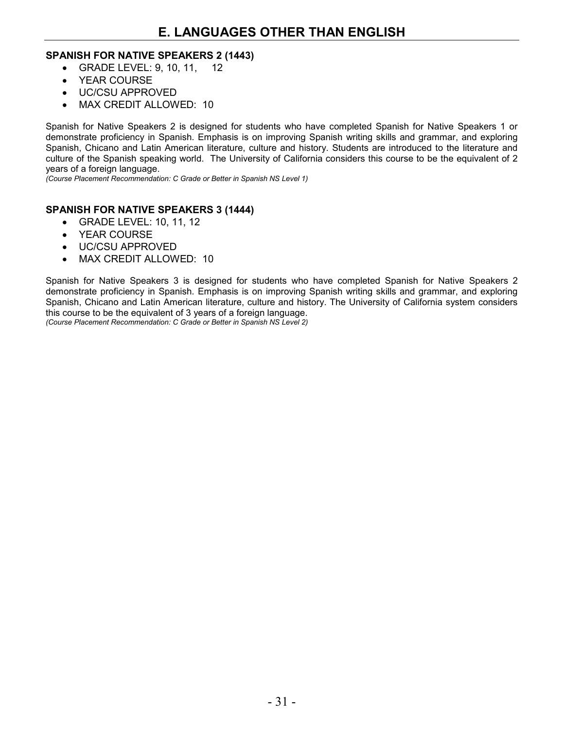# E. LANGUAGES OTHER THAN ENGLISH

### SPANISH FOR NATIVE SPEAKERS 2 (1443)

- GRADE LEVEL: 9, 10, 11, 12
- YEAR COURSE
- UC/CSU APPROVED
- MAX CREDIT ALLOWED: 10

Spanish for Native Speakers 2 is designed for students who have completed Spanish for Native Speakers 1 or demonstrate proficiency in Spanish. Emphasis is on improving Spanish writing skills and grammar, and exploring Spanish, Chicano and Latin American literature, culture and history. Students are introduced to the literature and culture of the Spanish speaking world. The University of California considers this course to be the equivalent of 2 years of a foreign language.

*(Course Placement Recommendation: C Grade or Better in Spanish NS Level 1)*

### SPANISH FOR NATIVE SPEAKERS 3 (1444)

- GRADE LEVEL: 10, 11, 12
- YEAR COURSE
- UC/CSU APPROVED
- MAX CREDIT ALLOWED: 10

Spanish for Native Speakers 3 is designed for students who have completed Spanish for Native Speakers 2 demonstrate proficiency in Spanish. Emphasis is on improving Spanish writing skills and grammar, and exploring Spanish, Chicano and Latin American literature, culture and history. The University of California system considers this course to be the equivalent of 3 years of a foreign language.

*(Course Placement Recommendation: C Grade or Better in Spanish NS Level 2)*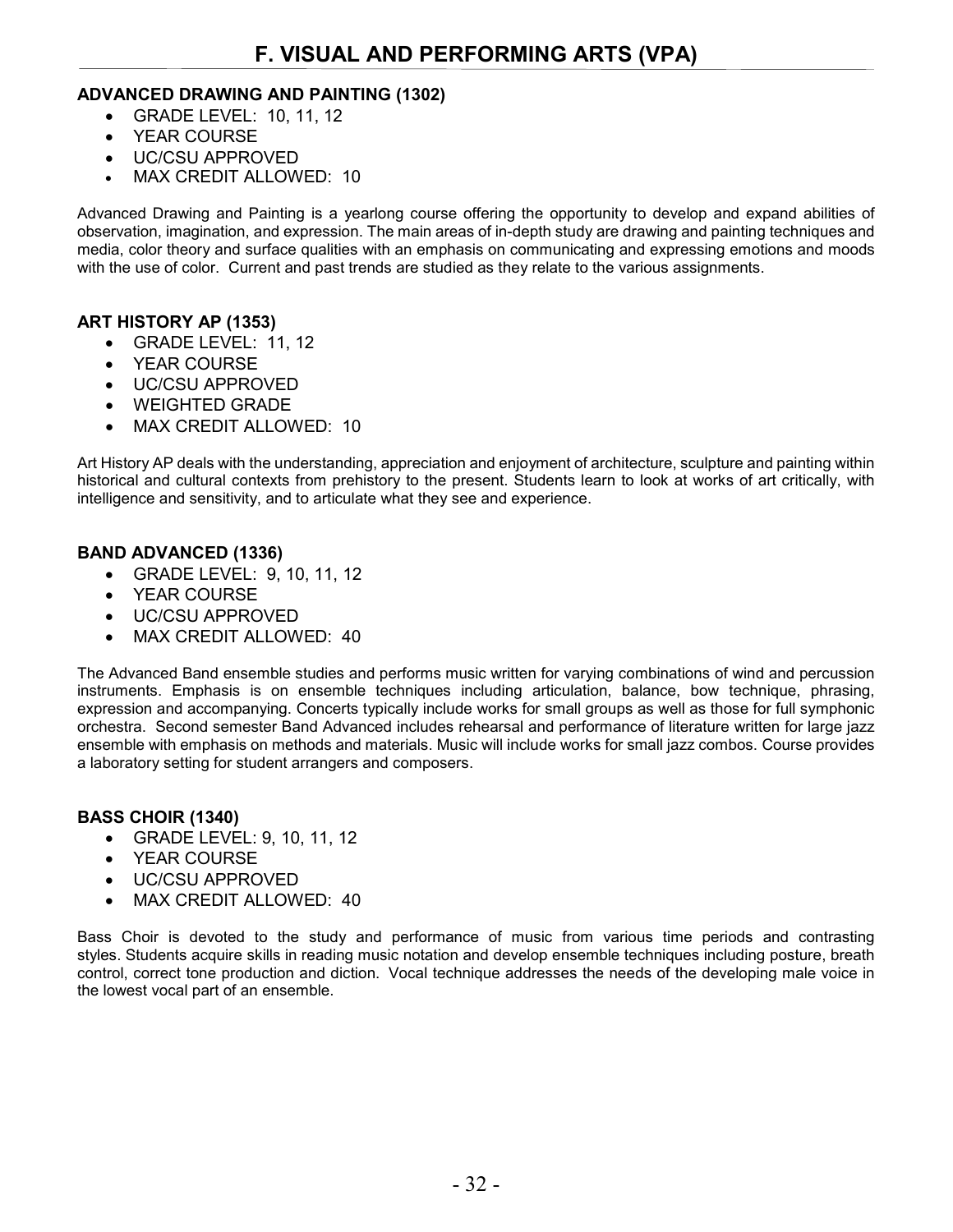# F. VISUAL AND PERFORMING ARTS (VPA)

**ADVANCED DRAWING AND PAINTING (1302)**

- GRADE LEVEL: 10, 11, 12
- YEAR COURSE
- UC/CSU APPROVED
- MAX CREDIT ALLOWED: 10

Advanced Drawing and Painting is a yearlong course offering the opportunity to develop and expand abilities of observation, imagination, and expression. The main areas of in-depth study are drawing and painting techniques and media, color theory and surface qualities with an emphasis on communicating and expressing emotions and moods with the use of color. Current and past trends are studied as they relate to the various assignments.

**ART HISTORY AP (1353)**

- GRADE LEVEL: 11, 12
- YEAR COURSE
- UC/CSU APPROVED
- WEIGHTED GRADE
- MAX CREDIT ALLOWED: 10

Art History AP deals with the understanding, appreciation and enjoyment of architecture, sculpture and painting within historical and cultural contexts from prehistory to the present. Students learn to look at works of art critically, with intelligence and sensitivity, and to articulate what they see and experience.

**BAND ADVANCED (1336)**

- GRADE LEVEL: 9, 10, 11, 12
- YEAR COURSE
- UC/CSU APPROVED
- MAX CREDIT ALLOWED: 40

The Advanced Band ensemble studies and performs music written for varying combinations of wind and percussion instruments. Emphasis is on ensemble techniques including articulation, balance, bow technique, phrasing, expression and accompanying. Concerts typically include works for small groups as well as those for full symphonic orchestra. Second semester Band Advanced includes rehearsal and performance of literature written for large jazz ensemble with emphasis on methods and materials. Music will include works for small jazz combos. Course provides a laboratory setting for student arrangers and composers.

**BASS CHOIR (1340)**

- GRADE LEVEL: 9, 10, 11, 12
- YEAR COURSE
- UC/CSU APPROVED
- MAX CREDIT ALLOWED: 40

Bass Choir is devoted to the study and performance of music from various time periods and contrasting styles. Students acquire skills in reading music notation and develop ensemble techniques including posture, breath control, correct tone production and diction. Vocal technique addresses the needs of the developing male voice in the lowest vocal part of an ensemble.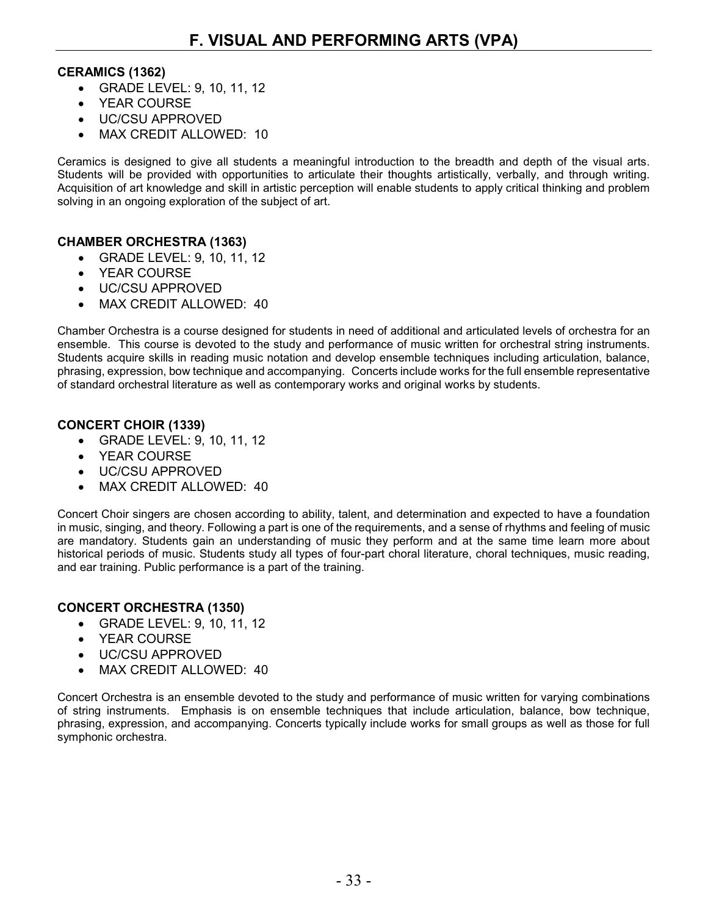# F. VISUAL AND PERFORMING ARTS (VPA)

**CERAMICS (1362)**

- GRADE LEVEL: 9, 10, 11, 12
- YEAR COURSE
- UC/CSU APPROVED
- MAX CREDIT ALLOWED: 10

Ceramics is designed to give all students a meaningful introduction to the breadth and depth of the visual arts. Students will be provided with opportunities to articulate their thoughts artistically, verbally, and through writing. Acquisition of art knowledge and skill in artistic perception will enable students to apply critical thinking and problem solving in an ongoing exploration of the subject of art.

**CHAMBER ORCHESTRA (1363)**

- GRADE LEVEL: 9, 10, 11, 12
- YEAR COURSE
- UC/CSU APPROVED
- MAX CREDIT ALLOWED: 40

Chamber Orchestra is a course designed for students in need of additional and articulated levels of orchestra for an ensemble. This course is devoted to the study and performance of music written for orchestral string instruments. Students acquire skills in reading music notation and develop ensemble techniques including articulation, balance, phrasing, expression, bow technique and accompanying. Concerts include works for the full ensemble representative of standard orchestral literature as well as contemporary works and original works by students.

**CONCERT CHOIR (1339)**

- GRADE LEVEL: 9, 10, 11, 12
- YEAR COURSE
- UC/CSU APPROVED
- MAX CREDIT ALLOWED: 40

Concert Choir singers are chosen according to ability, talent, and determination and expected to have a foundation in music, singing, and theory. Following a part is one of the requirements, and a sense of rhythms and feeling of music are mandatory. Students gain an understanding of music they perform and at the same time learn more about historical periods of music. Students study all types of four-part choral literature, choral techniques, music reading, and ear training. Public performance is a part of the training.

**CONCERT ORCHESTRA (1350)**

- GRADE LEVEL: 9, 10, 11, 12
- YEAR COURSE
- UC/CSU APPROVED
- MAX CREDIT ALLOWED: 40

Concert Orchestra is an ensemble devoted to the study and performance of music written for varying combinations of string instruments. Emphasis is on ensemble techniques that include articulation, balance, bow technique, phrasing, expression, and accompanying. Concerts typically include works for small groups as well as those for full symphonic orchestra.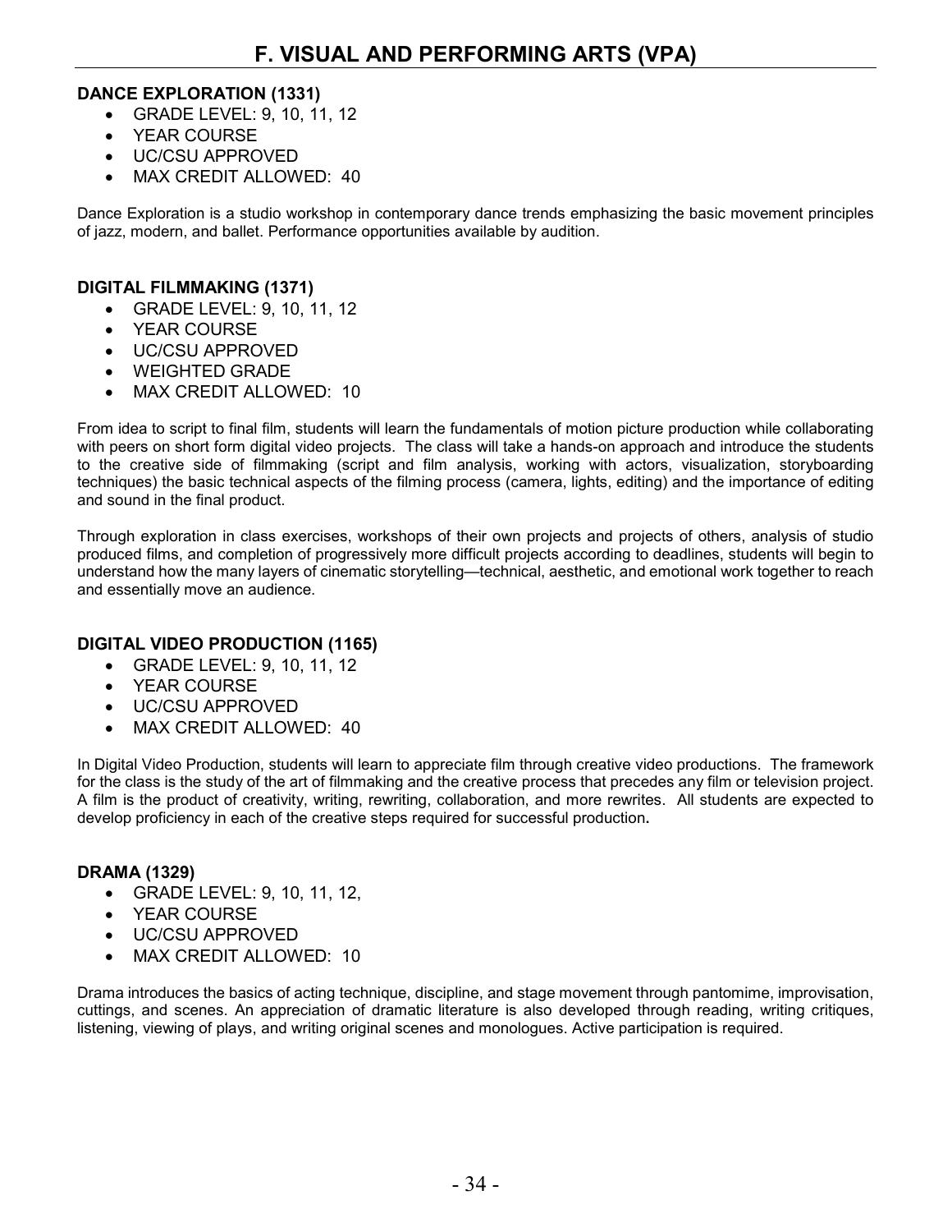# F. VISUAL AND PERFORMING ARTS (VPA)

**DANCE EXPLORATION (1331)**

- GRADE LEVEL: 9, 10, 11, 12
- YEAR COURSE
- UC/CSU APPROVED
- MAX CREDIT ALLOWED: 40

Dance Exploration is a studio workshop in contemporary dance trends emphasizing the basic movement principles of jazz, modern, and ballet. Performance opportunities available by audition.

**DIGITAL FILMMAKING (1371)**

- GRADE LEVEL: 9, 10, 11, 12
- YEAR COURSE
- UC/CSU APPROVED
- WEIGHTED GRADE
- MAX CREDIT ALLOWED: 10

From idea to script to final film, students will learn the fundamentals of motion picture production while collaborating with peers on short form digital video projects. The class will take a hands-on approach and introduce the students to the creative side of filmmaking (script and film analysis, working with actors, visualization, storyboarding techniques) the basic technical aspects of the filming process (camera, lights, editing) and the importance of editing and sound in the final product.

Through exploration in class exercises, workshops of their own projects and projects of others, analysis of studio produced films, and completion of progressively more difficult projects according to deadlines, students will begin to understand how the many layers of cinematic storytelling—technical, aesthetic, and emotional work together to reach and essentially move an audience.

**DIGITAL VIDEO PRODUCTION (1165)**

- GRADE LEVEL: 9, 10, 11, 12
- YEAR COURSE
- UC/CSU APPROVED
- MAX CREDIT ALLOWED: 40

In Digital Video Production, students will learn to appreciate film through creative video productions. The framework for the class is the study of the art of filmmaking and the creative process that precedes any film or television project. A film is the product of creativity, writing, rewriting, collaboration, and more rewrites. All students are expected to develop proficiency in each of the creative steps required for successful production**.**

**DRAMA (1329)**

- GRADE LEVEL: 9, 10, 11, 12,
- YEAR COURSE
- UC/CSU APPROVED
- MAX CREDIT ALLOWED: 10

Drama introduces the basics of acting technique, discipline, and stage movement through pantomime, improvisation, cuttings, and scenes. An appreciation of dramatic literature is also developed through reading, writing critiques, listening, viewing of plays, and writing original scenes and monologues. Active participation is required.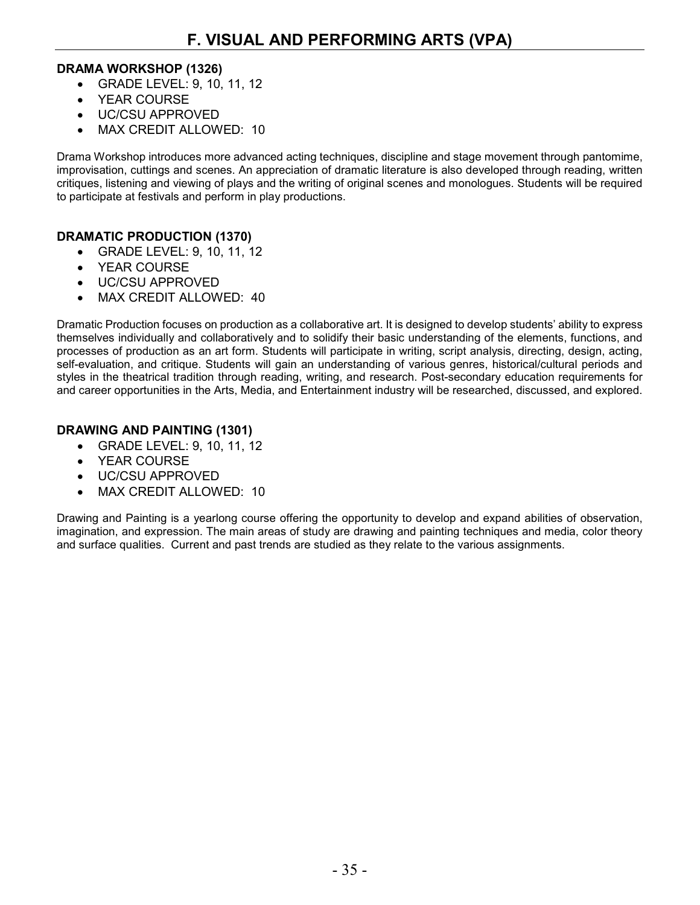# F. VISUAL AND PERFORMING ARTS (VPA)

**DRAMA WORKSHOP (1326)**

- GRADE LEVEL: 9, 10, 11, 12
- YEAR COURSE
- UC/CSU APPROVED
- MAX CREDIT ALLOWED: 10

Drama Workshop introduces more advanced acting techniques, discipline and stage movement through pantomime, improvisation, cuttings and scenes. An appreciation of dramatic literature is also developed through reading, written critiques, listening and viewing of plays and the writing of original scenes and monologues. Students will be required to participate at festivals and perform in play productions.

**DRAMATIC PRODUCTION (1370)**

- GRADE LEVEL: 9, 10, 11, 12
- YEAR COURSE
- UC/CSU APPROVED
- MAX CREDIT ALLOWED: 40

Dramatic Production focuses on production as a collaborative art. It is designed to develop students' ability to express themselves individually and collaboratively and to solidify their basic understanding of the elements, functions, and processes of production as an art form. Students will participate in writing, script analysis, directing, design, acting, self-evaluation, and critique. Students will gain an understanding of various genres, historical/cultural periods and styles in the theatrical tradition through reading, writing, and research. Post-secondary education requirements for and career opportunities in the Arts, Media, and Entertainment industry will be researched, discussed, and explored.

**DRAWING AND PAINTING (1301)**

- GRADE LEVEL: 9, 10, 11, 12
- YEAR COURSE
- UC/CSU APPROVED
- MAX CREDIT ALLOWED: 10

Drawing and Painting is a yearlong course offering the opportunity to develop and expand abilities of observation, imagination, and expression. The main areas of study are drawing and painting techniques and media, color theory and surface qualities. Current and past trends are studied as they relate to the various assignments.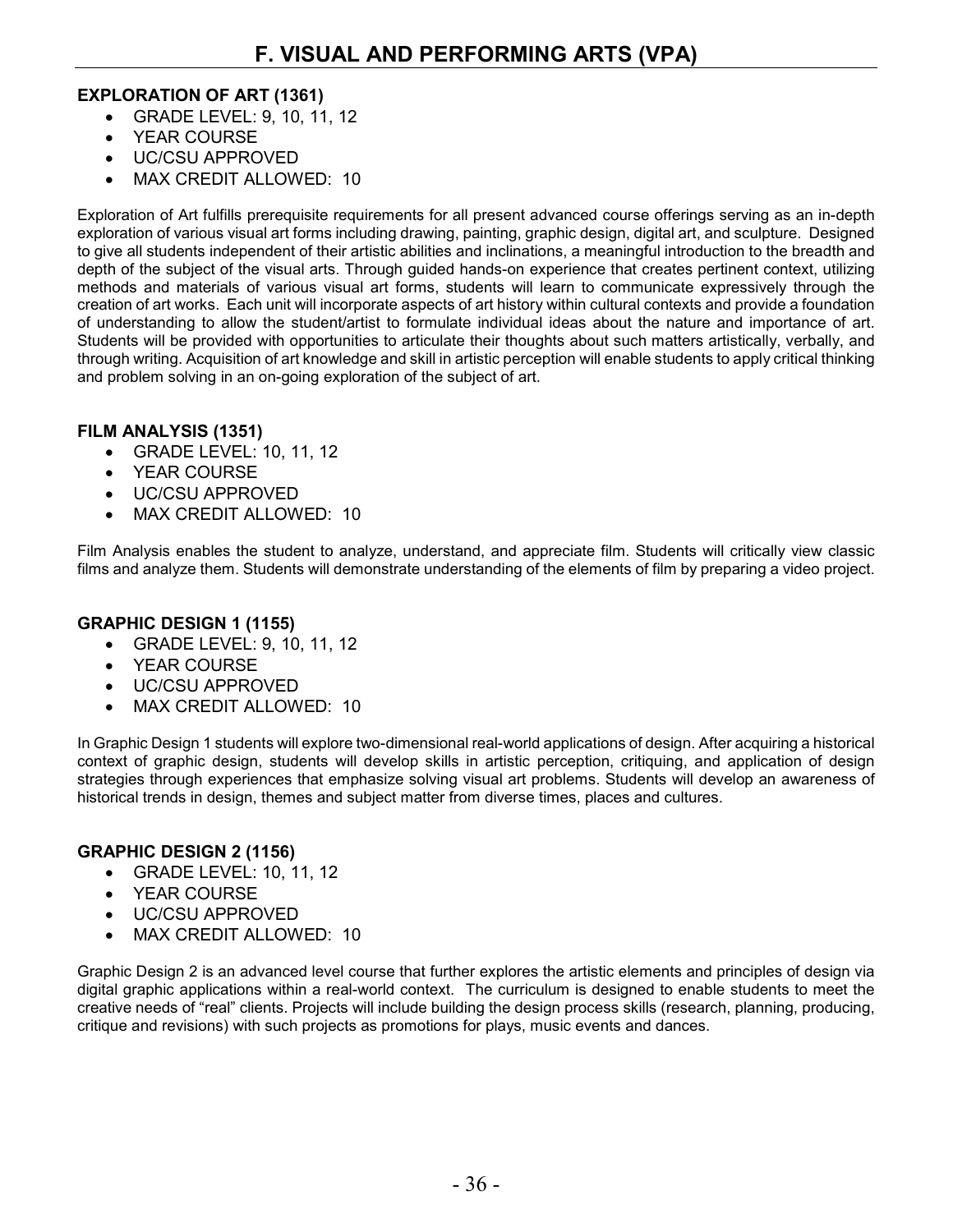# F. VISUAL AND PERFORMING ARTS (VPA)

**EXPLORATION OF ART (1361)**

- GRADE LEVEL: 9, 10, 11, 12
- YEAR COURSE
- UC/CSU APPROVED
- MAX CREDIT ALLOWED: 10

Exploration of Art fulfills prerequisite requirements for all present advanced course offerings serving as an in-depth exploration of various visual art forms including drawing, painting, graphic design, digital art, and sculpture. Designed to give all students independent of their artistic abilities and inclinations, a meaningful introduction to the breadth and depth of the subject of the visual arts. Through guided hands-on experience that creates pertinent context, utilizing methods and materials of various visual art forms, students will learn to communicate expressively through the creation of art works. Each unit will incorporate aspects of art history within cultural contexts and provide a foundation of understanding to allow the student/artist to formulate individual ideas about the nature and importance of art. Students will be provided with opportunities to articulate their thoughts about such matters artistically, verbally, and through writing. Acquisition of art knowledge and skill in artistic perception will enable students to apply critical thinking and problem solving in an on-going exploration of the subject of art.

**FILM ANALYSIS (1351)**

- GRADE LEVEL: 10, 11, 12
- YEAR COURSE
- UC/CSU APPROVED
- MAX CREDIT ALLOWED: 10

Film Analysis enables the student to analyze, understand, and appreciate film. Students will critically view classic films and analyze them. Students will demonstrate understanding of the elements of film by preparing a video project.

**GRAPHIC DESIGN 1 (1155)**

- GRADE LEVEL: 9, 10, 11, 12
- YEAR COURSE
- UC/CSU APPROVED
- MAX CREDIT ALLOWED: 10

In Graphic Design 1 students will explore two-dimensional real-world applications of design. After acquiring a historical context of graphic design, students will develop skills in artistic perception, critiquing, and application of design strategies through experiences that emphasize solving visual art problems. Students will develop an awareness of historical trends in design, themes and subject matter from diverse times, places and cultures.

**GRAPHIC DESIGN 2 (1156)**

- GRADE LEVEL: 10, 11, 12
- YEAR COURSE
- UC/CSU APPROVED
- MAX CREDIT ALLOWED: 10

Graphic Design 2 is an advanced level course that further explores the artistic elements and principles of design via digital graphic applications within a real-world context. The curriculum is designed to enable students to meet the creative needs of "real" clients. Projects will include building the design process skills (research, planning, producing, critique and revisions) with such projects as promotions for plays, music events and dances.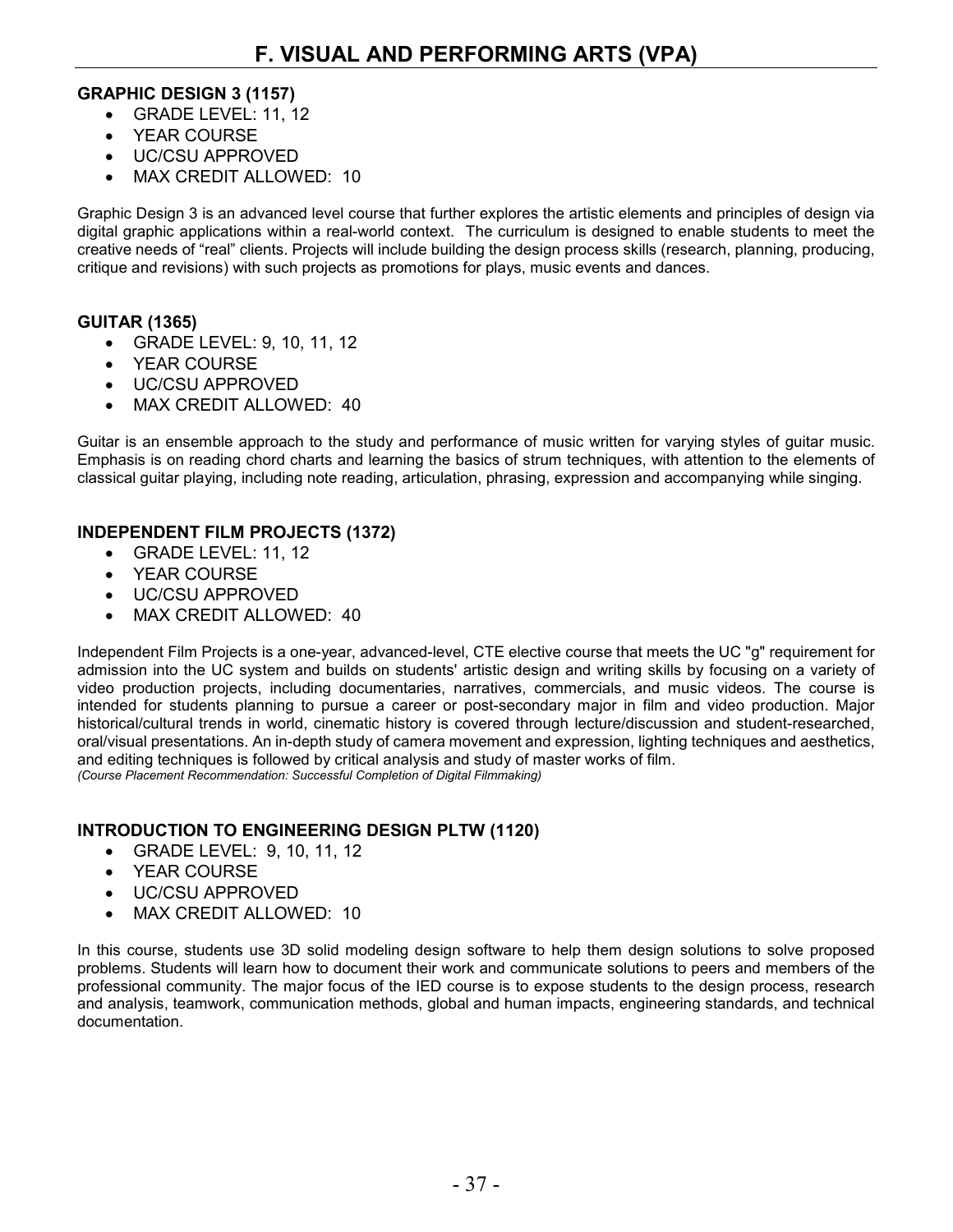# F. VISUAL AND PERFORMING ARTS (VPA)

### GRAPHIC DESIGN 3 (1157)

- GRADE LEVEL: 11, 12
- YEAR COURSE
- UC/CSU APPROVED
- MAX CREDIT ALLOWED: 10

Graphic Design 3 is an advanced level course that further explores the artistic elements and principles of design via digital graphic applications within a real-world context. The curriculum is designed to enable students to meet the creative needs of "real" clients. Projects will include building the design process skills (research, planning, producing, critique and revisions) with such projects as promotions for plays, music events and dances.

### GUITAR (1365)

- GRADE LEVEL: 9, 10, 11, 12
- YEAR COURSE
- UC/CSU APPROVED
- MAX CREDIT ALLOWED: 40

Guitar is an ensemble approach to the study and performance of music written for varying styles of guitar music. Emphasis is on reading chord charts and learning the basics of strum techniques, with attention to the elements of classical guitar playing, including note reading, articulation, phrasing, expression and accompanying while singing.

### INDEPENDENT FILM PROJECTS (1372)

- GRADE LEVEL: 11, 12
- YEAR COURSE
- UC/CSU APPROVED
- MAX CREDIT ALLOWED: 40

Independent Film Projects is a one-year, advanced-level, CTE elective course that meets the UC "g" requirement for admission into the UC system and builds on students' artistic design and writing skills by focusing on a variety of video production projects, including documentaries, narratives, commercials, and music videos. The course is intended for students planning to pursue a career or post-secondary major in film and video production. Major historical/cultural trends in world, cinematic history is covered through lecture/discussion and student-researched, oral/visual presentations. An in-depth study of camera movement and expression, lighting techniques and aesthetics, and editing techniques is followed by critical analysis and study of master works of film.
*(Course Placement Recommendation: Successful Completion of Digital Filmmaking)*

### INTRODUCTION TO ENGINEERING DESIGN PLTW (1120)

- GRADE LEVEL: 9, 10, 11, 12
- YEAR COURSE
- UC/CSU APPROVED
- MAX CREDIT ALLOWED: 10

In this course, students use 3D solid modeling design software to help them design solutions to solve proposed problems. Students will learn how to document their work and communicate solutions to peers and members of the professional community. The major focus of the IED course is to expose students to the design process, research and analysis, teamwork, communication methods, global and human impacts, engineering standards, and technical documentation.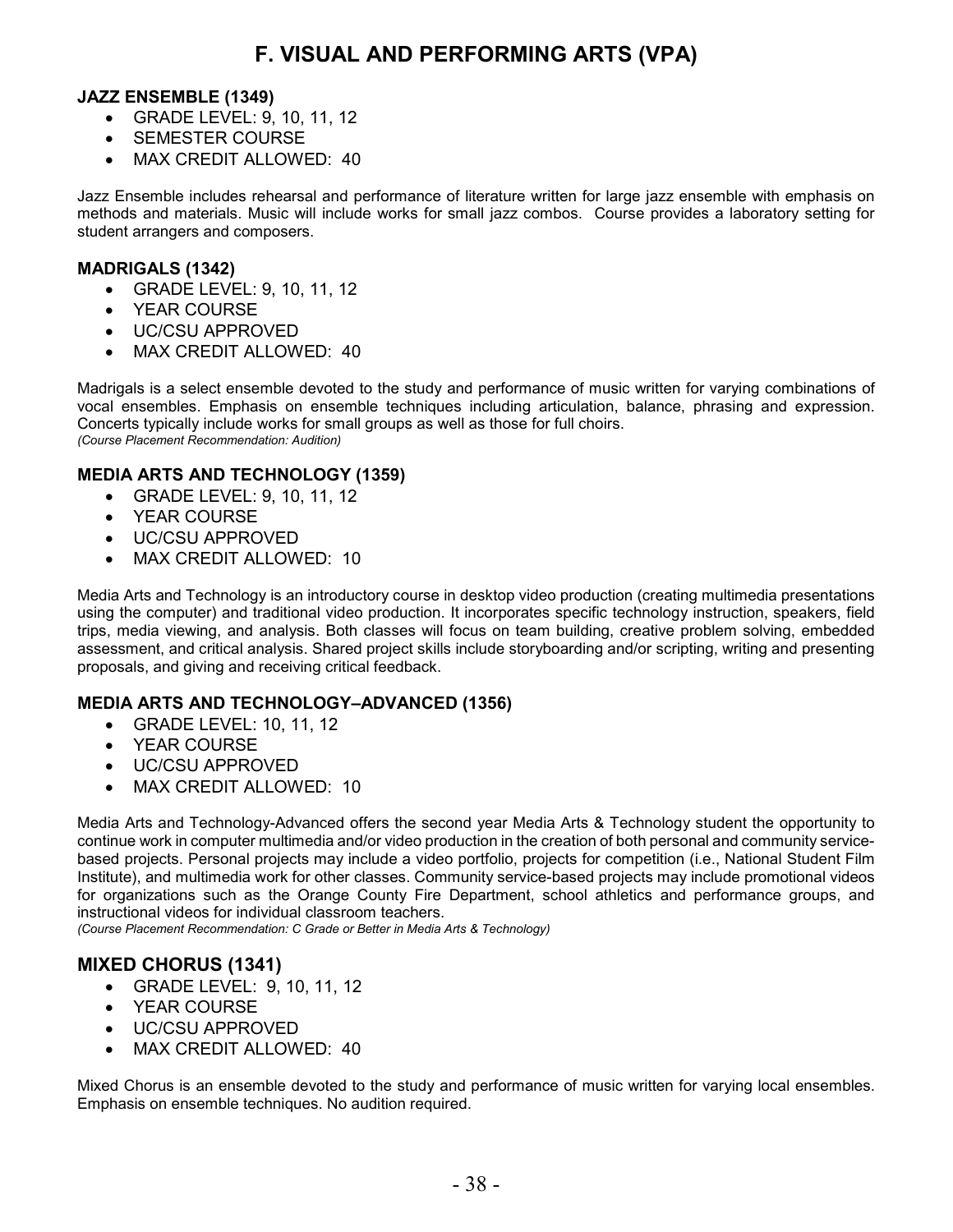# F. VISUAL AND PERFORMING ARTS (VPA)

### JAZZ ENSEMBLE (1349)

- GRADE LEVEL: 9, 10, 11, 12
- SEMESTER COURSE
- MAX CREDIT ALLOWED: 40

Jazz Ensemble includes rehearsal and performance of literature written for large jazz ensemble with emphasis on methods and materials. Music will include works for small jazz combos. Course provides a laboratory setting for student arrangers and composers.

### MADRIGALS (1342)

- GRADE LEVEL: 9, 10, 11, 12
- YEAR COURSE
- UC/CSU APPROVED
- MAX CREDIT ALLOWED: 40

Madrigals is a select ensemble devoted to the study and performance of music written for varying combinations of vocal ensembles. Emphasis on ensemble techniques including articulation, balance, phrasing and expression. Concerts typically include works for small groups as well as those for full choirs.
*(Course Placement Recommendation: Audition)*

### MEDIA ARTS AND TECHNOLOGY (1359)

- GRADE LEVEL: 9, 10, 11, 12
- YEAR COURSE
- UC/CSU APPROVED
- MAX CREDIT ALLOWED: 10

Media Arts and Technology is an introductory course in desktop video production (creating multimedia presentations using the computer) and traditional video production. It incorporates specific technology instruction, speakers, field trips, media viewing, and analysis. Both classes will focus on team building, creative problem solving, embedded assessment, and critical analysis. Shared project skills include storyboarding and/or scripting, writing and presenting proposals, and giving and receiving critical feedback.

### MEDIA ARTS AND TECHNOLOGY–ADVANCED (1356)

- GRADE LEVEL: 10, 11, 12
- YEAR COURSE
- UC/CSU APPROVED
- MAX CREDIT ALLOWED: 10

Media Arts and Technology-Advanced offers the second year Media Arts & Technology student the opportunity to continue work in computer multimedia and/or video production in the creation of both personal and community service-based projects. Personal projects may include a video portfolio, projects for competition (i.e., National Student Film Institute), and multimedia work for other classes. Community service-based projects may include promotional videos for organizations such as the Orange County Fire Department, school athletics and performance groups, and instructional videos for individual classroom teachers.
*(Course Placement Recommendation: C Grade or Better in Media Arts & Technology)*

### MIXED CHORUS (1341)

- GRADE LEVEL: 9, 10, 11, 12
- YEAR COURSE
- UC/CSU APPROVED
- MAX CREDIT ALLOWED: 40

Mixed Chorus is an ensemble devoted to the study and performance of music written for varying local ensembles. Emphasis on ensemble techniques. No audition required.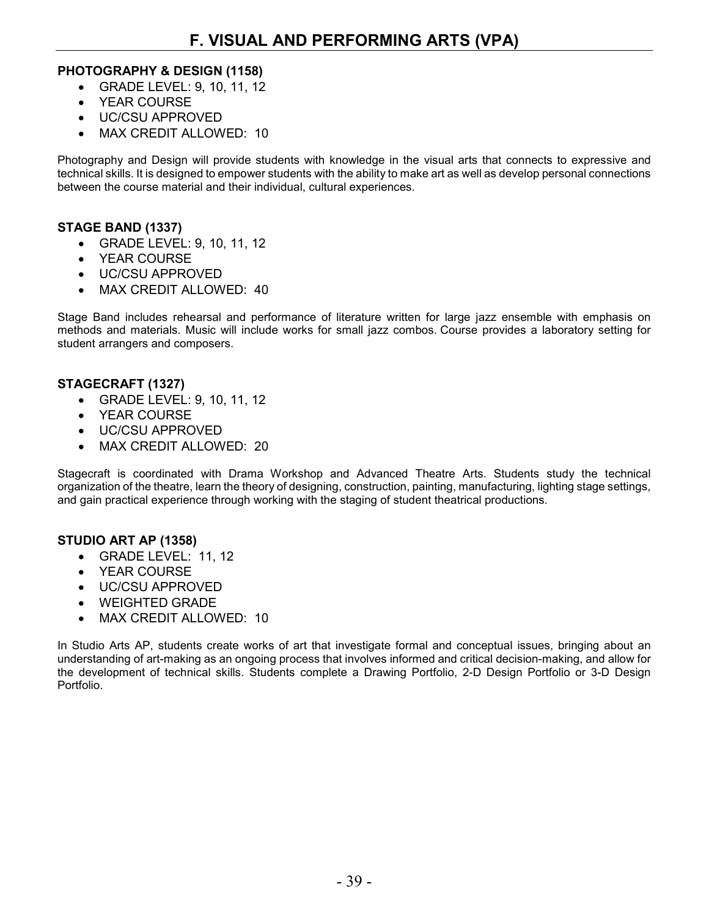# F. VISUAL AND PERFORMING ARTS (VPA)

**PHOTOGRAPHY & DESIGN (1158)**

- GRADE LEVEL: 9, 10, 11, 12
- YEAR COURSE
- UC/CSU APPROVED
- MAX CREDIT ALLOWED: 10

Photography and Design will provide students with knowledge in the visual arts that connects to expressive and technical skills. It is designed to empower students with the ability to make art as well as develop personal connections between the course material and their individual, cultural experiences.

**STAGE BAND (1337)**

- GRADE LEVEL: 9, 10, 11, 12
- YEAR COURSE
- UC/CSU APPROVED
- MAX CREDIT ALLOWED: 40

Stage Band includes rehearsal and performance of literature written for large jazz ensemble with emphasis on methods and materials. Music will include works for small jazz combos. Course provides a laboratory setting for student arrangers and composers.

**STAGECRAFT (1327)**

- GRADE LEVEL: 9, 10, 11, 12
- YEAR COURSE
- UC/CSU APPROVED
- MAX CREDIT ALLOWED: 20

Stagecraft is coordinated with Drama Workshop and Advanced Theatre Arts. Students study the technical organization of the theatre, learn the theory of designing, construction, painting, manufacturing, lighting stage settings, and gain practical experience through working with the staging of student theatrical productions.

**STUDIO ART AP (1358)**

- GRADE LEVEL: 11, 12
- YEAR COURSE
- UC/CSU APPROVED
- WEIGHTED GRADE
- MAX CREDIT ALLOWED: 10

In Studio Arts AP, students create works of art that investigate formal and conceptual issues, bringing about an understanding of art-making as an ongoing process that involves informed and critical decision-making, and allow for the development of technical skills. Students complete a Drawing Portfolio, 2-D Design Portfolio or 3-D Design Portfolio.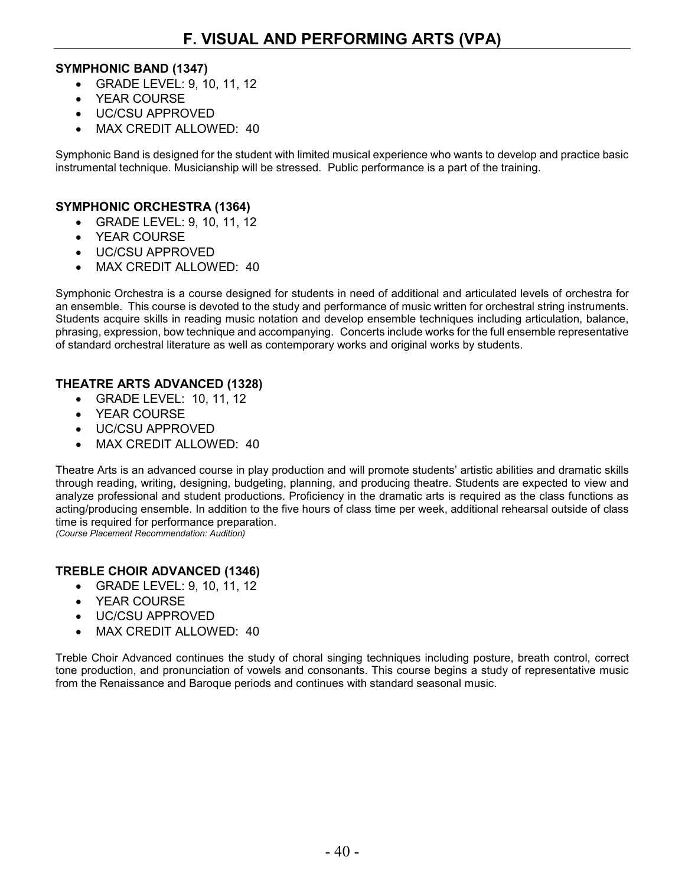# F. VISUAL AND PERFORMING ARTS (VPA)

**SYMPHONIC BAND (1347)**

- GRADE LEVEL: 9, 10, 11, 12
- YEAR COURSE
- UC/CSU APPROVED
- MAX CREDIT ALLOWED: 40

Symphonic Band is designed for the student with limited musical experience who wants to develop and practice basic instrumental technique. Musicianship will be stressed. Public performance is a part of the training.

**SYMPHONIC ORCHESTRA (1364)**

- GRADE LEVEL: 9, 10, 11, 12
- YEAR COURSE
- UC/CSU APPROVED
- MAX CREDIT ALLOWED: 40

Symphonic Orchestra is a course designed for students in need of additional and articulated levels of orchestra for an ensemble. This course is devoted to the study and performance of music written for orchestral string instruments. Students acquire skills in reading music notation and develop ensemble techniques including articulation, balance, phrasing, expression, bow technique and accompanying. Concerts include works for the full ensemble representative of standard orchestral literature as well as contemporary works and original works by students.

**THEATRE ARTS ADVANCED (1328)**

- GRADE LEVEL: 10, 11, 12
- YEAR COURSE
- UC/CSU APPROVED
- MAX CREDIT ALLOWED: 40

Theatre Arts is an advanced course in play production and will promote students' artistic abilities and dramatic skills through reading, writing, designing, budgeting, planning, and producing theatre. Students are expected to view and analyze professional and student productions. Proficiency in the dramatic arts is required as the class functions as acting/producing ensemble. In addition to the five hours of class time per week, additional rehearsal outside of class time is required for performance preparation.
*(Course Placement Recommendation: Audition)*

**TREBLE CHOIR ADVANCED (1346)**

- GRADE LEVEL: 9, 10, 11, 12
- YEAR COURSE
- UC/CSU APPROVED
- MAX CREDIT ALLOWED: 40

Treble Choir Advanced continues the study of choral singing techniques including posture, breath control, correct tone production, and pronunciation of vowels and consonants. This course begins a study of representative music from the Renaissance and Baroque periods and continues with standard seasonal music.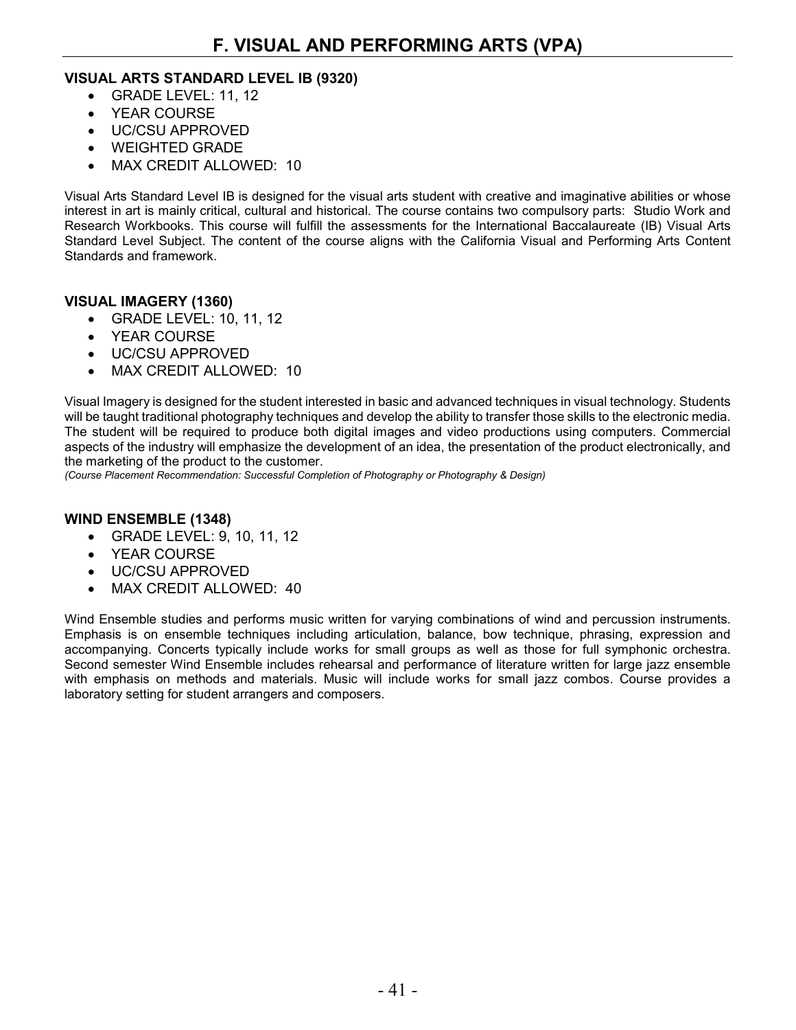# F. VISUAL AND PERFORMING ARTS (VPA)

**VISUAL ARTS STANDARD LEVEL IB (9320)**

- GRADE LEVEL: 11, 12
- YEAR COURSE
- UC/CSU APPROVED
- WEIGHTED GRADE
- MAX CREDIT ALLOWED: 10

Visual Arts Standard Level IB is designed for the visual arts student with creative and imaginative abilities or whose interest in art is mainly critical, cultural and historical. The course contains two compulsory parts: Studio Work and Research Workbooks. This course will fulfill the assessments for the International Baccalaureate (IB) Visual Arts Standard Level Subject. The content of the course aligns with the California Visual and Performing Arts Content Standards and framework.

**VISUAL IMAGERY (1360)**

- GRADE LEVEL: 10, 11, 12
- YEAR COURSE
- UC/CSU APPROVED
- MAX CREDIT ALLOWED: 10

Visual Imagery is designed for the student interested in basic and advanced techniques in visual technology. Students will be taught traditional photography techniques and develop the ability to transfer those skills to the electronic media. The student will be required to produce both digital images and video productions using computers. Commercial aspects of the industry will emphasize the development of an idea, the presentation of the product electronically, and the marketing of the product to the customer.
*(Course Placement Recommendation: Successful Completion of Photography or Photography & Design)*

**WIND ENSEMBLE (1348)**

- GRADE LEVEL: 9, 10, 11, 12
- YEAR COURSE
- UC/CSU APPROVED
- MAX CREDIT ALLOWED: 40

Wind Ensemble studies and performs music written for varying combinations of wind and percussion instruments. Emphasis is on ensemble techniques including articulation, balance, bow technique, phrasing, expression and accompanying. Concerts typically include works for small groups as well as those for full symphonic orchestra. Second semester Wind Ensemble includes rehearsal and performance of literature written for large jazz ensemble with emphasis on methods and materials. Music will include works for small jazz combos. Course provides a laboratory setting for student arrangers and composers.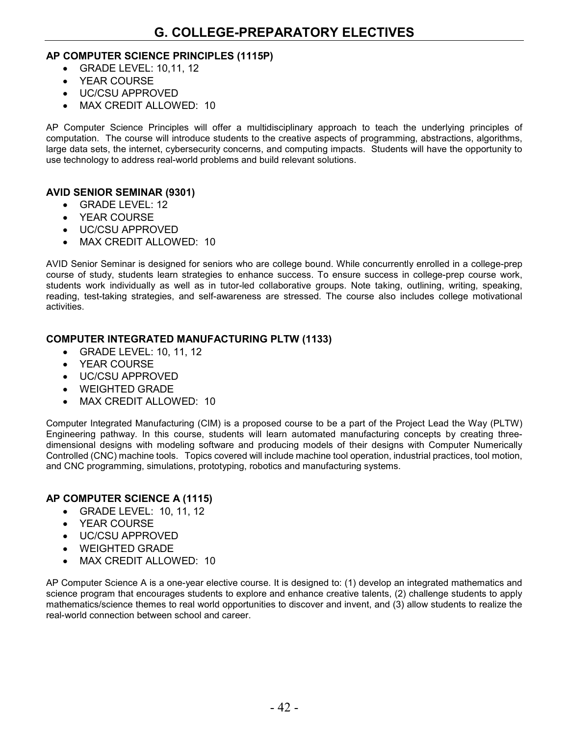# G. COLLEGE-PREPARATORY ELECTIVES

### AP COMPUTER SCIENCE PRINCIPLES (1115P)

- GRADE LEVEL: 10,11, 12
- YEAR COURSE
- UC/CSU APPROVED
- MAX CREDIT ALLOWED: 10

AP Computer Science Principles will offer a multidisciplinary approach to teach the underlying principles of computation. The course will introduce students to the creative aspects of programming, abstractions, algorithms, large data sets, the internet, cybersecurity concerns, and computing impacts. Students will have the opportunity to use technology to address real-world problems and build relevant solutions.

### AVID SENIOR SEMINAR (9301)

- GRADE LEVEL: 12
- YEAR COURSE
- UC/CSU APPROVED
- MAX CREDIT ALLOWED: 10

AVID Senior Seminar is designed for seniors who are college bound. While concurrently enrolled in a college-prep course of study, students learn strategies to enhance success. To ensure success in college-prep course work, students work individually as well as in tutor-led collaborative groups. Note taking, outlining, writing, speaking, reading, test-taking strategies, and self-awareness are stressed. The course also includes college motivational activities.

### COMPUTER INTEGRATED MANUFACTURING PLTW (1133)

- GRADE LEVEL: 10, 11, 12
- YEAR COURSE
- UC/CSU APPROVED
- WEIGHTED GRADE
- MAX CREDIT ALLOWED: 10

Computer Integrated Manufacturing (CIM) is a proposed course to be a part of the Project Lead the Way (PLTW) Engineering pathway. In this course, students will learn automated manufacturing concepts by creating three-dimensional designs with modeling software and producing models of their designs with Computer Numerically Controlled (CNC) machine tools. Topics covered will include machine tool operation, industrial practices, tool motion, and CNC programming, simulations, prototyping, robotics and manufacturing systems.

### AP COMPUTER SCIENCE A (1115)

- GRADE LEVEL: 10, 11, 12
- YEAR COURSE
- UC/CSU APPROVED
- WEIGHTED GRADE
- MAX CREDIT ALLOWED: 10

AP Computer Science A is a one-year elective course. It is designed to: (1) develop an integrated mathematics and science program that encourages students to explore and enhance creative talents, (2) challenge students to apply mathematics/science themes to real world opportunities to discover and invent, and (3) allow students to realize the real-world connection between school and career.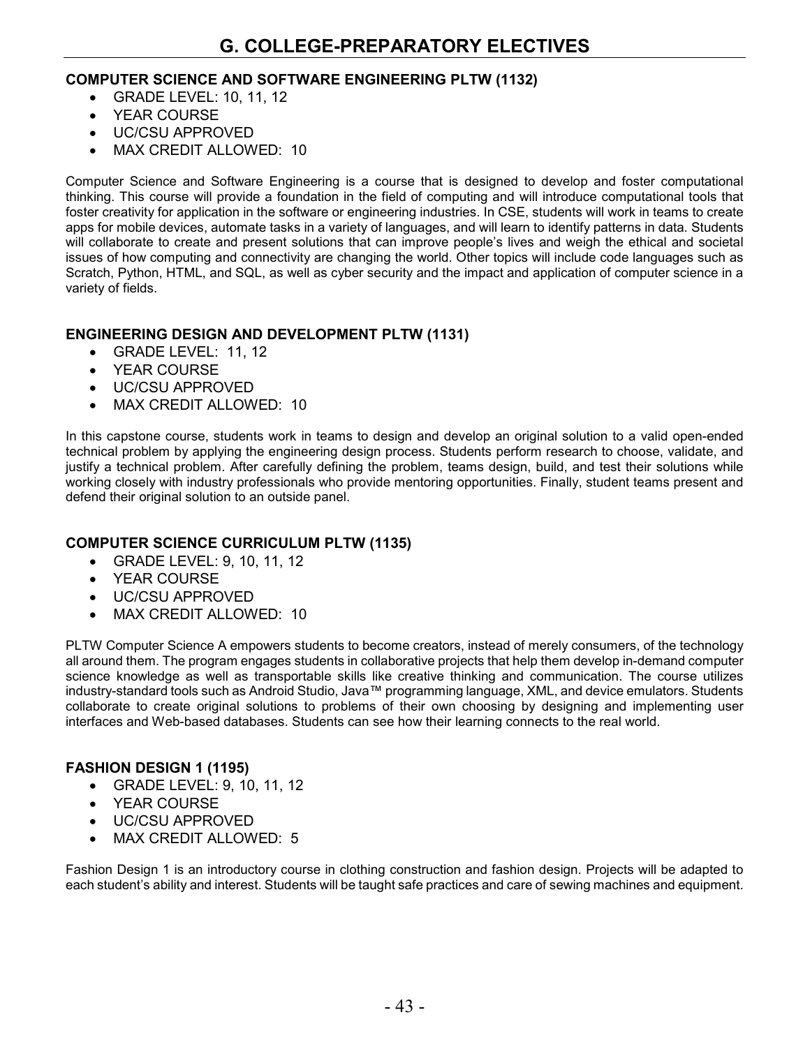# G. COLLEGE-PREPARATORY ELECTIVES

### COMPUTER SCIENCE AND SOFTWARE ENGINEERING PLTW (1132)

- GRADE LEVEL: 10, 11, 12
- YEAR COURSE
- UC/CSU APPROVED
- MAX CREDIT ALLOWED: 10

Computer Science and Software Engineering is a course that is designed to develop and foster computational thinking. This course will provide a foundation in the field of computing and will introduce computational tools that foster creativity for application in the software or engineering industries. In CSE, students will work in teams to create apps for mobile devices, automate tasks in a variety of languages, and will learn to identify patterns in data. Students will collaborate to create and present solutions that can improve people's lives and weigh the ethical and societal issues of how computing and connectivity are changing the world. Other topics will include code languages such as Scratch, Python, HTML, and SQL, as well as cyber security and the impact and application of computer science in a variety of fields.

### ENGINEERING DESIGN AND DEVELOPMENT PLTW (1131)

- GRADE LEVEL: 11, 12
- YEAR COURSE
- UC/CSU APPROVED
- MAX CREDIT ALLOWED: 10

In this capstone course, students work in teams to design and develop an original solution to a valid open-ended technical problem by applying the engineering design process. Students perform research to choose, validate, and justify a technical problem. After carefully defining the problem, teams design, build, and test their solutions while working closely with industry professionals who provide mentoring opportunities. Finally, student teams present and defend their original solution to an outside panel.

### COMPUTER SCIENCE CURRICULUM PLTW (1135)

- GRADE LEVEL: 9, 10, 11, 12
- YEAR COURSE
- UC/CSU APPROVED
- MAX CREDIT ALLOWED: 10

PLTW Computer Science A empowers students to become creators, instead of merely consumers, of the technology all around them. The program engages students in collaborative projects that help them develop in-demand computer science knowledge as well as transportable skills like creative thinking and communication. The course utilizes industry-standard tools such as Android Studio, Java™ programming language, XML, and device emulators. Students collaborate to create original solutions to problems of their own choosing by designing and implementing user interfaces and Web-based databases. Students can see how their learning connects to the real world.

### FASHION DESIGN 1 (1195)

- GRADE LEVEL: 9, 10, 11, 12
- YEAR COURSE
- UC/CSU APPROVED
- MAX CREDIT ALLOWED: 5

Fashion Design 1 is an introductory course in clothing construction and fashion design. Projects will be adapted to each student's ability and interest. Students will be taught safe practices and care of sewing machines and equipment.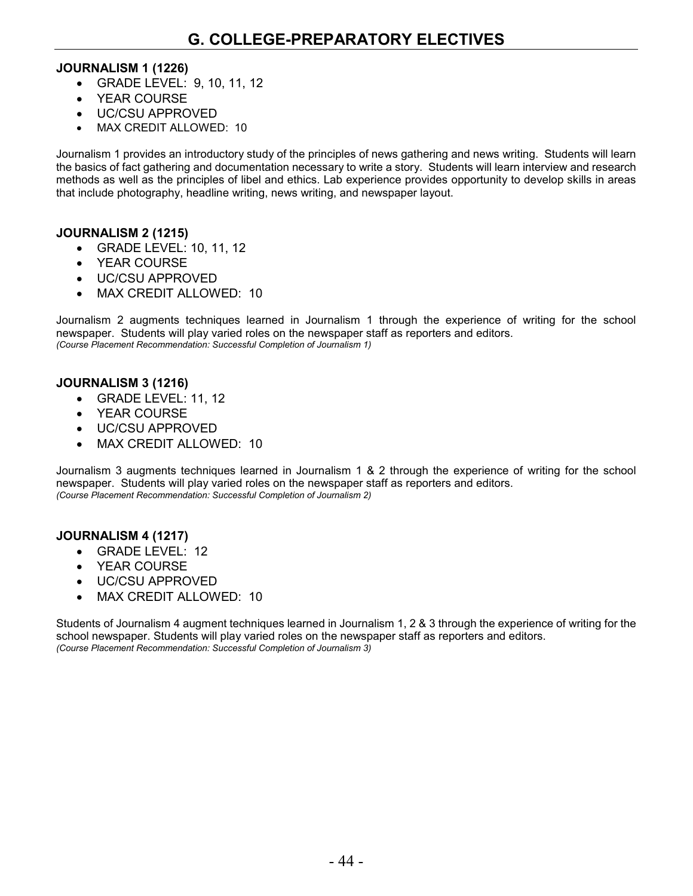# G. COLLEGE-PREPARATORY ELECTIVES

**JOURNALISM 1 (1226)**

- GRADE LEVEL: 9, 10, 11, 12
- YEAR COURSE
- UC/CSU APPROVED
- MAX CREDIT ALLOWED: 10

Journalism 1 provides an introductory study of the principles of news gathering and news writing. Students will learn the basics of fact gathering and documentation necessary to write a story. Students will learn interview and research methods as well as the principles of libel and ethics. Lab experience provides opportunity to develop skills in areas that include photography, headline writing, news writing, and newspaper layout.

**JOURNALISM 2 (1215)**

- GRADE LEVEL: 10, 11, 12
- YEAR COURSE
- UC/CSU APPROVED
- MAX CREDIT ALLOWED: 10

Journalism 2 augments techniques learned in Journalism 1 through the experience of writing for the school newspaper. Students will play varied roles on the newspaper staff as reporters and editors.
*(Course Placement Recommendation: Successful Completion of Journalism 1)*

**JOURNALISM 3 (1216)**

- GRADE LEVEL: 11, 12
- YEAR COURSE
- UC/CSU APPROVED
- MAX CREDIT ALLOWED: 10

Journalism 3 augments techniques learned in Journalism 1 & 2 through the experience of writing for the school newspaper. Students will play varied roles on the newspaper staff as reporters and editors.
*(Course Placement Recommendation: Successful Completion of Journalism 2)*

**JOURNALISM 4 (1217)**

- GRADE LEVEL: 12
- YEAR COURSE
- UC/CSU APPROVED
- MAX CREDIT ALLOWED: 10

Students of Journalism 4 augment techniques learned in Journalism 1, 2 & 3 through the experience of writing for the school newspaper. Students will play varied roles on the newspaper staff as reporters and editors.
*(Course Placement Recommendation: Successful Completion of Journalism 3)*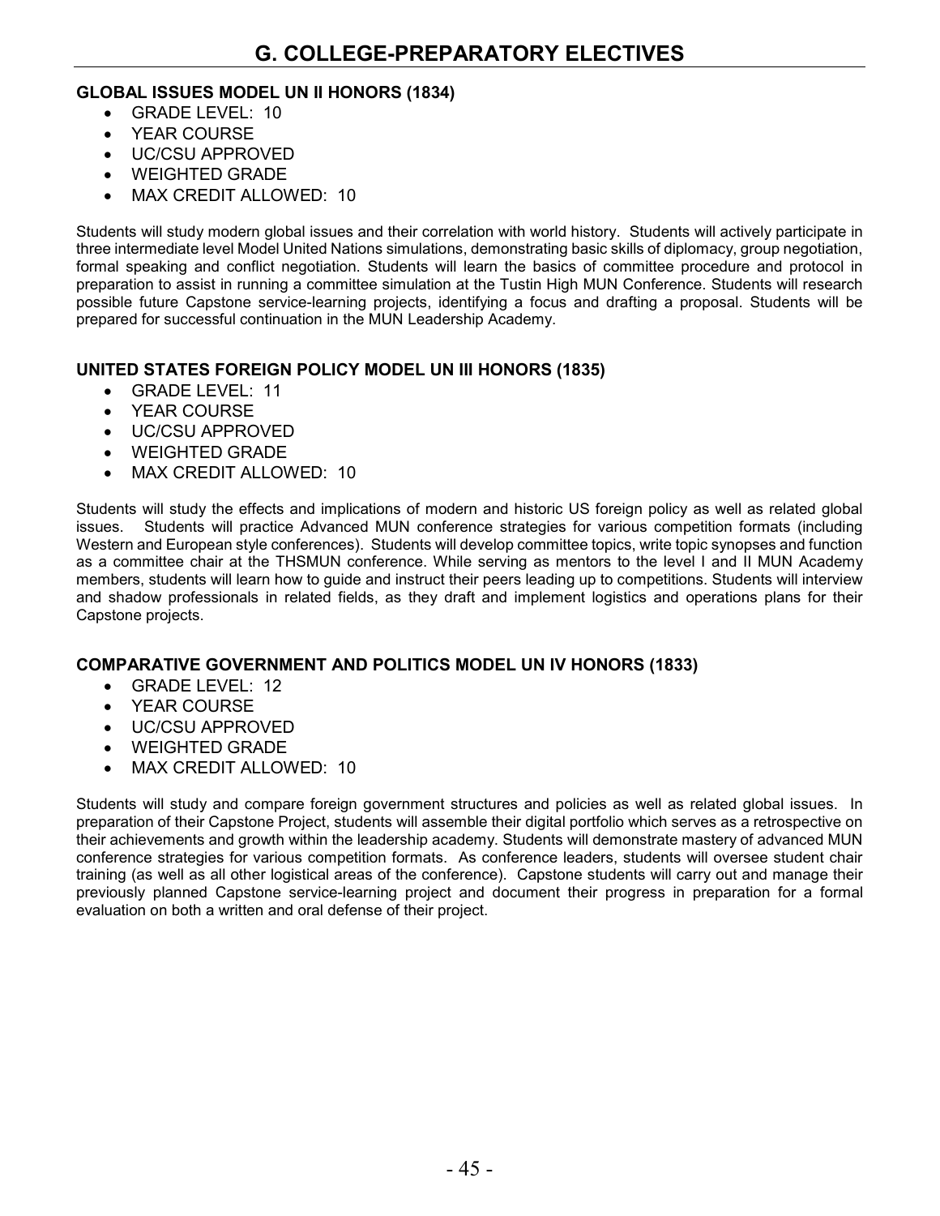## G. COLLEGE-PREPARATORY ELECTIVES

### GLOBAL ISSUES MODEL UN II HONORS (1834)

- GRADE LEVEL: 10
- YEAR COURSE
- UC/CSU APPROVED
- WEIGHTED GRADE
- MAX CREDIT ALLOWED: 10

Students will study modern global issues and their correlation with world history. Students will actively participate in three intermediate level Model United Nations simulations, demonstrating basic skills of diplomacy, group negotiation, formal speaking and conflict negotiation. Students will learn the basics of committee procedure and protocol in preparation to assist in running a committee simulation at the Tustin High MUN Conference. Students will research possible future Capstone service-learning projects, identifying a focus and drafting a proposal. Students will be prepared for successful continuation in the MUN Leadership Academy.

### UNITED STATES FOREIGN POLICY MODEL UN III HONORS (1835)

- GRADE LEVEL: 11
- YEAR COURSE
- UC/CSU APPROVED
- WEIGHTED GRADE
- MAX CREDIT ALLOWED: 10

Students will study the effects and implications of modern and historic US foreign policy as well as related global issues. Students will practice Advanced MUN conference strategies for various competition formats (including Western and European style conferences). Students will develop committee topics, write topic synopses and function as a committee chair at the THSMUN conference. While serving as mentors to the level I and II MUN Academy members, students will learn how to guide and instruct their peers leading up to competitions. Students will interview and shadow professionals in related fields, as they draft and implement logistics and operations plans for their Capstone projects.

### COMPARATIVE GOVERNMENT AND POLITICS MODEL UN IV HONORS (1833)

- GRADE LEVEL: 12
- YEAR COURSE
- UC/CSU APPROVED
- WEIGHTED GRADE
- MAX CREDIT ALLOWED: 10

Students will study and compare foreign government structures and policies as well as related global issues. In preparation of their Capstone Project, students will assemble their digital portfolio which serves as a retrospective on their achievements and growth within the leadership academy. Students will demonstrate mastery of advanced MUN conference strategies for various competition formats. As conference leaders, students will oversee student chair training (as well as all other logistical areas of the conference). Capstone students will carry out and manage their previously planned Capstone service-learning project and document their progress in preparation for a formal evaluation on both a written and oral defense of their project.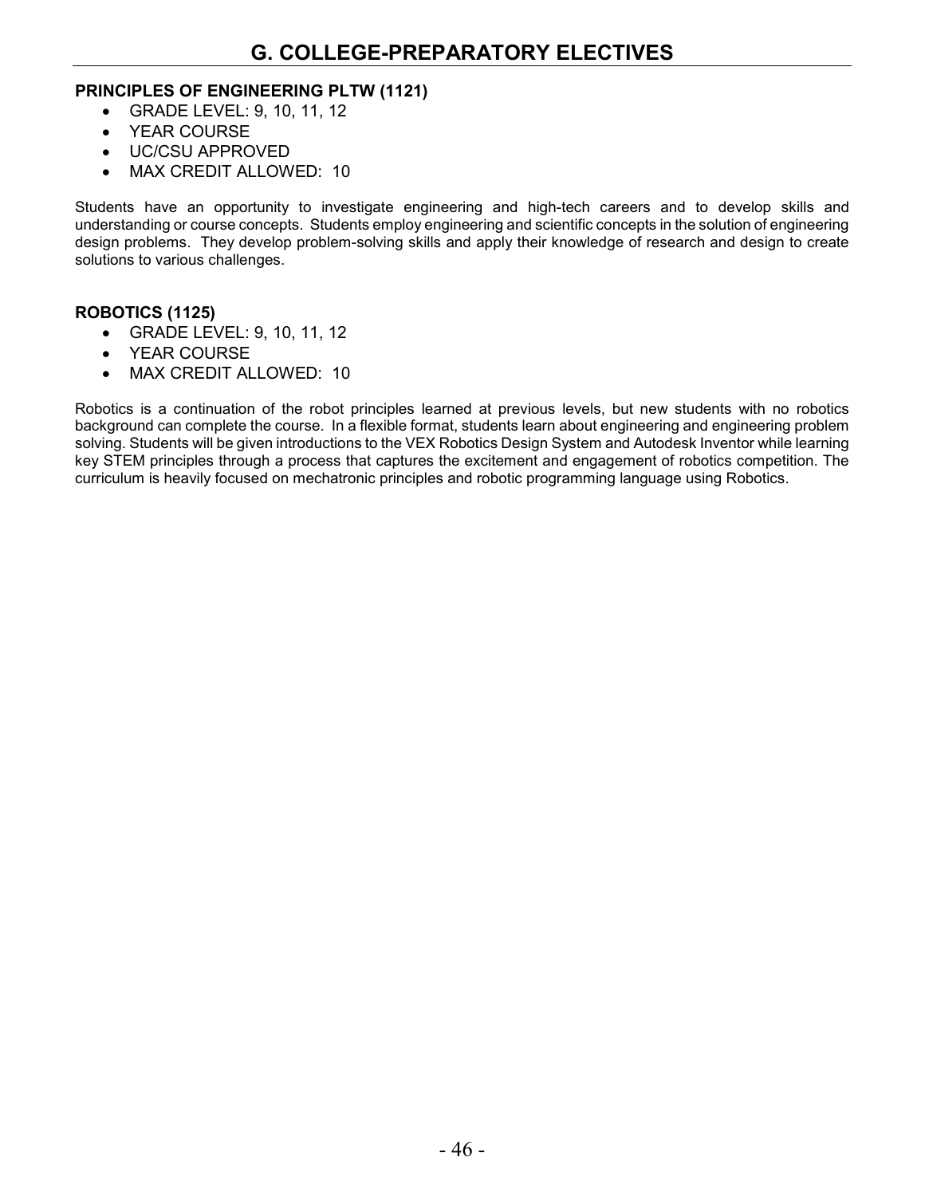# G. COLLEGE-PREPARATORY ELECTIVES

**PRINCIPLES OF ENGINEERING PLTW (1121)**

- GRADE LEVEL: 9, 10, 11, 12
- YEAR COURSE
- UC/CSU APPROVED
- MAX CREDIT ALLOWED: 10

Students have an opportunity to investigate engineering and high-tech careers and to develop skills and understanding or course concepts. Students employ engineering and scientific concepts in the solution of engineering design problems. They develop problem-solving skills and apply their knowledge of research and design to create solutions to various challenges.

**ROBOTICS (1125)**

- GRADE LEVEL: 9, 10, 11, 12
- YEAR COURSE
- MAX CREDIT ALLOWED: 10

Robotics is a continuation of the robot principles learned at previous levels, but new students with no robotics background can complete the course. In a flexible format, students learn about engineering and engineering problem solving. Students will be given introductions to the VEX Robotics Design System and Autodesk Inventor while learning key STEM principles through a process that captures the excitement and engagement of robotics competition. The curriculum is heavily focused on mechatronic principles and robotic programming language using Robotics.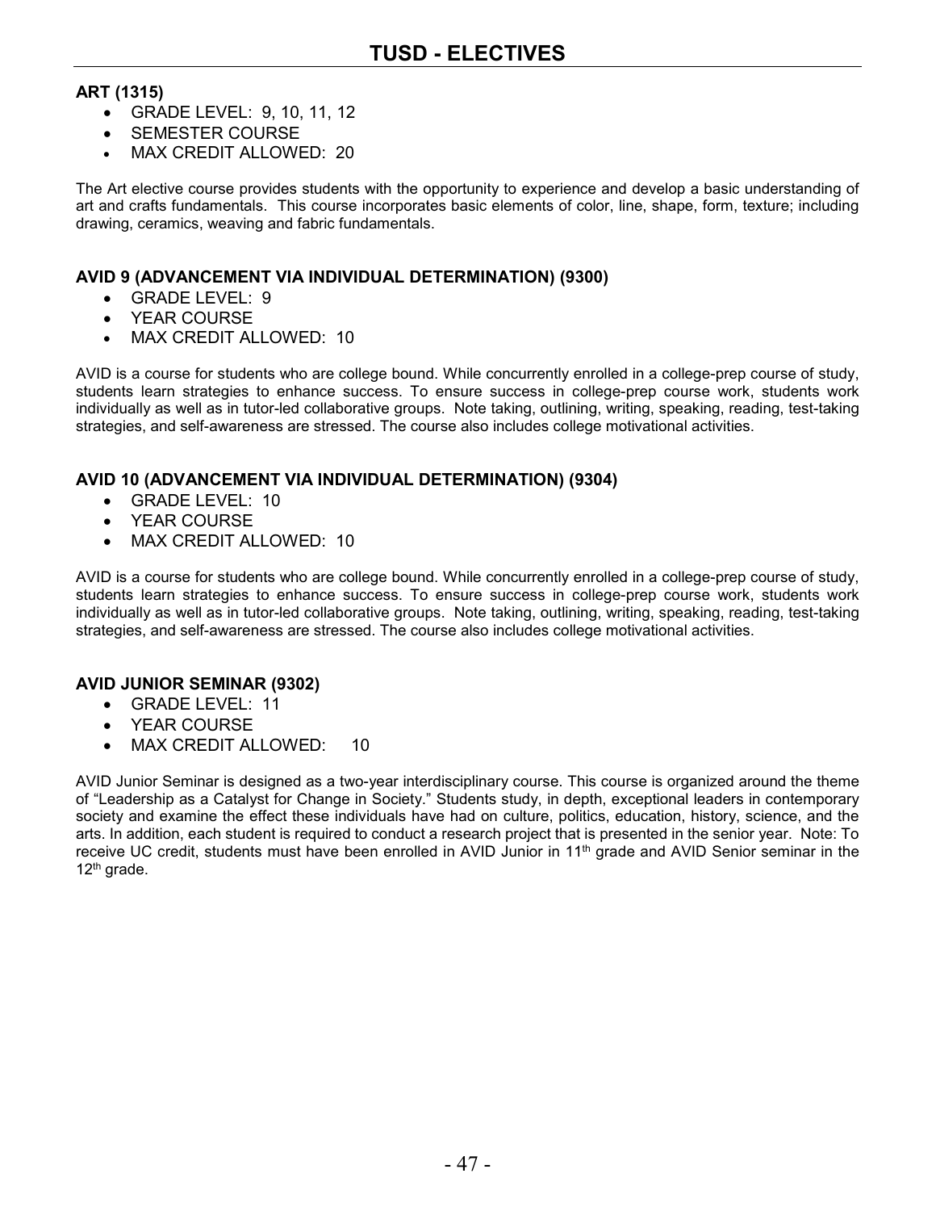# TUSD - ELECTIVES

**ART (1315)**

- GRADE LEVEL: 9, 10, 11, 12
- SEMESTER COURSE
- MAX CREDIT ALLOWED: 20

The Art elective course provides students with the opportunity to experience and develop a basic understanding of art and crafts fundamentals. This course incorporates basic elements of color, line, shape, form, texture; including drawing, ceramics, weaving and fabric fundamentals.

**AVID 9 (ADVANCEMENT VIA INDIVIDUAL DETERMINATION) (9300)**

- GRADE LEVEL: 9
- YEAR COURSE
- MAX CREDIT ALLOWED: 10

AVID is a course for students who are college bound. While concurrently enrolled in a college-prep course of study, students learn strategies to enhance success. To ensure success in college-prep course work, students work individually as well as in tutor-led collaborative groups. Note taking, outlining, writing, speaking, reading, test-taking strategies, and self-awareness are stressed. The course also includes college motivational activities.

**AVID 10 (ADVANCEMENT VIA INDIVIDUAL DETERMINATION) (9304)**

- GRADE LEVEL: 10
- YEAR COURSE
- MAX CREDIT ALLOWED: 10

AVID is a course for students who are college bound. While concurrently enrolled in a college-prep course of study, students learn strategies to enhance success. To ensure success in college-prep course work, students work individually as well as in tutor-led collaborative groups. Note taking, outlining, writing, speaking, reading, test-taking strategies, and self-awareness are stressed. The course also includes college motivational activities.

**AVID JUNIOR SEMINAR (9302)**

- GRADE LEVEL: 11
- YEAR COURSE
- MAX CREDIT ALLOWED: 10

AVID Junior Seminar is designed as a two-year interdisciplinary course. This course is organized around the theme of "Leadership as a Catalyst for Change in Society." Students study, in depth, exceptional leaders in contemporary society and examine the effect these individuals have had on culture, politics, education, history, science, and the arts. In addition, each student is required to conduct a research project that is presented in the senior year. Note: To receive UC credit, students must have been enrolled in AVID Junior in 11th grade and AVID Senior seminar in the 12th grade.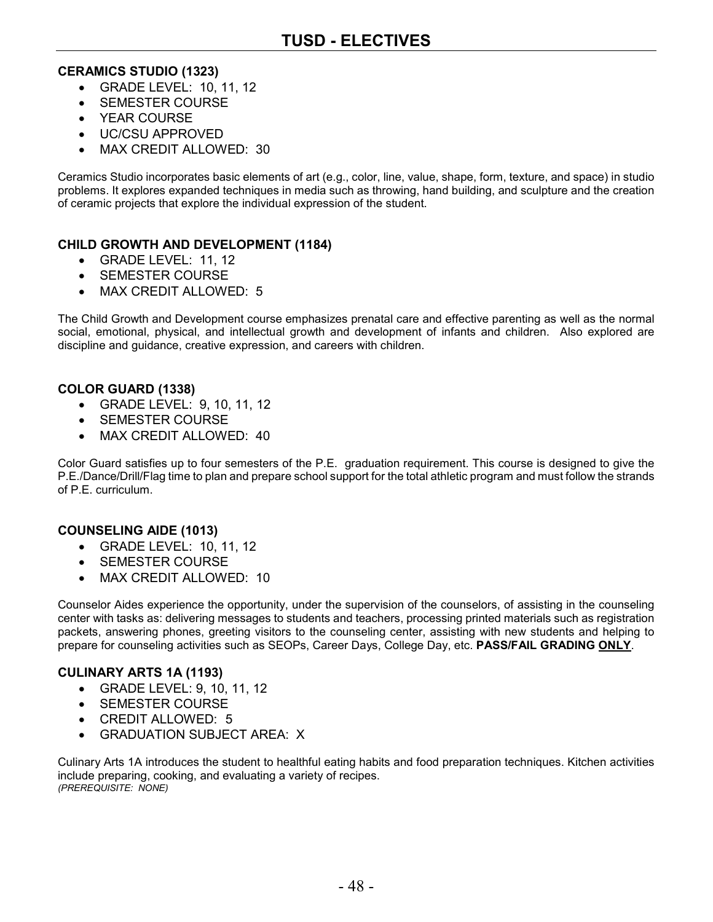# TUSD - ELECTIVES

### CERAMICS STUDIO (1323)

- GRADE LEVEL: 10, 11, 12
- SEMESTER COURSE
- YEAR COURSE
- UC/CSU APPROVED
- MAX CREDIT ALLOWED: 30

Ceramics Studio incorporates basic elements of art (e.g., color, line, value, shape, form, texture, and space) in studio problems. It explores expanded techniques in media such as throwing, hand building, and sculpture and the creation of ceramic projects that explore the individual expression of the student.

### CHILD GROWTH AND DEVELOPMENT (1184)

- GRADE LEVEL: 11, 12
- SEMESTER COURSE
- MAX CREDIT ALLOWED: 5

The Child Growth and Development course emphasizes prenatal care and effective parenting as well as the normal social, emotional, physical, and intellectual growth and development of infants and children. Also explored are discipline and guidance, creative expression, and careers with children.

### COLOR GUARD (1338)

- GRADE LEVEL: 9, 10, 11, 12
- SEMESTER COURSE
- MAX CREDIT ALLOWED: 40

Color Guard satisfies up to four semesters of the P.E. graduation requirement. This course is designed to give the P.E./Dance/Drill/Flag time to plan and prepare school support for the total athletic program and must follow the strands of P.E. curriculum.

### COUNSELING AIDE (1013)

- GRADE LEVEL: 10, 11, 12
- SEMESTER COURSE
- MAX CREDIT ALLOWED: 10

Counselor Aides experience the opportunity, under the supervision of the counselors, of assisting in the counseling center with tasks as: delivering messages to students and teachers, processing printed materials such as registration packets, answering phones, greeting visitors to the counseling center, assisting with new students and helping to prepare for counseling activities such as SEOPs, Career Days, College Day, etc. **PASS/FAIL GRADING ONLY**.

### CULINARY ARTS 1A (1193)

- GRADE LEVEL: 9, 10, 11, 12
- SEMESTER COURSE
- CREDIT ALLOWED: 5
- GRADUATION SUBJECT AREA: X

Culinary Arts 1A introduces the student to healthful eating habits and food preparation techniques. Kitchen activities include preparing, cooking, and evaluating a variety of recipes.
*(PREREQUISITE: NONE)*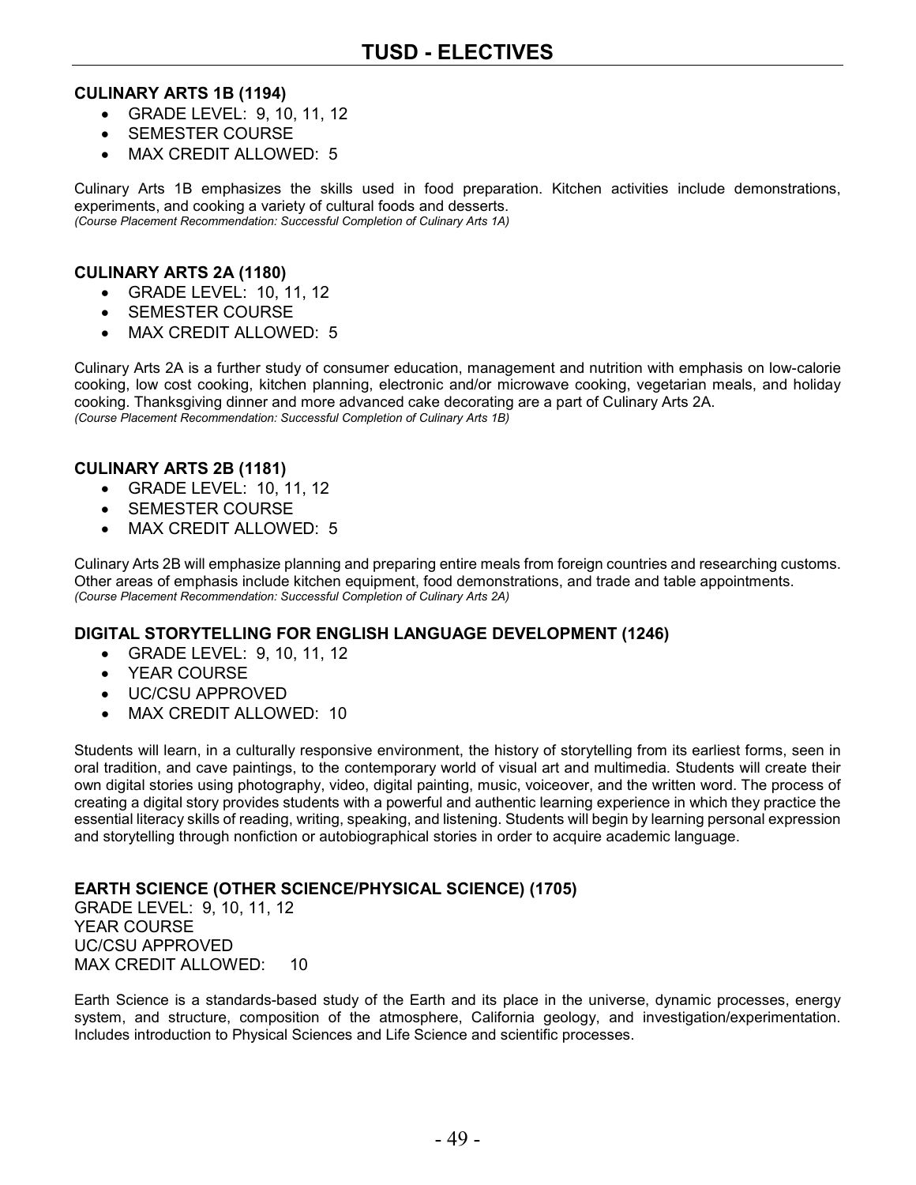# TUSD - ELECTIVES

**CULINARY ARTS 1B (1194)**

- GRADE LEVEL: 9, 10, 11, 12
- SEMESTER COURSE
- MAX CREDIT ALLOWED: 5

Culinary Arts 1B emphasizes the skills used in food preparation. Kitchen activities include demonstrations, experiments, and cooking a variety of cultural foods and desserts.
*(Course Placement Recommendation: Successful Completion of Culinary Arts 1A)*

**CULINARY ARTS 2A (1180)**

- GRADE LEVEL: 10, 11, 12
- SEMESTER COURSE
- MAX CREDIT ALLOWED: 5

Culinary Arts 2A is a further study of consumer education, management and nutrition with emphasis on low-calorie cooking, low cost cooking, kitchen planning, electronic and/or microwave cooking, vegetarian meals, and holiday cooking. Thanksgiving dinner and more advanced cake decorating are a part of Culinary Arts 2A.
*(Course Placement Recommendation: Successful Completion of Culinary Arts 1B)*

**CULINARY ARTS 2B (1181)**

- GRADE LEVEL: 10, 11, 12
- SEMESTER COURSE
- MAX CREDIT ALLOWED: 5

Culinary Arts 2B will emphasize planning and preparing entire meals from foreign countries and researching customs. Other areas of emphasis include kitchen equipment, food demonstrations, and trade and table appointments.
*(Course Placement Recommendation: Successful Completion of Culinary Arts 2A)*

**DIGITAL STORYTELLING FOR ENGLISH LANGUAGE DEVELOPMENT (1246)**

- GRADE LEVEL: 9, 10, 11, 12
- YEAR COURSE
- UC/CSU APPROVED
- MAX CREDIT ALLOWED: 10

Students will learn, in a culturally responsive environment, the history of storytelling from its earliest forms, seen in oral tradition, and cave paintings, to the contemporary world of visual art and multimedia. Students will create their own digital stories using photography, video, digital painting, music, voiceover, and the written word. The process of creating a digital story provides students with a powerful and authentic learning experience in which they practice the essential literacy skills of reading, writing, speaking, and listening. Students will begin by learning personal expression and storytelling through nonfiction or autobiographical stories in order to acquire academic language.

**EARTH SCIENCE (OTHER SCIENCE/PHYSICAL SCIENCE) (1705)**

GRADE LEVEL: 9, 10, 11, 12
YEAR COURSE
UC/CSU APPROVED
MAX CREDIT ALLOWED: 10

Earth Science is a standards-based study of the Earth and its place in the universe, dynamic processes, energy system, and structure, composition of the atmosphere, California geology, and investigation/experimentation. Includes introduction to Physical Sciences and Life Science and scientific processes.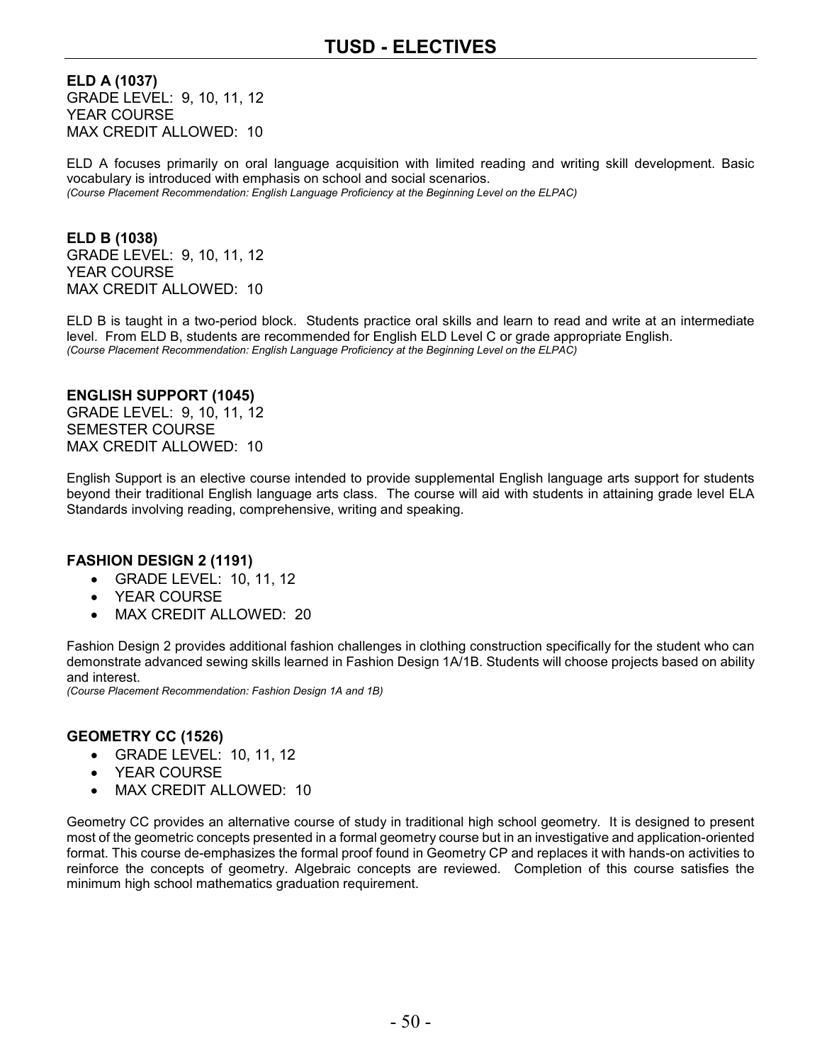# TUSD - ELECTIVES

**ELD A (1037)**
GRADE LEVEL: 9, 10, 11, 12
YEAR COURSE
MAX CREDIT ALLOWED: 10

ELD A focuses primarily on oral language acquisition with limited reading and writing skill development. Basic vocabulary is introduced with emphasis on school and social scenarios.
*(Course Placement Recommendation: English Language Proficiency at the Beginning Level on the ELPAC)*

**ELD B (1038)**
GRADE LEVEL: 9, 10, 11, 12
YEAR COURSE
MAX CREDIT ALLOWED: 10

ELD B is taught in a two-period block. Students practice oral skills and learn to read and write at an intermediate level. From ELD B, students are recommended for English ELD Level C or grade appropriate English.
*(Course Placement Recommendation: English Language Proficiency at the Beginning Level on the ELPAC)*

**ENGLISH SUPPORT (1045)**
GRADE LEVEL: 9, 10, 11, 12
SEMESTER COURSE
MAX CREDIT ALLOWED: 10

English Support is an elective course intended to provide supplemental English language arts support for students beyond their traditional English language arts class. The course will aid with students in attaining grade level ELA Standards involving reading, comprehensive, writing and speaking.

**FASHION DESIGN 2 (1191)**

- GRADE LEVEL: 10, 11, 12
- YEAR COURSE
- MAX CREDIT ALLOWED: 20

Fashion Design 2 provides additional fashion challenges in clothing construction specifically for the student who can demonstrate advanced sewing skills learned in Fashion Design 1A/1B. Students will choose projects based on ability and interest.
*(Course Placement Recommendation: Fashion Design 1A and 1B)*

**GEOMETRY CC (1526)**

- GRADE LEVEL: 10, 11, 12
- YEAR COURSE
- MAX CREDIT ALLOWED: 10

Geometry CC provides an alternative course of study in traditional high school geometry. It is designed to present most of the geometric concepts presented in a formal geometry course but in an investigative and application-oriented format. This course de-emphasizes the formal proof found in Geometry CP and replaces it with hands-on activities to reinforce the concepts of geometry. Algebraic concepts are reviewed. Completion of this course satisfies the minimum high school mathematics graduation requirement.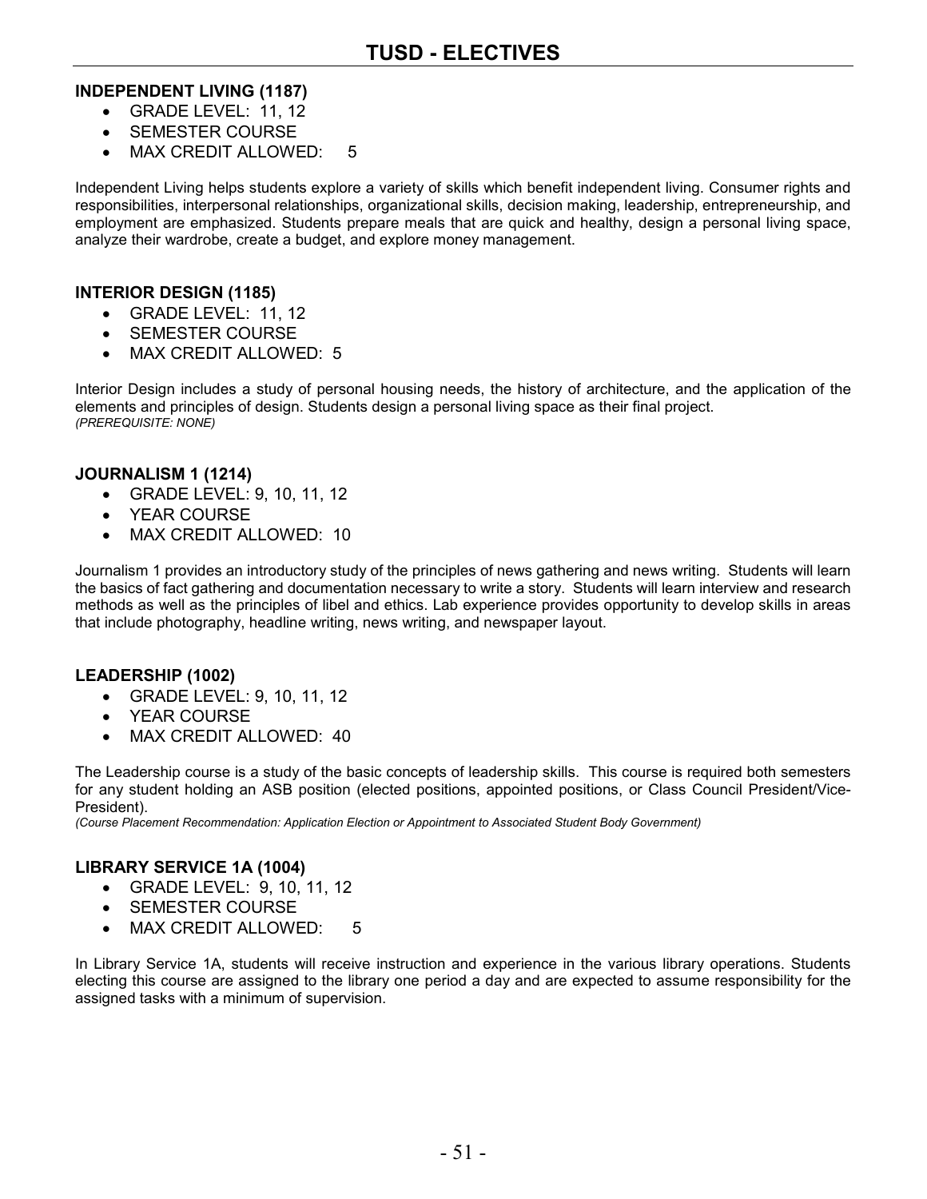# TUSD - ELECTIVES

**INDEPENDENT LIVING (1187)**

- GRADE LEVEL: 11, 12
- SEMESTER COURSE
- MAX CREDIT ALLOWED: 5

Independent Living helps students explore a variety of skills which benefit independent living. Consumer rights and responsibilities, interpersonal relationships, organizational skills, decision making, leadership, entrepreneurship, and employment are emphasized. Students prepare meals that are quick and healthy, design a personal living space, analyze their wardrobe, create a budget, and explore money management.

**INTERIOR DESIGN (1185)**

- GRADE LEVEL: 11, 12
- SEMESTER COURSE
- MAX CREDIT ALLOWED: 5

Interior Design includes a study of personal housing needs, the history of architecture, and the application of the elements and principles of design. Students design a personal living space as their final project.
*(PREREQUISITE: NONE)*

**JOURNALISM 1 (1214)**

- GRADE LEVEL: 9, 10, 11, 12
- YEAR COURSE
- MAX CREDIT ALLOWED: 10

Journalism 1 provides an introductory study of the principles of news gathering and news writing. Students will learn the basics of fact gathering and documentation necessary to write a story. Students will learn interview and research methods as well as the principles of libel and ethics. Lab experience provides opportunity to develop skills in areas that include photography, headline writing, news writing, and newspaper layout.

**LEADERSHIP (1002)**

- GRADE LEVEL: 9, 10, 11, 12
- YEAR COURSE
- MAX CREDIT ALLOWED: 40

The Leadership course is a study of the basic concepts of leadership skills. This course is required both semesters for any student holding an ASB position (elected positions, appointed positions, or Class Council President/Vice-President).
*(Course Placement Recommendation: Application Election or Appointment to Associated Student Body Government)*

**LIBRARY SERVICE 1A (1004)**

- GRADE LEVEL: 9, 10, 11, 12
- SEMESTER COURSE
- MAX CREDIT ALLOWED: 5

In Library Service 1A, students will receive instruction and experience in the various library operations. Students electing this course are assigned to the library one period a day and are expected to assume responsibility for the assigned tasks with a minimum of supervision.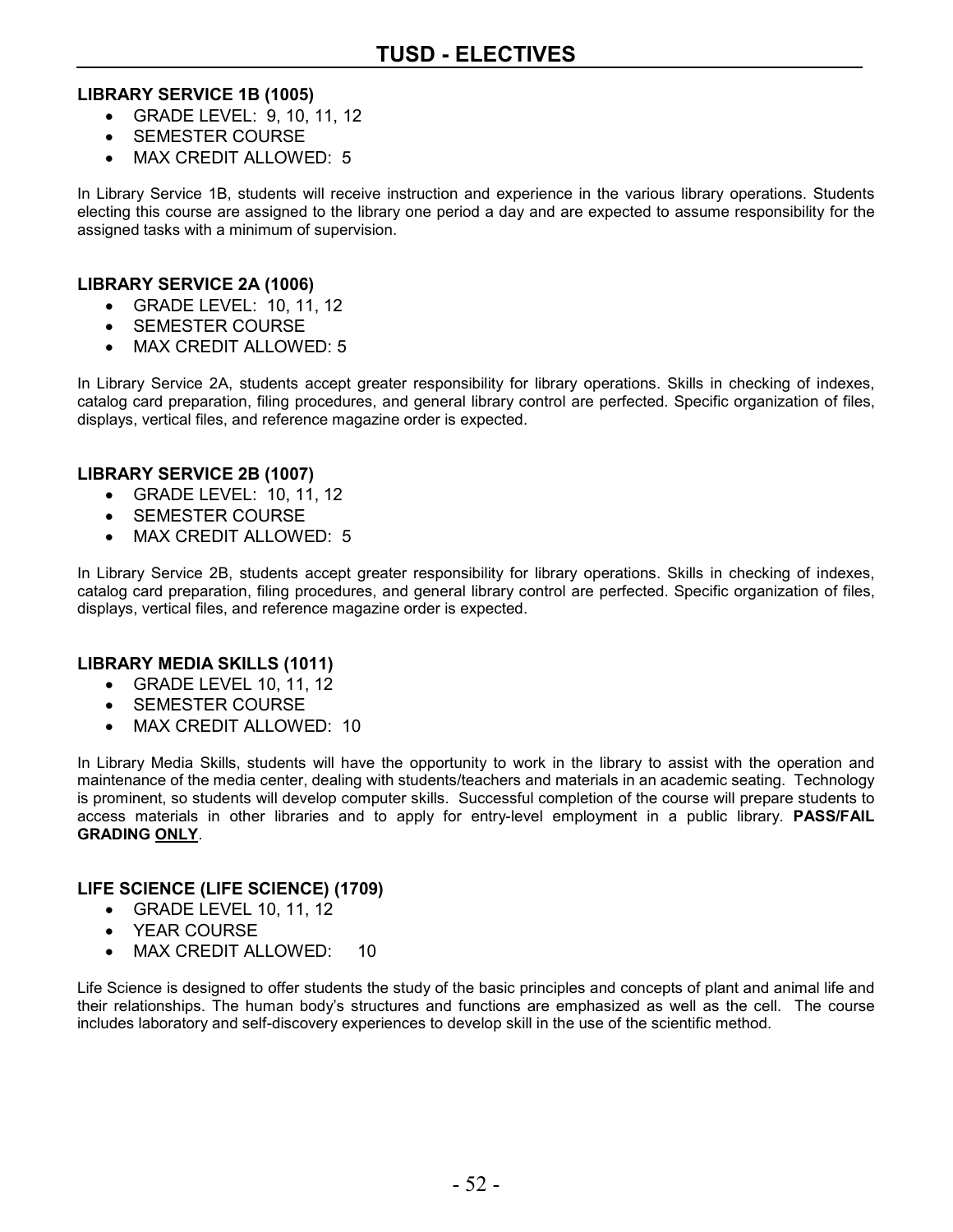# TUSD - ELECTIVES

### LIBRARY SERVICE 1B (1005)

- GRADE LEVEL: 9, 10, 11, 12
- SEMESTER COURSE
- MAX CREDIT ALLOWED: 5

In Library Service 1B, students will receive instruction and experience in the various library operations. Students electing this course are assigned to the library one period a day and are expected to assume responsibility for the assigned tasks with a minimum of supervision.

### LIBRARY SERVICE 2A (1006)

- GRADE LEVEL: 10, 11, 12
- SEMESTER COURSE
- MAX CREDIT ALLOWED: 5

In Library Service 2A, students accept greater responsibility for library operations. Skills in checking of indexes, catalog card preparation, filing procedures, and general library control are perfected. Specific organization of files, displays, vertical files, and reference magazine order is expected.

### LIBRARY SERVICE 2B (1007)

- GRADE LEVEL: 10, 11, 12
- SEMESTER COURSE
- MAX CREDIT ALLOWED: 5

In Library Service 2B, students accept greater responsibility for library operations. Skills in checking of indexes, catalog card preparation, filing procedures, and general library control are perfected. Specific organization of files, displays, vertical files, and reference magazine order is expected.

### LIBRARY MEDIA SKILLS (1011)

- GRADE LEVEL 10, 11, 12
- SEMESTER COURSE
- MAX CREDIT ALLOWED: 10

In Library Media Skills, students will have the opportunity to work in the library to assist with the operation and maintenance of the media center, dealing with students/teachers and materials in an academic seating. Technology is prominent, so students will develop computer skills. Successful completion of the course will prepare students to access materials in other libraries and to apply for entry-level employment in a public library. **PASS/FAIL GRADING ONLY**.

### LIFE SCIENCE (LIFE SCIENCE) (1709)

- GRADE LEVEL 10, 11, 12
- YEAR COURSE
- MAX CREDIT ALLOWED: 10

Life Science is designed to offer students the study of the basic principles and concepts of plant and animal life and their relationships. The human body's structures and functions are emphasized as well as the cell. The course includes laboratory and self-discovery experiences to develop skill in the use of the scientific method.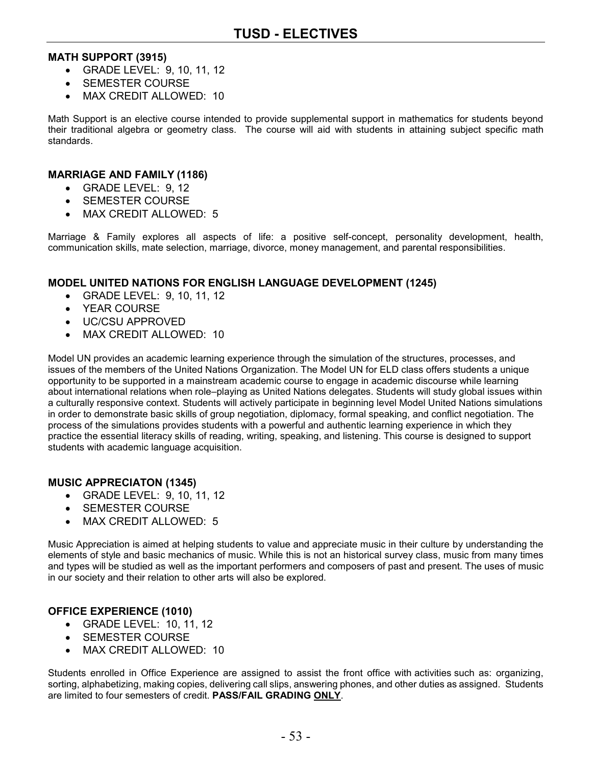# TUSD - ELECTIVES

**MATH SUPPORT (3915)**

- GRADE LEVEL: 9, 10, 11, 12
- SEMESTER COURSE
- MAX CREDIT ALLOWED: 10

Math Support is an elective course intended to provide supplemental support in mathematics for students beyond their traditional algebra or geometry class. The course will aid with students in attaining subject specific math standards.

**MARRIAGE AND FAMILY (1186)**

- GRADE LEVEL: 9, 12
- SEMESTER COURSE
- MAX CREDIT ALLOWED: 5

Marriage & Family explores all aspects of life: a positive self-concept, personality development, health, communication skills, mate selection, marriage, divorce, money management, and parental responsibilities.

**MODEL UNITED NATIONS FOR ENGLISH LANGUAGE DEVELOPMENT (1245)**

- GRADE LEVEL: 9, 10, 11, 12
- YEAR COURSE
- UC/CSU APPROVED
- MAX CREDIT ALLOWED: 10

Model UN provides an academic learning experience through the simulation of the structures, processes, and issues of the members of the United Nations Organization. The Model UN for ELD class offers students a unique opportunity to be supported in a mainstream academic course to engage in academic discourse while learning about international relations when role–playing as United Nations delegates. Students will study global issues within a culturally responsive context. Students will actively participate in beginning level Model United Nations simulations in order to demonstrate basic skills of group negotiation, diplomacy, formal speaking, and conflict negotiation. The process of the simulations provides students with a powerful and authentic learning experience in which they practice the essential literacy skills of reading, writing, speaking, and listening. This course is designed to support students with academic language acquisition.

**MUSIC APPRECIATON (1345)**

- GRADE LEVEL: 9, 10, 11, 12
- SEMESTER COURSE
- MAX CREDIT ALLOWED: 5

Music Appreciation is aimed at helping students to value and appreciate music in their culture by understanding the elements of style and basic mechanics of music. While this is not an historical survey class, music from many times and types will be studied as well as the important performers and composers of past and present. The uses of music in our society and their relation to other arts will also be explored.

**OFFICE EXPERIENCE (1010)**

- GRADE LEVEL: 10, 11, 12
- SEMESTER COURSE
- MAX CREDIT ALLOWED: 10

Students enrolled in Office Experience are assigned to assist the front office with activities such as: organizing, sorting, alphabetizing, making copies, delivering call slips, answering phones, and other duties as assigned. Students are limited to four semesters of credit. **PASS/FAIL GRADING ONLY**.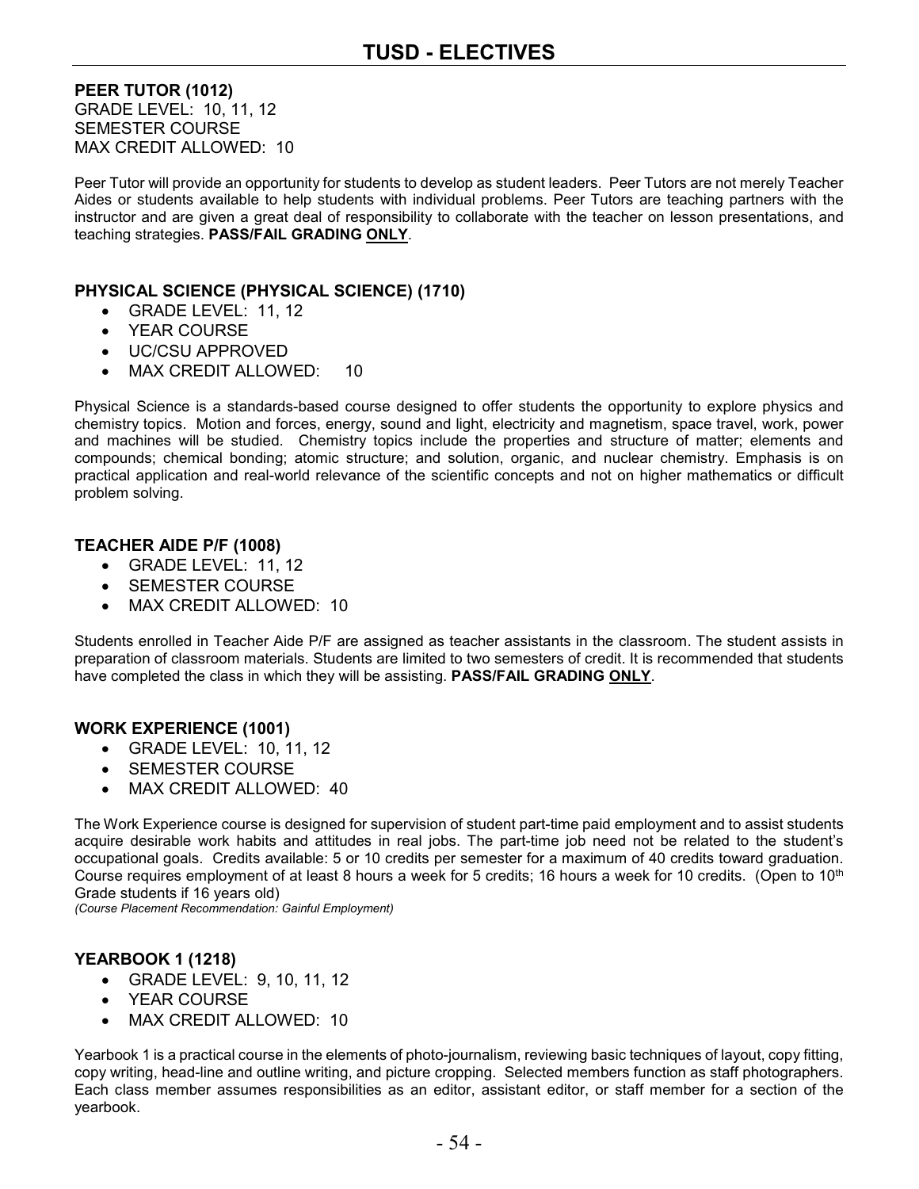# TUSD - ELECTIVES

**PEER TUTOR (1012)**
GRADE LEVEL: 10, 11, 12
SEMESTER COURSE
MAX CREDIT ALLOWED: 10

Peer Tutor will provide an opportunity for students to develop as student leaders. Peer Tutors are not merely Teacher Aides or students available to help students with individual problems. Peer Tutors are teaching partners with the instructor and are given a great deal of responsibility to collaborate with the teacher on lesson presentations, and teaching strategies. **PASS/FAIL GRADING ONLY**.

**PHYSICAL SCIENCE (PHYSICAL SCIENCE) (1710)**

- GRADE LEVEL: 11, 12
- YEAR COURSE
- UC/CSU APPROVED
- MAX CREDIT ALLOWED: 10

Physical Science is a standards-based course designed to offer students the opportunity to explore physics and chemistry topics. Motion and forces, energy, sound and light, electricity and magnetism, space travel, work, power and machines will be studied. Chemistry topics include the properties and structure of matter; elements and compounds; chemical bonding; atomic structure; and solution, organic, and nuclear chemistry. Emphasis is on practical application and real-world relevance of the scientific concepts and not on higher mathematics or difficult problem solving.

**TEACHER AIDE P/F (1008)**

- GRADE LEVEL: 11, 12
- SEMESTER COURSE
- MAX CREDIT ALLOWED: 10

Students enrolled in Teacher Aide P/F are assigned as teacher assistants in the classroom. The student assists in preparation of classroom materials. Students are limited to two semesters of credit. It is recommended that students have completed the class in which they will be assisting. **PASS/FAIL GRADING ONLY**.

**WORK EXPERIENCE (1001)**

- GRADE LEVEL: 10, 11, 12
- SEMESTER COURSE
- MAX CREDIT ALLOWED: 40

The Work Experience course is designed for supervision of student part-time paid employment and to assist students acquire desirable work habits and attitudes in real jobs. The part-time job need not be related to the student's occupational goals. Credits available: 5 or 10 credits per semester for a maximum of 40 credits toward graduation. Course requires employment of at least 8 hours a week for 5 credits; 16 hours a week for 10 credits. (Open to 10th Grade students if 16 years old)
*(Course Placement Recommendation: Gainful Employment)*

**YEARBOOK 1 (1218)**

- GRADE LEVEL: 9, 10, 11, 12
- YEAR COURSE
- MAX CREDIT ALLOWED: 10

Yearbook 1 is a practical course in the elements of photo-journalism, reviewing basic techniques of layout, copy fitting, copy writing, head-line and outline writing, and picture cropping. Selected members function as staff photographers. Each class member assumes responsibilities as an editor, assistant editor, or staff member for a section of the yearbook.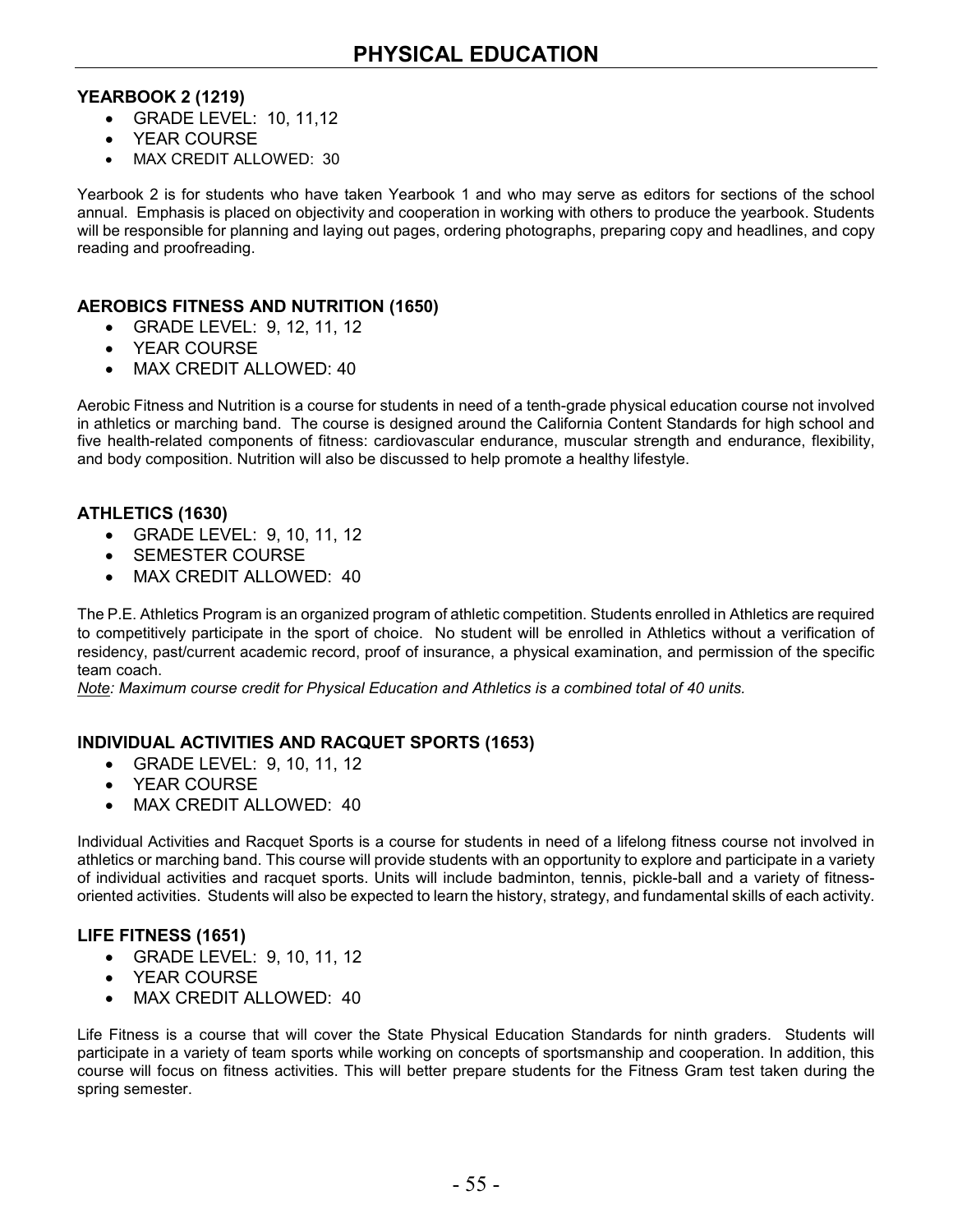# PHYSICAL EDUCATION

### YEARBOOK 2 (1219)

- GRADE LEVEL: 10, 11,12
- YEAR COURSE
- MAX CREDIT ALLOWED: 30

Yearbook 2 is for students who have taken Yearbook 1 and who may serve as editors for sections of the school annual. Emphasis is placed on objectivity and cooperation in working with others to produce the yearbook. Students will be responsible for planning and laying out pages, ordering photographs, preparing copy and headlines, and copy reading and proofreading.

### AEROBICS FITNESS AND NUTRITION (1650)

- GRADE LEVEL: 9, 12, 11, 12
- YEAR COURSE
- MAX CREDIT ALLOWED: 40

Aerobic Fitness and Nutrition is a course for students in need of a tenth-grade physical education course not involved in athletics or marching band. The course is designed around the California Content Standards for high school and five health-related components of fitness: cardiovascular endurance, muscular strength and endurance, flexibility, and body composition. Nutrition will also be discussed to help promote a healthy lifestyle.

### ATHLETICS (1630)

- GRADE LEVEL: 9, 10, 11, 12
- SEMESTER COURSE
- MAX CREDIT ALLOWED: 40

The P.E. Athletics Program is an organized program of athletic competition. Students enrolled in Athletics are required to competitively participate in the sport of choice. No student will be enrolled in Athletics without a verification of residency, past/current academic record, proof of insurance, a physical examination, and permission of the specific team coach.

*Note: Maximum course credit for Physical Education and Athletics is a combined total of 40 units.*

### INDIVIDUAL ACTIVITIES AND RACQUET SPORTS (1653)

- GRADE LEVEL: 9, 10, 11, 12
- YEAR COURSE
- MAX CREDIT ALLOWED: 40

Individual Activities and Racquet Sports is a course for students in need of a lifelong fitness course not involved in athletics or marching band. This course will provide students with an opportunity to explore and participate in a variety of individual activities and racquet sports. Units will include badminton, tennis, pickle-ball and a variety of fitness-oriented activities. Students will also be expected to learn the history, strategy, and fundamental skills of each activity.

### LIFE FITNESS (1651)

- GRADE LEVEL: 9, 10, 11, 12
- YEAR COURSE
- MAX CREDIT ALLOWED: 40

Life Fitness is a course that will cover the State Physical Education Standards for ninth graders. Students will participate in a variety of team sports while working on concepts of sportsmanship and cooperation. In addition, this course will focus on fitness activities. This will better prepare students for the Fitness Gram test taken during the spring semester.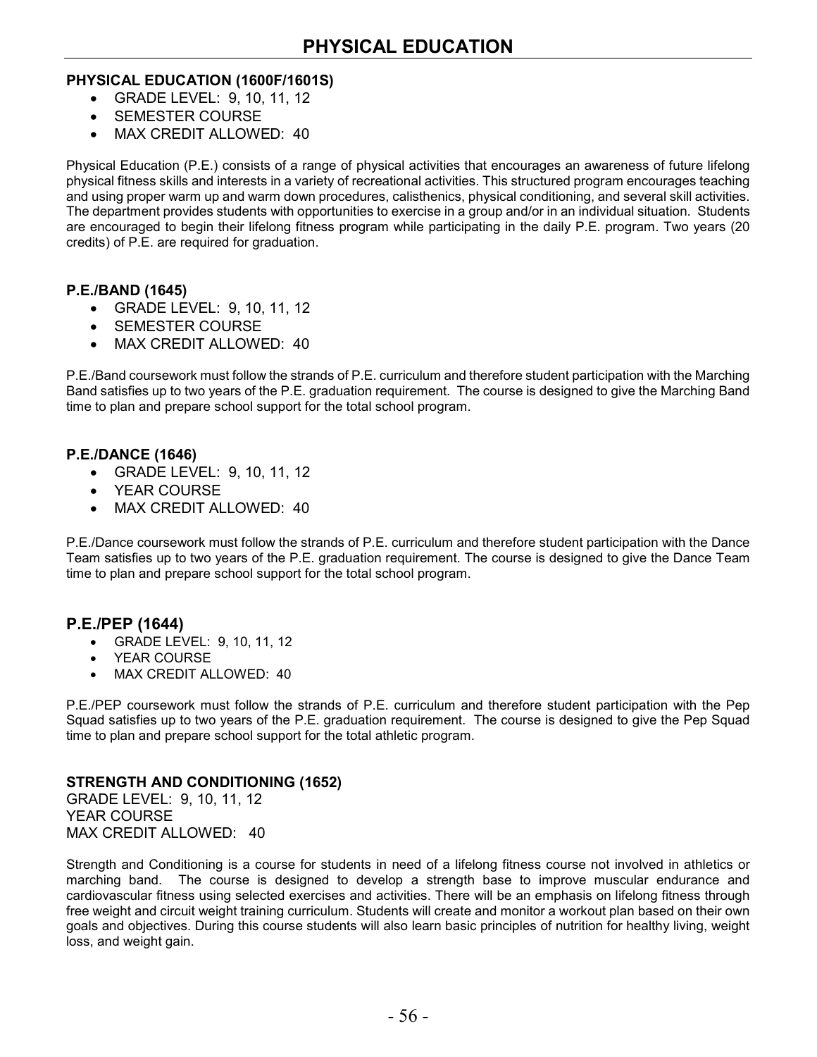# PHYSICAL EDUCATION

### PHYSICAL EDUCATION (1600F/1601S)

- GRADE LEVEL: 9, 10, 11, 12
- SEMESTER COURSE
- MAX CREDIT ALLOWED: 40

Physical Education (P.E.) consists of a range of physical activities that encourages an awareness of future lifelong physical fitness skills and interests in a variety of recreational activities. This structured program encourages teaching and using proper warm up and warm down procedures, calisthenics, physical conditioning, and several skill activities. The department provides students with opportunities to exercise in a group and/or in an individual situation. Students are encouraged to begin their lifelong fitness program while participating in the daily P.E. program. Two years (20 credits) of P.E. are required for graduation.

### P.E./BAND (1645)

- GRADE LEVEL: 9, 10, 11, 12
- SEMESTER COURSE
- MAX CREDIT ALLOWED: 40

P.E./Band coursework must follow the strands of P.E. curriculum and therefore student participation with the Marching Band satisfies up to two years of the P.E. graduation requirement. The course is designed to give the Marching Band time to plan and prepare school support for the total school program.

### P.E./DANCE (1646)

- GRADE LEVEL: 9, 10, 11, 12
- YEAR COURSE
- MAX CREDIT ALLOWED: 40

P.E./Dance coursework must follow the strands of P.E. curriculum and therefore student participation with the Dance Team satisfies up to two years of the P.E. graduation requirement. The course is designed to give the Dance Team time to plan and prepare school support for the total school program.

### P.E./PEP (1644)

- GRADE LEVEL: 9, 10, 11, 12
- YEAR COURSE
- MAX CREDIT ALLOWED: 40

P.E./PEP coursework must follow the strands of P.E. curriculum and therefore student participation with the Pep Squad satisfies up to two years of the P.E. graduation requirement. The course is designed to give the Pep Squad time to plan and prepare school support for the total athletic program.

### STRENGTH AND CONDITIONING (1652)

GRADE LEVEL: 9, 10, 11, 12
YEAR COURSE
MAX CREDIT ALLOWED: 40

Strength and Conditioning is a course for students in need of a lifelong fitness course not involved in athletics or marching band. The course is designed to develop a strength base to improve muscular endurance and cardiovascular fitness using selected exercises and activities. There will be an emphasis on lifelong fitness through free weight and circuit weight training curriculum. Students will create and monitor a workout plan based on their own goals and objectives. During this course students will also learn basic principles of nutrition for healthy living, weight loss, and weight gain.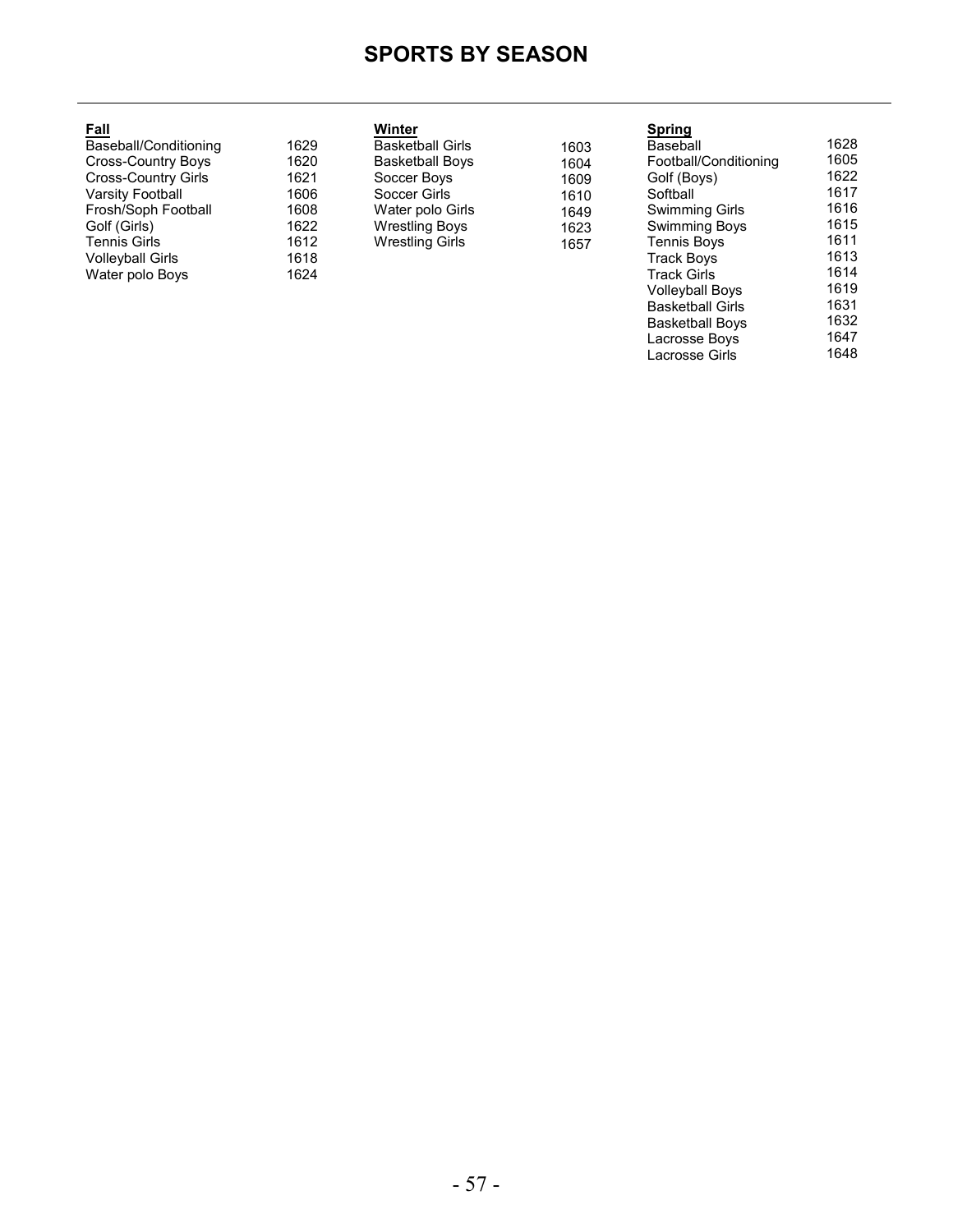# SPORTS BY SEASON

**Fall**

| Sport | Code |
|---|---|
| Baseball/Conditioning | 1629 |
| Cross-Country Boys | 1620 |
| Cross-Country Girls | 1621 |
| Varsity Football | 1606 |
| Frosh/Soph Football | 1608 |
| Golf (Girls) | 1622 |
| Tennis Girls | 1612 |
| Volleyball Girls | 1618 |
| Water polo Boys | 1624 |

**Winter**

| Sport | Code |
|---|---|
| Basketball Girls | 1603 |
| Basketball Boys | 1604 |
| Soccer Boys | 1609 |
| Soccer Girls | 1610 |
| Water polo Girls | 1649 |
| Wrestling Boys | 1623 |
| Wrestling Girls | 1657 |

**Spring**

| Sport | Code |
|---|---|
| Baseball | 1628 |
| Football/Conditioning | 1605 |
| Golf (Boys) | 1622 |
| Softball | 1617 |
| Swimming Girls | 1616 |
| Swimming Boys | 1615 |
| Tennis Boys | 1611 |
| Track Boys | 1613 |
| Track Girls | 1614 |
| Volleyball Boys | 1619 |
| Basketball Girls | 1631 |
| Basketball Boys | 1632 |
| Lacrosse Boys | 1647 |
| Lacrosse Girls | 1648 |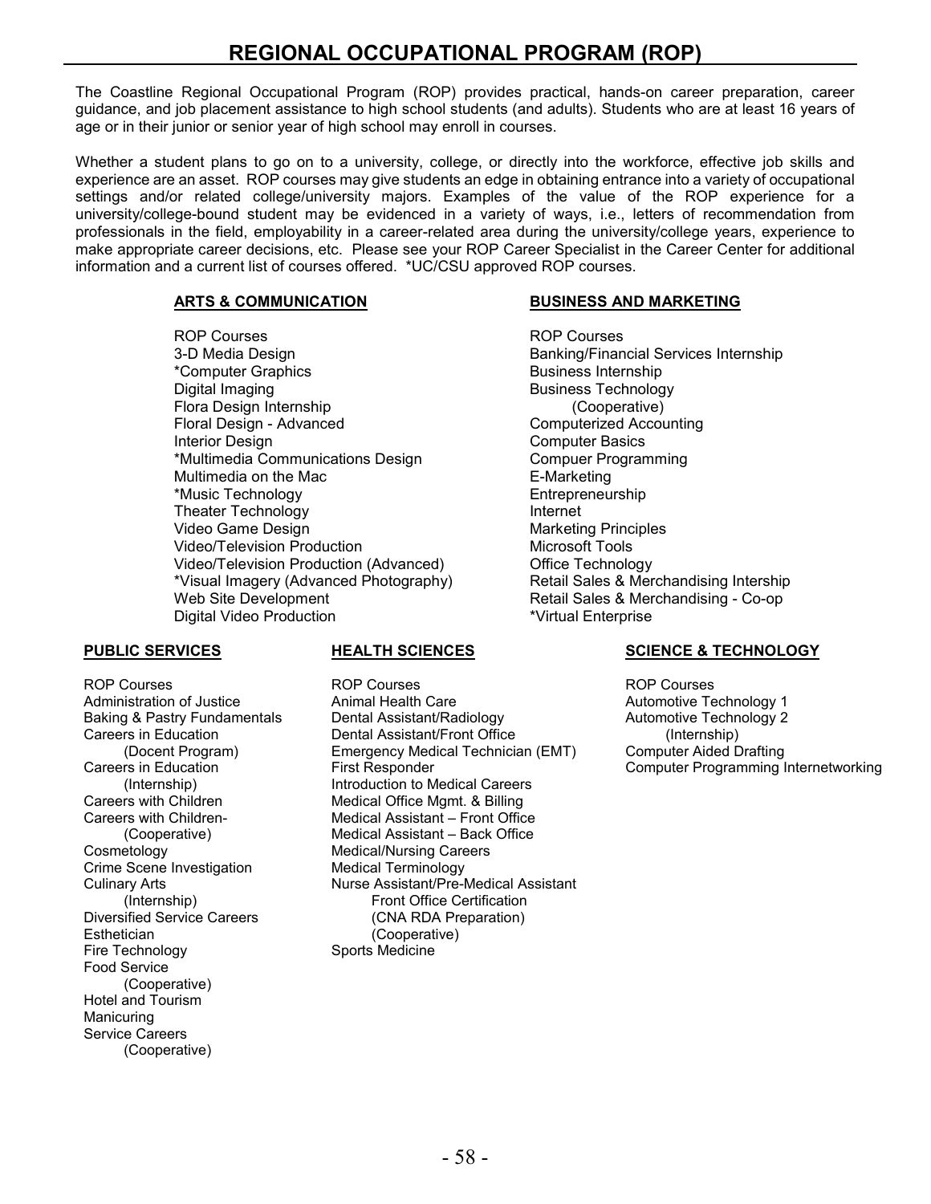# REGIONAL OCCUPATIONAL PROGRAM (ROP)

The Coastline Regional Occupational Program (ROP) provides practical, hands-on career preparation, career guidance, and job placement assistance to high school students (and adults). Students who are at least 16 years of age or in their junior or senior year of high school may enroll in courses.

Whether a student plans to go on to a university, college, or directly into the workforce, effective job skills and experience are an asset. ROP courses may give students an edge in obtaining entrance into a variety of occupational settings and/or related college/university majors. Examples of the value of the ROP experience for a university/college-bound student may be evidenced in a variety of ways, i.e., letters of recommendation from professionals in the field, employability in a career-related area during the university/college years, experience to make appropriate career decisions, etc. Please see your ROP Career Specialist in the Career Center for additional information and a current list of courses offered. *UC/CSU approved ROP courses.

**ARTS & COMMUNICATION**

ROP Courses
- 3-D Media Design
- *Computer Graphics
- Digital Imaging
- Flora Design Internship
- Floral Design - Advanced
- Interior Design
- *Multimedia Communications Design
- Multimedia on the Mac
- *Music Technology
- Theater Technology
- Video Game Design
- Video/Television Production
- Video/Television Production (Advanced)
- *Visual Imagery (Advanced Photography)
- Web Site Development
- Digital Video Production

**BUSINESS AND MARKETING**

ROP Courses
- Banking/Financial Services Internship
- Business Internship
- Business Technology (Cooperative)
- Computerized Accounting
- Computer Basics
- Compuer Programming
- E-Marketing
- Entrepreneurship
- Internet
- Marketing Principles
- Microsoft Tools
- Office Technology
- Retail Sales & Merchandising Intership
- Retail Sales & Merchandising - Co-op
- *Virtual Enterprise

**PUBLIC SERVICES**

ROP Courses
- Administration of Justice
- Baking & Pastry Fundamentals
- Careers in Education (Docent Program)
- Careers in Education (Internship)
- Careers with Children
- Careers with Children- (Cooperative)
- Cosmetology
- Crime Scene Investigation
- Culinary Arts (Internship)
- Diversified Service Careers
- Esthetician
- Fire Technology
- Food Service (Cooperative)
- Hotel and Tourism
- Manicuring
- Service Careers (Cooperative)

**HEALTH SCIENCES**

ROP Courses
- Animal Health Care
- Dental Assistant/Radiology
- Dental Assistant/Front Office
- Emergency Medical Technician (EMT)
- First Responder
- Introduction to Medical Careers
- Medical Office Mgmt. & Billing
- Medical Assistant – Front Office
- Medical Assistant – Back Office
- Medical/Nursing Careers
- Medical Terminology
- Nurse Assistant/Pre-Medical Assistant Front Office Certification (CNA RDA Preparation) (Cooperative)
- Sports Medicine

**SCIENCE & TECHNOLOGY**

ROP Courses
- Automotive Technology 1
- Automotive Technology 2 (Internship)
- Computer Aided Drafting
- Computer Programming Internetworking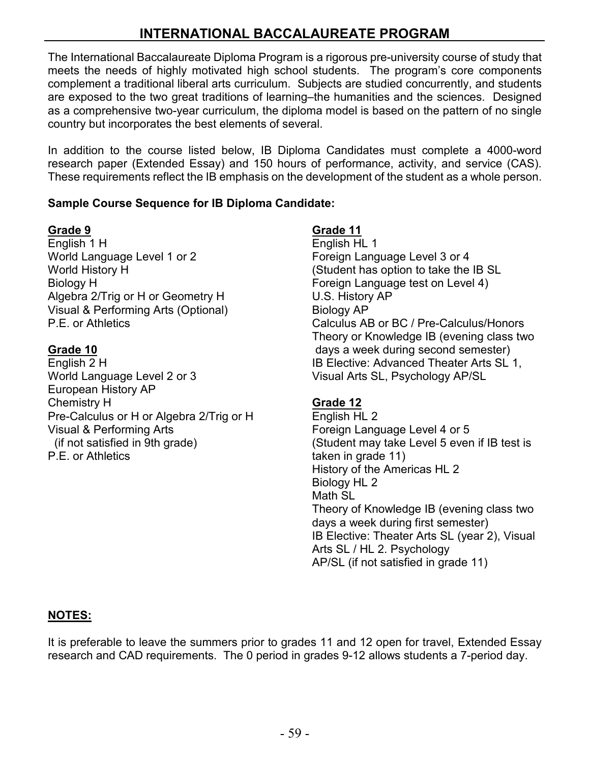# INTERNATIONAL BACCALAUREATE PROGRAM

The International Baccalaureate Diploma Program is a rigorous pre-university course of study that meets the needs of highly motivated high school students. The program's core components complement a traditional liberal arts curriculum. Subjects are studied concurrently, and students are exposed to the two great traditions of learning–the humanities and the sciences. Designed as a comprehensive two-year curriculum, the diploma model is based on the pattern of no single country but incorporates the best elements of several.

In addition to the course listed below, IB Diploma Candidates must complete a 4000-word research paper (Extended Essay) and 150 hours of performance, activity, and service (CAS). These requirements reflect the IB emphasis on the development of the student as a whole person.

**Sample Course Sequence for IB Diploma Candidate:**

**<u>Grade 9</u>**
English 1 H
World Language Level 1 or 2
World History H
Biology H
Algebra 2/Trig or H or Geometry H
Visual & Performing Arts (Optional)
P.E. or Athletics

**<u>Grade 10</u>**
English 2 H
World Language Level 2 or 3
European History AP
Chemistry H
Pre-Calculus or H or Algebra 2/Trig or H
Visual & Performing Arts
  (if not satisfied in 9th grade)
P.E. or Athletics

**<u>Grade 11</u>**
English HL 1
Foreign Language Level 3 or 4
(Student has option to take the IB SL Foreign Language test on Level 4)
U.S. History AP
Biology AP
Calculus AB or BC / Pre-Calculus/Honors
Theory or Knowledge IB (evening class two days a week during second semester)
IB Elective: Advanced Theater Arts SL 1, Visual Arts SL, Psychology AP/SL

**<u>Grade 12</u>**
English HL 2
Foreign Language Level 4 or 5
(Student may take Level 5 even if IB test is taken in grade 11)
History of the Americas HL 2
Biology HL 2
Math SL
Theory of Knowledge IB (evening class two days a week during first semester)
IB Elective: Theater Arts SL (year 2), Visual Arts SL / HL 2. Psychology AP/SL (if not satisfied in grade 11)

**<u>NOTES:</u>**

It is preferable to leave the summers prior to grades 11 and 12 open for travel, Extended Essay research and CAD requirements. The 0 period in grades 9-12 allows students a 7-period day.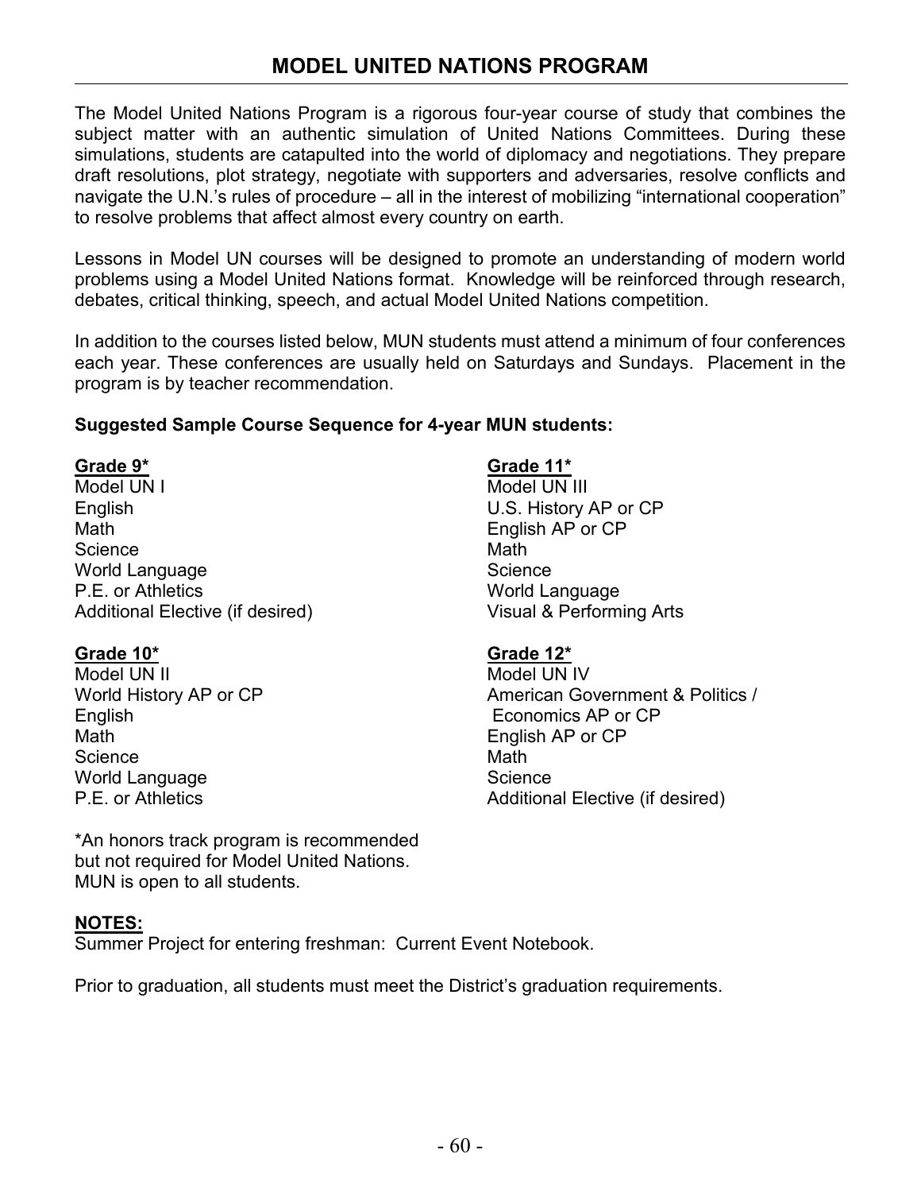# MODEL UNITED NATIONS PROGRAM

The Model United Nations Program is a rigorous four-year course of study that combines the subject matter with an authentic simulation of United Nations Committees. During these simulations, students are catapulted into the world of diplomacy and negotiations. They prepare draft resolutions, plot strategy, negotiate with supporters and adversaries, resolve conflicts and navigate the U.N.'s rules of procedure – all in the interest of mobilizing "international cooperation" to resolve problems that affect almost every country on earth.

Lessons in Model UN courses will be designed to promote an understanding of modern world problems using a Model United Nations format. Knowledge will be reinforced through research, debates, critical thinking, speech, and actual Model United Nations competition.

In addition to the courses listed below, MUN students must attend a minimum of four conferences each year. These conferences are usually held on Saturdays and Sundays. Placement in the program is by teacher recommendation.

**Suggested Sample Course Sequence for 4-year MUN students:**

**<u>Grade 9*</u>**
Model UN I
English
Math
Science
World Language
P.E. or Athletics
Additional Elective (if desired)

**<u>Grade 10*</u>**
Model UN II
World History AP or CP
English
Math
Science
World Language
P.E. or Athletics

**<u>Grade 11*</u>**
Model UN III
U.S. History AP or CP
English AP or CP
Math
Science
World Language
Visual & Performing Arts

**<u>Grade 12*</u>**
Model UN IV
American Government & Politics / Economics AP or CP
English AP or CP
Math
Science
Additional Elective (if desired)

*An honors track program is recommended but not required for Model United Nations. MUN is open to all students.

**<u>NOTES:</u>**
Summer Project for entering freshman: Current Event Notebook.

Prior to graduation, all students must meet the District's graduation requirements.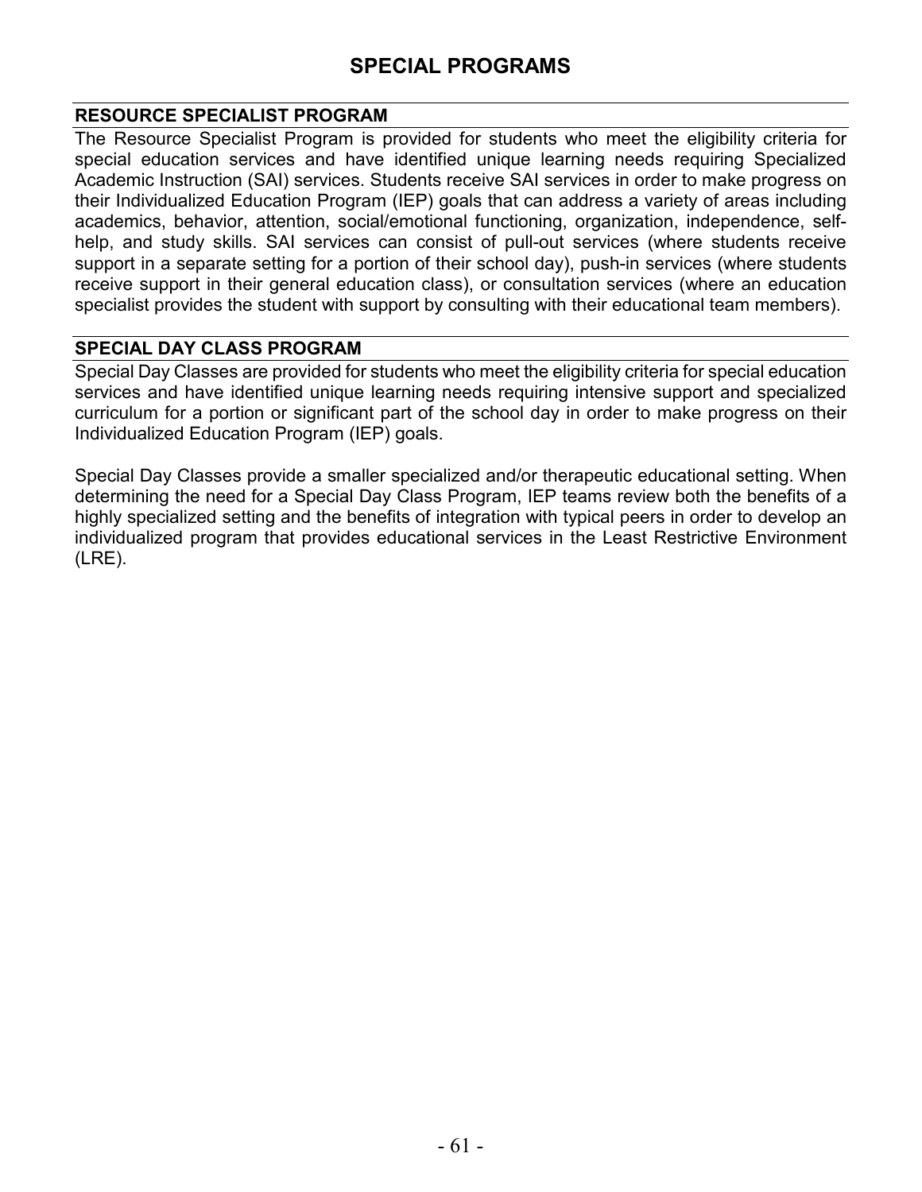# SPECIAL PROGRAMS

## RESOURCE SPECIALIST PROGRAM

The Resource Specialist Program is provided for students who meet the eligibility criteria for special education services and have identified unique learning needs requiring Specialized Academic Instruction (SAI) services. Students receive SAI services in order to make progress on their Individualized Education Program (IEP) goals that can address a variety of areas including academics, behavior, attention, social/emotional functioning, organization, independence, self-help, and study skills. SAI services can consist of pull-out services (where students receive support in a separate setting for a portion of their school day), push-in services (where students receive support in their general education class), or consultation services (where an education specialist provides the student with support by consulting with their educational team members).

## SPECIAL DAY CLASS PROGRAM

Special Day Classes are provided for students who meet the eligibility criteria for special education services and have identified unique learning needs requiring intensive support and specialized curriculum for a portion or significant part of the school day in order to make progress on their Individualized Education Program (IEP) goals.

Special Day Classes provide a smaller specialized and/or therapeutic educational setting. When determining the need for a Special Day Class Program, IEP teams review both the benefits of a highly specialized setting and the benefits of integration with typical peers in order to develop an individualized program that provides educational services in the Least Restrictive Environment (LRE).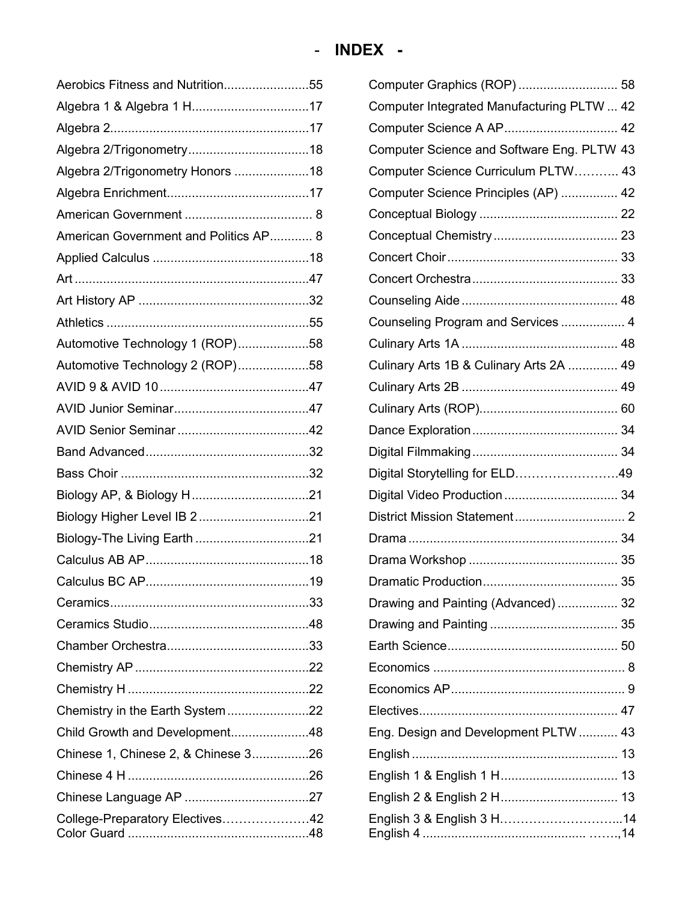# - INDEX -

Aerobics Fitness and Nutrition........................55
Algebra 1 & Algebra 1 H.................................17
Algebra 2........................................................17
Algebra 2/Trigonometry..................................18
Algebra 2/Trigonometry Honors .....................18
Algebra Enrichment........................................17
American Government .................................... 8
American Government and Politics AP............ 8
Applied Calculus ............................................18
Art ..................................................................47
Art History AP ................................................32
Athletics .........................................................55
Automotive Technology 1 (ROP)....................58
Automotive Technology 2 (ROP)....................58
AVID 9 & AVID 10..........................................47
AVID Junior Seminar......................................47
AVID Senior Seminar.....................................42
Band Advanced..............................................32
Bass Choir .....................................................32
Biology AP, & Biology H.................................21
Biology Higher Level IB 2...............................21
Biology-The Living Earth ................................21
Calculus AB AP..............................................18
Calculus BC AP..............................................19
Ceramics........................................................33
Ceramics Studio.............................................48
Chamber Orchestra........................................33
Chemistry AP .................................................22
Chemistry H ...................................................22
Chemistry in the Earth System.......................22
Child Growth and Development......................48
Chinese 1, Chinese 2, & Chinese 3................26
Chinese 4 H ...................................................26
Chinese Language AP ...................................27
College-Preparatory Electives…………………42
Color Guard ...................................................48

Computer Graphics (ROP) ............................ 58
Computer Integrated Manufacturing PLTW ... 42
Computer Science A AP................................ 42
Computer Science and Software Eng. PLTW 43
Computer Science Curriculum PLTW……….. 43
Computer Science Principles (AP) ................ 42
Conceptual Biology ....................................... 22
Conceptual Chemistry ................................... 23
Concert Choir ................................................ 33
Concert Orchestra ......................................... 33
Counseling Aide ............................................ 48
Counseling Program and Services .................. 4
Culinary Arts 1A ............................................ 48
Culinary Arts 1B & Culinary Arts 2A .............. 49
Culinary Arts 2B ............................................ 49
Culinary Arts (ROP)....................................... 60
Dance Exploration ......................................... 34
Digital Filmmaking ......................................... 34
Digital Storytelling for ELD……………………49
Digital Video Production ................................ 34
District Mission Statement ............................... 2
Drama ........................................................... 34
Drama Workshop .......................................... 35
Dramatic Production...................................... 35
Drawing and Painting (Advanced) ................. 32
Drawing and Painting .................................... 35
Earth Science................................................ 50
Economics ...................................................... 8
Economics AP.................................................. 9
Electives........................................................ 47
Eng. Design and Development PLTW ........... 43
English .......................................................... 13
English 1 & English 1 H................................. 13
English 2 & English 2 H................................. 13
English 3 & English 3 H………………………...14
English 4 ............................................ ……..,14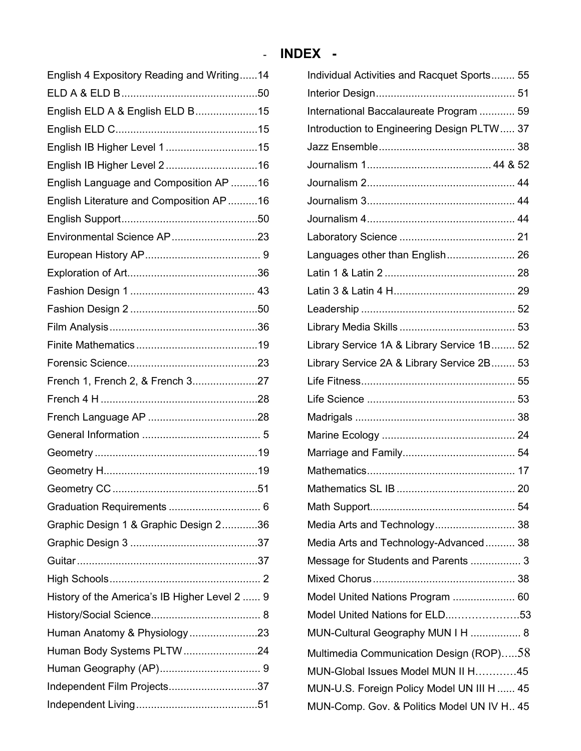# - INDEX -

English 4 Expository Reading and Writing......14
ELD A & ELD B..............................................50
English ELD A & English ELD B.....................15
English ELD C................................................15
English IB Higher Level 1 ...............................15
English IB Higher Level 2 ...............................16
English Language and Composition AP .........16
English Literature and Composition AP ..........16
English Support..............................................50
Environmental Science AP.............................23
European History AP....................................... 9
Exploration of Art............................................36
Fashion Design 1 .......................................... 43
Fashion Design 2 ...........................................50
Film Analysis..................................................36
Finite Mathematics .........................................19
Forensic Science............................................23
French 1, French 2, & French 3......................27
French 4 H .....................................................28
French Language AP .....................................28
General Information ........................................ 5
Geometry .......................................................19
Geometry H....................................................19
Geometry CC .................................................51
Graduation Requirements ............................... 6
Graphic Design 1 & Graphic Design 2............36
Graphic Design 3 ...........................................37
Guitar .............................................................37
High Schools................................................... 2
History of the America's IB Higher Level 2 ...... 9
History/Social Science..................................... 8
Human Anatomy & Physiology.......................23
Human Body Systems PLTW.........................24
Human Geography (AP).................................. 9
Independent Film Projects..............................37
Independent Living.........................................51

Individual Activities and Racquet Sports........ 55
Interior Design............................................... 51
International Baccalaureate Program ............ 59
Introduction to Engineering Design PLTW..... 37
Jazz Ensemble.............................................. 38
Journalism 1......................................... 44 & 52
Journalism 2.................................................. 44
Journalism 3.................................................. 44
Journalism 4.................................................. 44
Laboratory Science ....................................... 21
Languages other than English....................... 26
Latin 1 & Latin 2 ............................................ 28
Latin 3 & Latin 4 H......................................... 29
Leadership .................................................... 52
Library Media Skills ....................................... 53
Library Service 1A & Library Service 1B........ 52
Library Service 2A & Library Service 2B........ 53
Life Fitness.................................................... 55
Life Science .................................................. 53
Madrigals ...................................................... 38
Marine Ecology ............................................. 24
Marriage and Family...................................... 54
Mathematics.................................................. 17
Mathematics SL IB ........................................ 20
Math Support................................................. 54
Media Arts and Technology........................... 38
Media Arts and Technology-Advanced.......... 38
Message for Students and Parents ................. 3
Mixed Chorus................................................ 38
Model United Nations Program ..................... 60
Model United Nations for ELD..……………….53
MUN-Cultural Geography MUN I H ................. 8
Multimedia Communication Design (ROP)…..58
MUN-Global Issues Model MUN II H…………45
MUN-U.S. Foreign Policy Model UN III H ...... 45
MUN-Comp. Gov. & Politics Model UN IV H.. 45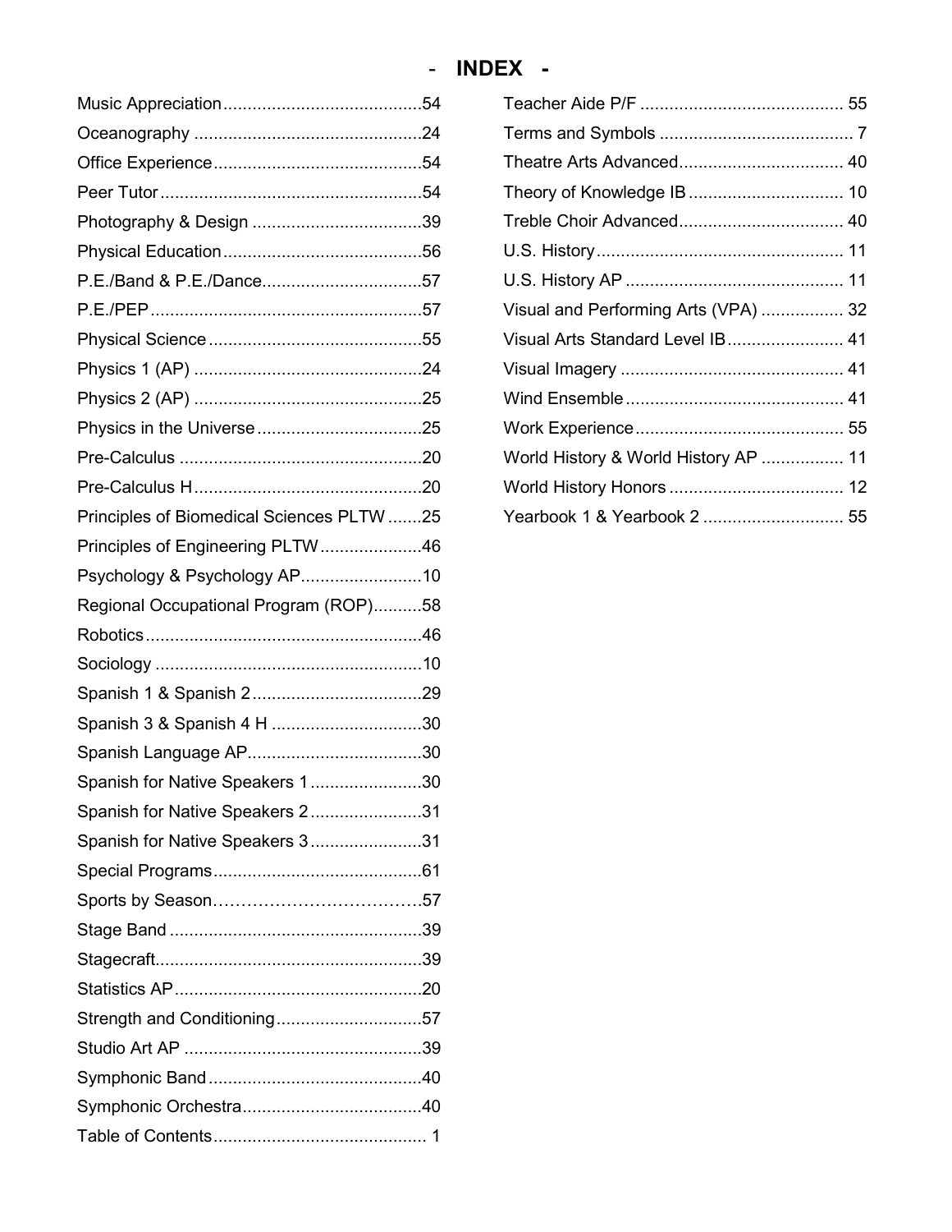# - INDEX -

Music Appreciation.........................................54
Oceanography ...............................................24
Office Experience...........................................54
Peer Tutor......................................................54
Photography & Design ...................................39
Physical Education.........................................56
P.E./Band & P.E./Dance.................................57
P.E./PEP........................................................57
Physical Science............................................55
Physics 1 (AP) ...............................................24
Physics 2 (AP) ...............................................25
Physics in the Universe..................................25
Pre-Calculus ..................................................20
Pre-Calculus H...............................................20
Principles of Biomedical Sciences PLTW.......25
Principles of Engineering PLTW.....................46
Psychology & Psychology AP.........................10
Regional Occupational Program (ROP)..........58
Robotics.........................................................46
Sociology .......................................................10
Spanish 1 & Spanish 2...................................29
Spanish 3 & Spanish 4 H ...............................30
Spanish Language AP....................................30
Spanish for Native Speakers 1.......................30
Spanish for Native Speakers 2.......................31
Spanish for Native Speakers 3.......................31
Special Programs...........................................61
Sports by Season…………………………….57
Stage Band ....................................................39
Stagecraft.......................................................39
Statistics AP...................................................20
Strength and Conditioning..............................57
Studio Art AP .................................................39
Symphonic Band............................................40
Symphonic Orchestra.....................................40
Table of Contents............................................ 1
Teacher Aide P/F .......................................... 55
Terms and Symbols ........................................ 7
Theatre Arts Advanced.................................. 40
Theory of Knowledge IB ................................ 10
Treble Choir Advanced.................................. 40
U.S. History................................................... 11
U.S. History AP ............................................. 11
Visual and Performing Arts (VPA) ................. 32
Visual Arts Standard Level IB........................ 41
Visual Imagery .............................................. 41
Wind Ensemble............................................. 41
Work Experience........................................... 55
World History & World History AP ................ 11
World History Honors .................................... 12
Yearbook 1 & Yearbook 2 ............................. 55